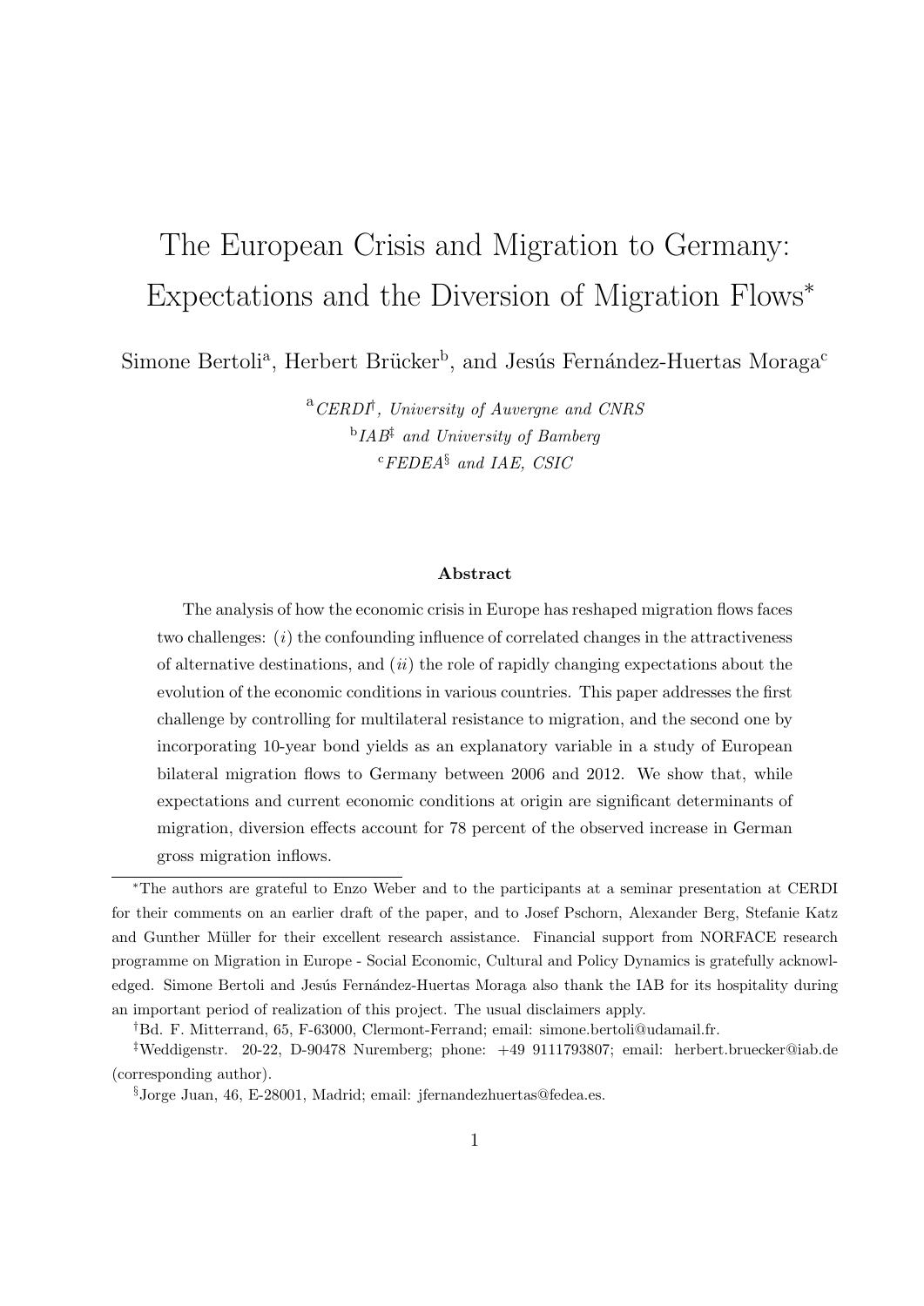# The European Crisis and Migration to Germany: Expectations and the Diversion of Migration Flows*

Simone Bertoli[a], Herbert Brücker[b], and Jesús Fernández-Huertas Moraga[c]

[a] *CERDI*[†]*, University of Auvergne and CNRS*
[b] *IAB*[‡] *and University of Bamberg*
[c] *FEDEA*[§] *and IAE, CSIC*

### Abstract

The analysis of how the economic crisis in Europe has reshaped migration flows faces two challenges: (*i*) the confounding influence of correlated changes in the attractiveness of alternative destinations, and (*ii*) the role of rapidly changing expectations about the evolution of the economic conditions in various countries. This paper addresses the first challenge by controlling for multilateral resistance to migration, and the second one by incorporating 10-year bond yields as an explanatory variable in a study of European bilateral migration flows to Germany between 2006 and 2012. We show that, while expectations and current economic conditions at origin are significant determinants of migration, diversion effects account for 78 percent of the observed increase in German gross migration inflows.

---

*The authors are grateful to Enzo Weber and to the participants at a seminar presentation at CERDI for their comments on an earlier draft of the paper, and to Josef Pschorn, Alexander Berg, Stefanie Katz and Gunther Müller for their excellent research assistance. Financial support from NORFACE research programme on Migration in Europe - Social Economic, Cultural and Policy Dynamics is gratefully acknowledged. Simone Bertoli and Jesús Fernández-Huertas Moraga also thank the IAB for its hospitality during an important period of realization of this project. The usual disclaimers apply.

†Bd. F. Mitterrand, 65, F-63000, Clermont-Ferrand; email: simone.bertoli@udamail.fr.

‡Weddigenstr. 20-22, D-90478 Nuremberg; phone: +49 9111793807; email: herbert.bruecker@iab.de (corresponding author).

§Jorge Juan, 46, E-28001, Madrid; email: jfernandezhuertas@fedea.es.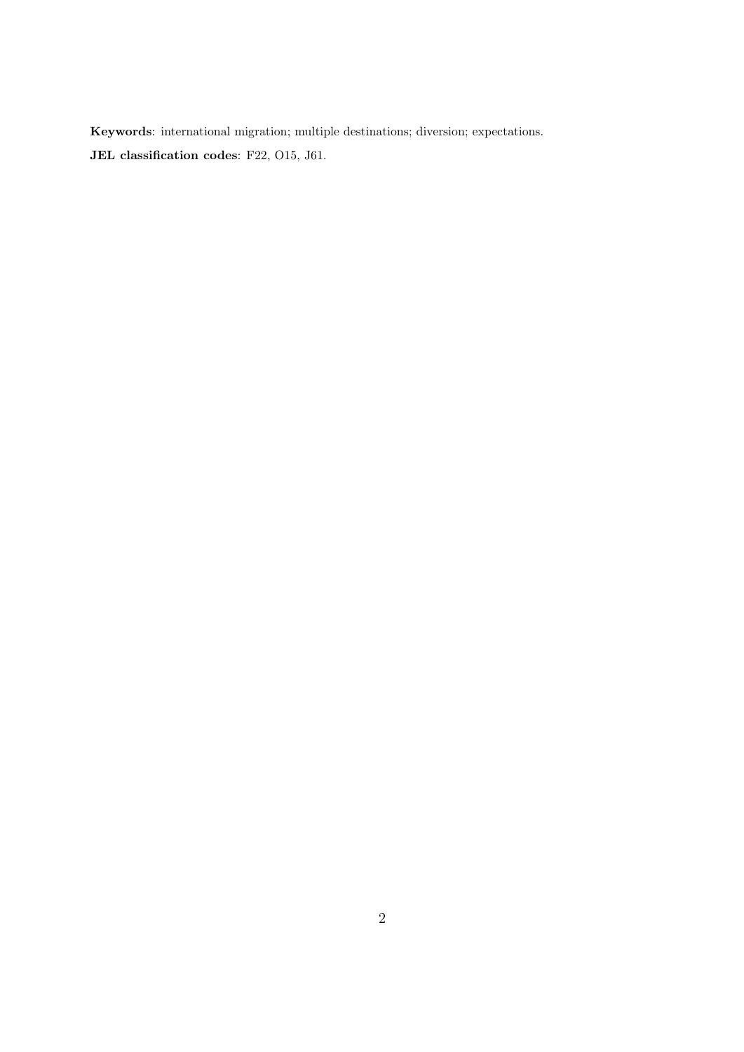**Keywords**: international migration; multiple destinations; diversion; expectations.

**JEL classification codes**: F22, O15, J61.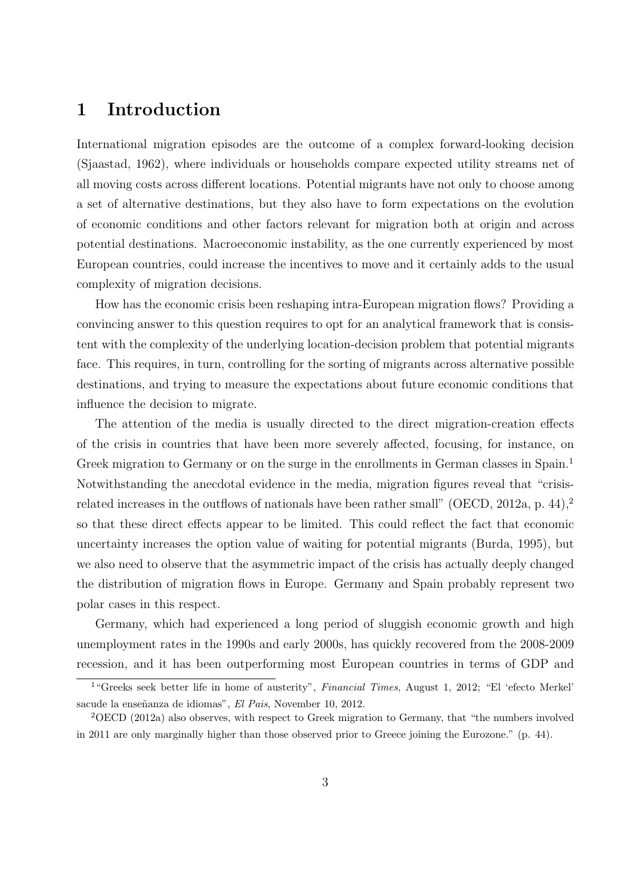# 1 Introduction

International migration episodes are the outcome of a complex forward-looking decision (Sjaastad, 1962), where individuals or households compare expected utility streams net of all moving costs across different locations. Potential migrants have not only to choose among a set of alternative destinations, but they also have to form expectations on the evolution of economic conditions and other factors relevant for migration both at origin and across potential destinations. Macroeconomic instability, as the one currently experienced by most European countries, could increase the incentives to move and it certainly adds to the usual complexity of migration decisions.

How has the economic crisis been reshaping intra-European migration flows? Providing a convincing answer to this question requires to opt for an analytical framework that is consistent with the complexity of the underlying location-decision problem that potential migrants face. This requires, in turn, controlling for the sorting of migrants across alternative possible destinations, and trying to measure the expectations about future economic conditions that influence the decision to migrate.

The attention of the media is usually directed to the direct migration-creation effects of the crisis in countries that have been more severely affected, focusing, for instance, on Greek migration to Germany or on the surge in the enrollments in German classes in Spain.[1] Notwithstanding the anecdotal evidence in the media, migration figures reveal that "crisis-related increases in the outflows of nationals have been rather small" (OECD, 2012a, p. 44),[2] so that these direct effects appear to be limited. This could reflect the fact that economic uncertainty increases the option value of waiting for potential migrants (Burda, 1995), but we also need to observe that the asymmetric impact of the crisis has actually deeply changed the distribution of migration flows in Europe. Germany and Spain probably represent two polar cases in this respect.

Germany, which had experienced a long period of sluggish economic growth and high unemployment rates in the 1990s and early 2000s, has quickly recovered from the 2008-2009 recession, and it has been outperforming most European countries in terms of GDP and

[1] "Greeks seek better life in home of austerity", *Financial Times*, August 1, 2012; "El 'efecto Merkel' sacude la enseñanza de idiomas", *El Pais*, November 10, 2012.

[2] OECD (2012a) also observes, with respect to Greek migration to Germany, that "the numbers involved in 2011 are only marginally higher than those observed prior to Greece joining the Eurozone." (p. 44).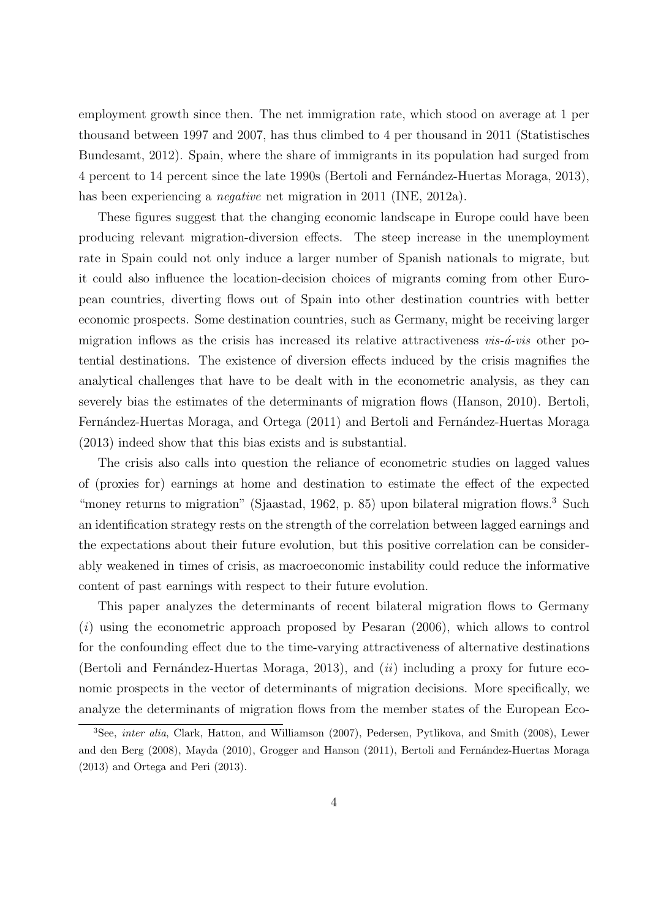employment growth since then. The net immigration rate, which stood on average at 1 per thousand between 1997 and 2007, has thus climbed to 4 per thousand in 2011 (Statistisches Bundesamt, 2012). Spain, where the share of immigrants in its population had surged from 4 percent to 14 percent since the late 1990s (Bertoli and Fernández-Huertas Moraga, 2013), has been experiencing a *negative* net migration in 2011 (INE, 2012a).

These figures suggest that the changing economic landscape in Europe could have been producing relevant migration-diversion effects. The steep increase in the unemployment rate in Spain could not only induce a larger number of Spanish nationals to migrate, but it could also influence the location-decision choices of migrants coming from other European countries, diverting flows out of Spain into other destination countries with better economic prospects. Some destination countries, such as Germany, might be receiving larger migration inflows as the crisis has increased its relative attractiveness *vis-á-vis* other potential destinations. The existence of diversion effects induced by the crisis magnifies the analytical challenges that have to be dealt with in the econometric analysis, as they can severely bias the estimates of the determinants of migration flows (Hanson, 2010). Bertoli, Fernández-Huertas Moraga, and Ortega (2011) and Bertoli and Fernández-Huertas Moraga (2013) indeed show that this bias exists and is substantial.

The crisis also calls into question the reliance of econometric studies on lagged values of (proxies for) earnings at home and destination to estimate the effect of the expected "money returns to migration" (Sjaastad, 1962, p. 85) upon bilateral migration flows.[3] Such an identification strategy rests on the strength of the correlation between lagged earnings and the expectations about their future evolution, but this positive correlation can be considerably weakened in times of crisis, as macroeconomic instability could reduce the informative content of past earnings with respect to their future evolution.

This paper analyzes the determinants of recent bilateral migration flows to Germany (*i*) using the econometric approach proposed by Pesaran (2006), which allows to control for the confounding effect due to the time-varying attractiveness of alternative destinations (Bertoli and Fernández-Huertas Moraga, 2013), and (*ii*) including a proxy for future economic prospects in the vector of determinants of migration decisions. More specifically, we analyze the determinants of migration flows from the member states of the European Eco-

[3]See, *inter alia*, Clark, Hatton, and Williamson (2007), Pedersen, Pytlikova, and Smith (2008), Lewer and den Berg (2008), Mayda (2010), Grogger and Hanson (2011), Bertoli and Fernández-Huertas Moraga (2013) and Ortega and Peri (2013).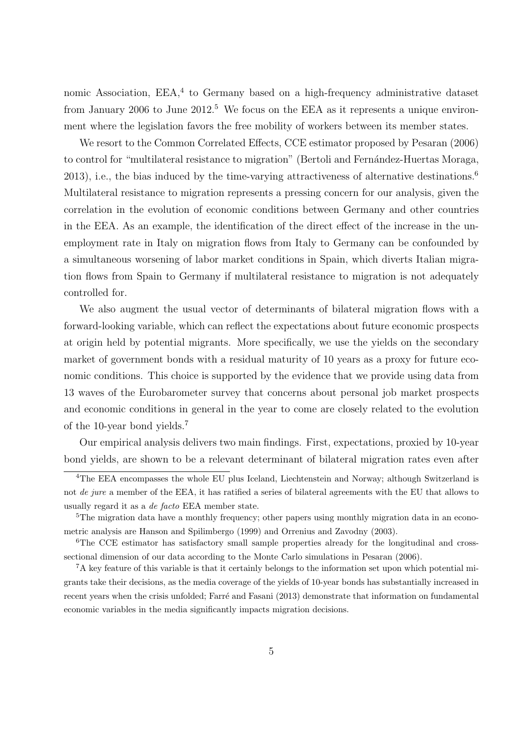nomic Association, EEA,[4] to Germany based on a high-frequency administrative dataset from January 2006 to June 2012.[5] We focus on the EEA as it represents a unique environment where the legislation favors the free mobility of workers between its member states.

We resort to the Common Correlated Effects, CCE estimator proposed by Pesaran (2006) to control for "multilateral resistance to migration" (Bertoli and Fernández-Huertas Moraga, 2013), i.e., the bias induced by the time-varying attractiveness of alternative destinations.[6] Multilateral resistance to migration represents a pressing concern for our analysis, given the correlation in the evolution of economic conditions between Germany and other countries in the EEA. As an example, the identification of the direct effect of the increase in the unemployment rate in Italy on migration flows from Italy to Germany can be confounded by a simultaneous worsening of labor market conditions in Spain, which diverts Italian migration flows from Spain to Germany if multilateral resistance to migration is not adequately controlled for.

We also augment the usual vector of determinants of bilateral migration flows with a forward-looking variable, which can reflect the expectations about future economic prospects at origin held by potential migrants. More specifically, we use the yields on the secondary market of government bonds with a residual maturity of 10 years as a proxy for future economic conditions. This choice is supported by the evidence that we provide using data from 13 waves of the Eurobarometer survey that concerns about personal job market prospects and economic conditions in general in the year to come are closely related to the evolution of the 10-year bond yields.[7]

Our empirical analysis delivers two main findings. First, expectations, proxied by 10-year bond yields, are shown to be a relevant determinant of bilateral migration rates even after

---

[4] The EEA encompasses the whole EU plus Iceland, Liechtenstein and Norway; although Switzerland is not *de jure* a member of the EEA, it has ratified a series of bilateral agreements with the EU that allows to usually regard it as a *de facto* EEA member state.

[5] The migration data have a monthly frequency; other papers using monthly migration data in an econometric analysis are Hanson and Spilimbergo (1999) and Orrenius and Zavodny (2003).

[6] The CCE estimator has satisfactory small sample properties already for the longitudinal and cross-sectional dimension of our data according to the Monte Carlo simulations in Pesaran (2006).

[7] A key feature of this variable is that it certainly belongs to the information set upon which potential migrants take their decisions, as the media coverage of the yields of 10-year bonds has substantially increased in recent years when the crisis unfolded; Farré and Fasani (2013) demonstrate that information on fundamental economic variables in the media significantly impacts migration decisions.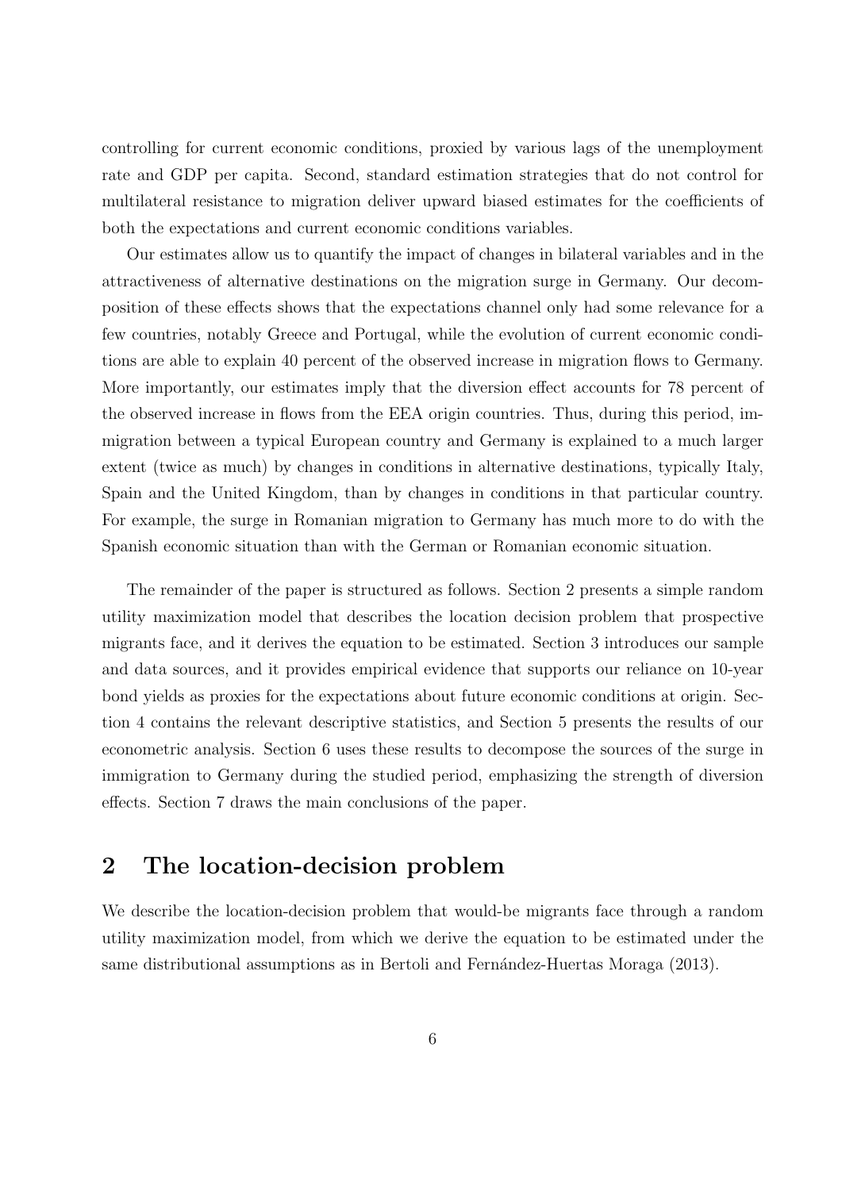controlling for current economic conditions, proxied by various lags of the unemployment rate and GDP per capita. Second, standard estimation strategies that do not control for multilateral resistance to migration deliver upward biased estimates for the coefficients of both the expectations and current economic conditions variables.

Our estimates allow us to quantify the impact of changes in bilateral variables and in the attractiveness of alternative destinations on the migration surge in Germany. Our decomposition of these effects shows that the expectations channel only had some relevance for a few countries, notably Greece and Portugal, while the evolution of current economic conditions are able to explain 40 percent of the observed increase in migration flows to Germany. More importantly, our estimates imply that the diversion effect accounts for 78 percent of the observed increase in flows from the EEA origin countries. Thus, during this period, immigration between a typical European country and Germany is explained to a much larger extent (twice as much) by changes in conditions in alternative destinations, typically Italy, Spain and the United Kingdom, than by changes in conditions in that particular country. For example, the surge in Romanian migration to Germany has much more to do with the Spanish economic situation than with the German or Romanian economic situation.

The remainder of the paper is structured as follows. Section 2 presents a simple random utility maximization model that describes the location decision problem that prospective migrants face, and it derives the equation to be estimated. Section 3 introduces our sample and data sources, and it provides empirical evidence that supports our reliance on 10-year bond yields as proxies for the expectations about future economic conditions at origin. Section 4 contains the relevant descriptive statistics, and Section 5 presents the results of our econometric analysis. Section 6 uses these results to decompose the sources of the surge in immigration to Germany during the studied period, emphasizing the strength of diversion effects. Section 7 draws the main conclusions of the paper.

## 2 The location-decision problem

We describe the location-decision problem that would-be migrants face through a random utility maximization model, from which we derive the equation to be estimated under the same distributional assumptions as in Bertoli and Fernández-Huertas Moraga (2013).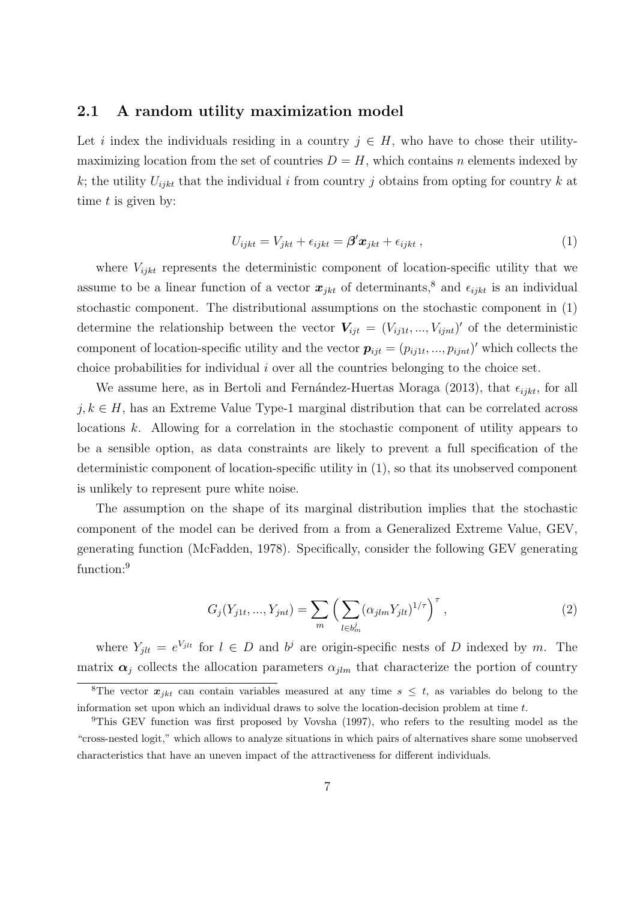## 2.1 A random utility maximization model

Let $i$ index the individuals residing in a country $j \in H$, who have to chose their utility-maximizing location from the set of countries $D = H$, which contains $n$ elements indexed by $k$; the utility $U_{ijkt}$ that the individual $i$ from country $j$ obtains from opting for country $k$ at time $t$ is given by:

$$U_{ijkt} = V_{jkt} + \epsilon_{ijkt} = \boldsymbol{\beta}' \boldsymbol{x}_{jkt} + \epsilon_{ijkt} \,, \tag{1}$$

where $V_{ijkt}$ represents the deterministic component of location-specific utility that we assume to be a linear function of a vector $\boldsymbol{x}_{jkt}$ of determinants,[8] and $\epsilon_{ijkt}$ is an individual stochastic component. The distributional assumptions on the stochastic component in (1) determine the relationship between the vector $\boldsymbol{V}_{ijt} = (V_{ij1t}, ..., V_{ijnt})'$ of the deterministic component of location-specific utility and the vector $\boldsymbol{p}_{ijt} = (p_{ij1t}, ..., p_{ijnt})'$ which collects the choice probabilities for individual $i$ over all the countries belonging to the choice set.

We assume here, as in Bertoli and Fernández-Huertas Moraga (2013), that $\epsilon_{ijkt}$, for all $j, k \in H$, has an Extreme Value Type-1 marginal distribution that can be correlated across locations $k$. Allowing for a correlation in the stochastic component of utility appears to be a sensible option, as data constraints are likely to prevent a full specification of the deterministic component of location-specific utility in (1), so that its unobserved component is unlikely to represent pure white noise.

The assumption on the shape of its marginal distribution implies that the stochastic component of the model can be derived from a from a Generalized Extreme Value, GEV, generating function (McFadden, 1978). Specifically, consider the following GEV generating function:[9]

$$G_j(Y_{j1t}, ..., Y_{jnt}) = \sum_{m} \Big( \sum_{l \in b^j_m} (\alpha_{jlm} Y_{jlt})^{1/\tau} \Big)^{\tau} \,, \tag{2}$$

where $Y_{jlt} = e^{V_{jlt}}$ for $l \in D$ and $b^j$ are origin-specific nests of $D$ indexed by $m$. The matrix $\boldsymbol{\alpha}_j$ collects the allocation parameters $\alpha_{jlm}$ that characterize the portion of country

[8] The vector $\boldsymbol{x}_{jkt}$ can contain variables measured at any time $s \leq t$, as variables do belong to the information set upon which an individual draws to solve the location-decision problem at time $t$.

[9] This GEV function was first proposed by Vovsha (1997), who refers to the resulting model as the "cross-nested logit," which allows to analyze situations in which pairs of alternatives share some unobserved characteristics that have an uneven impact of the attractiveness for different individuals.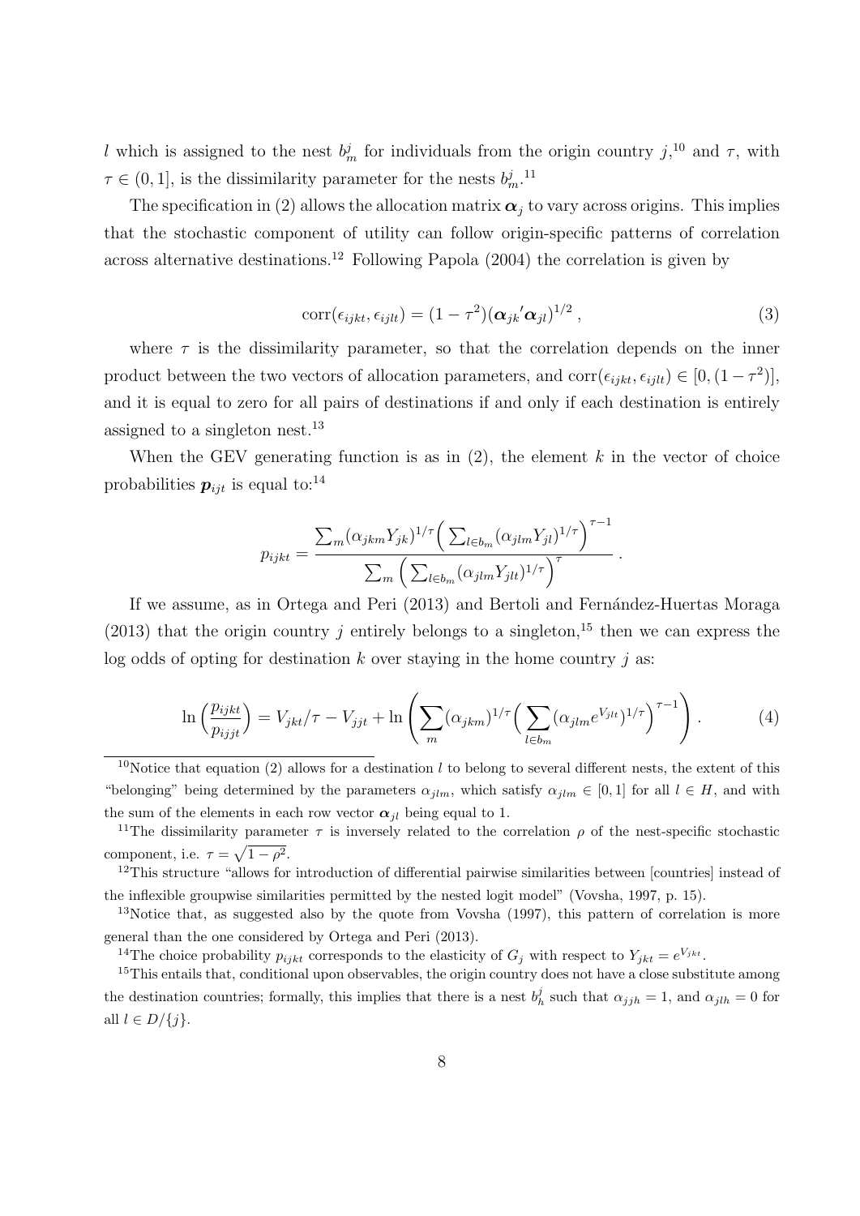$l$ which is assigned to the nest $b_m^j$ for individuals from the origin country $j$,[10] and $\tau$, with $\tau \in (0, 1]$, is the dissimilarity parameter for the nests $b_m^j$.[11]

The specification in (2) allows the allocation matrix $\boldsymbol{\alpha}_j$ to vary across origins. This implies that the stochastic component of utility can follow origin-specific patterns of correlation across alternative destinations.[12] Following Papola (2004) the correlation is given by

$$\text{corr}(\epsilon_{ijkt}, \epsilon_{ijlt}) = (1 - \tau^2)(\boldsymbol{\alpha}_{jk}{}'\boldsymbol{\alpha}_{jl})^{1/2}\,, \tag{3}$$

where $\tau$ is the dissimilarity parameter, so that the correlation depends on the inner product between the two vectors of allocation parameters, and $\text{corr}(\epsilon_{ijkt}, \epsilon_{ijlt}) \in [0, (1 - \tau^2)]$, and it is equal to zero for all pairs of destinations if and only if each destination is entirely assigned to a singleton nest.[13]

When the GEV generating function is as in (2), the element $k$ in the vector of choice probabilities $\boldsymbol{p}_{ijt}$ is equal to:[14]

$$p_{ijkt} = \frac{\sum_m (\alpha_{jkm} Y_{jk})^{1/\tau} \Big( \sum_{l \in b_m} (\alpha_{jlm} Y_{jl})^{1/\tau} \Big)^{\tau - 1}}{\sum_m \Big( \sum_{l \in b_m} (\alpha_{jlm} Y_{jlt})^{1/\tau} \Big)^{\tau}}\,.$$

If we assume, as in Ortega and Peri (2013) and Bertoli and Fernández-Huertas Moraga (2013) that the origin country $j$ entirely belongs to a singleton,[15] then we can express the log odds of opting for destination $k$ over staying in the home country $j$ as:

$$\ln\Big(\frac{p_{ijkt}}{p_{ijjt}}\Big) = V_{jkt}/\tau - V_{jjt} + \ln\left( \sum_m (\alpha_{jkm})^{1/\tau} \Big( \sum_{l \in b_m} (\alpha_{jlm} e^{V_{jlt}})^{1/\tau} \Big)^{\tau - 1} \right). \tag{4}$$

---

[10] Notice that equation (2) allows for a destination $l$ to belong to several different nests, the extent of this "belonging" being determined by the parameters $\alpha_{jlm}$, which satisfy $\alpha_{jlm} \in [0, 1]$ for all $l \in H$, and with the sum of the elements in each row vector $\boldsymbol{\alpha}_{jl}$ being equal to 1.

[11] The dissimilarity parameter $\tau$ is inversely related to the correlation $\rho$ of the nest-specific stochastic component, i.e. $\tau = \sqrt{1 - \rho^2}$.

[12] This structure "allows for introduction of differential pairwise similarities between [countries] instead of the inflexible groupwise similarities permitted by the nested logit model" (Vovsha, 1997, p. 15).

[13] Notice that, as suggested also by the quote from Vovsha (1997), this pattern of correlation is more general than the one considered by Ortega and Peri (2013).

[14] The choice probability $p_{ijkt}$ corresponds to the elasticity of $G_j$ with respect to $Y_{jkt} = e^{V_{jkt}}$.

[15] This entails that, conditional upon observables, the origin country does not have a close substitute among the destination countries; formally, this implies that there is a nest $b_h^j$ such that $\alpha_{jjh} = 1$, and $\alpha_{jlh} = 0$ for all $l \in D/\{j\}$.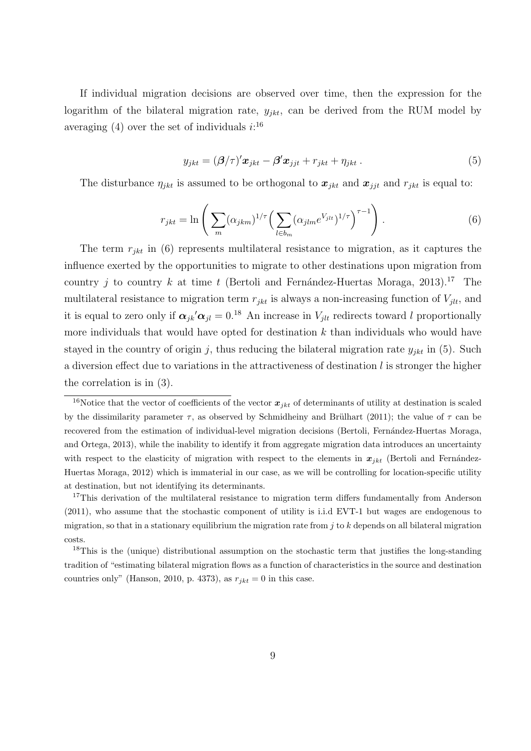If individual migration decisions are observed over time, then the expression for the logarithm of the bilateral migration rate, $y_{jkt}$, can be derived from the RUM model by averaging (4) over the set of individuals $i$:[16]

$$y_{jkt} = (\boldsymbol{\beta}/\tau)'\boldsymbol{x}_{jkt} - \boldsymbol{\beta}'\boldsymbol{x}_{jjt} + r_{jkt} + \eta_{jkt} \,. \tag{5}$$

The disturbance $\eta_{jkt}$ is assumed to be orthogonal to $\boldsymbol{x}_{jkt}$ and $\boldsymbol{x}_{jjt}$ and $r_{jkt}$ is equal to:

$$r_{jkt} = \ln\left( \sum_{m} (\alpha_{jkm})^{1/\tau} \Big( \sum_{l \in b_m} (\alpha_{jlm} e^{V_{jlt}})^{1/\tau} \Big)^{\tau - 1} \right) . \tag{6}$$

The term $r_{jkt}$ in (6) represents multilateral resistance to migration, as it captures the influence exerted by the opportunities to migrate to other destinations upon migration from country $j$ to country $k$ at time $t$ (Bertoli and Fernández-Huertas Moraga, 2013).[17] The multilateral resistance to migration term $r_{jkt}$ is always a non-increasing function of $V_{jlt}$, and it is equal to zero only if $\boldsymbol{\alpha}_{jk}{}'\boldsymbol{\alpha}_{jl} = 0$.[18] An increase in $V_{jlt}$ redirects toward $l$ proportionally more individuals that would have opted for destination $k$ than individuals who would have stayed in the country of origin $j$, thus reducing the bilateral migration rate $y_{jkt}$ in (5). Such a diversion effect due to variations in the attractiveness of destination $l$ is stronger the higher the correlation is in (3).

[16] Notice that the vector of coefficients of the vector $\boldsymbol{x}_{jkt}$ of determinants of utility at destination is scaled by the dissimilarity parameter $\tau$, as observed by Schmidheiny and Brülhart (2011); the value of $\tau$ can be recovered from the estimation of individual-level migration decisions (Bertoli, Fernández-Huertas Moraga, and Ortega, 2013), while the inability to identify it from aggregate migration data introduces an uncertainty with respect to the elasticity of migration with respect to the elements in $\boldsymbol{x}_{jkt}$ (Bertoli and Fernández-Huertas Moraga, 2012) which is immaterial in our case, as we will be controlling for location-specific utility at destination, but not identifying its determinants.

[17] This derivation of the multilateral resistance to migration term differs fundamentally from Anderson (2011), who assume that the stochastic component of utility is i.i.d EVT-1 but wages are endogenous to migration, so that in a stationary equilibrium the migration rate from $j$ to $k$ depends on all bilateral migration costs.

[18] This is the (unique) distributional assumption on the stochastic term that justifies the long-standing tradition of "estimating bilateral migration flows as a function of characteristics in the source and destination countries only" (Hanson, 2010, p. 4373), as $r_{jkt} = 0$ in this case.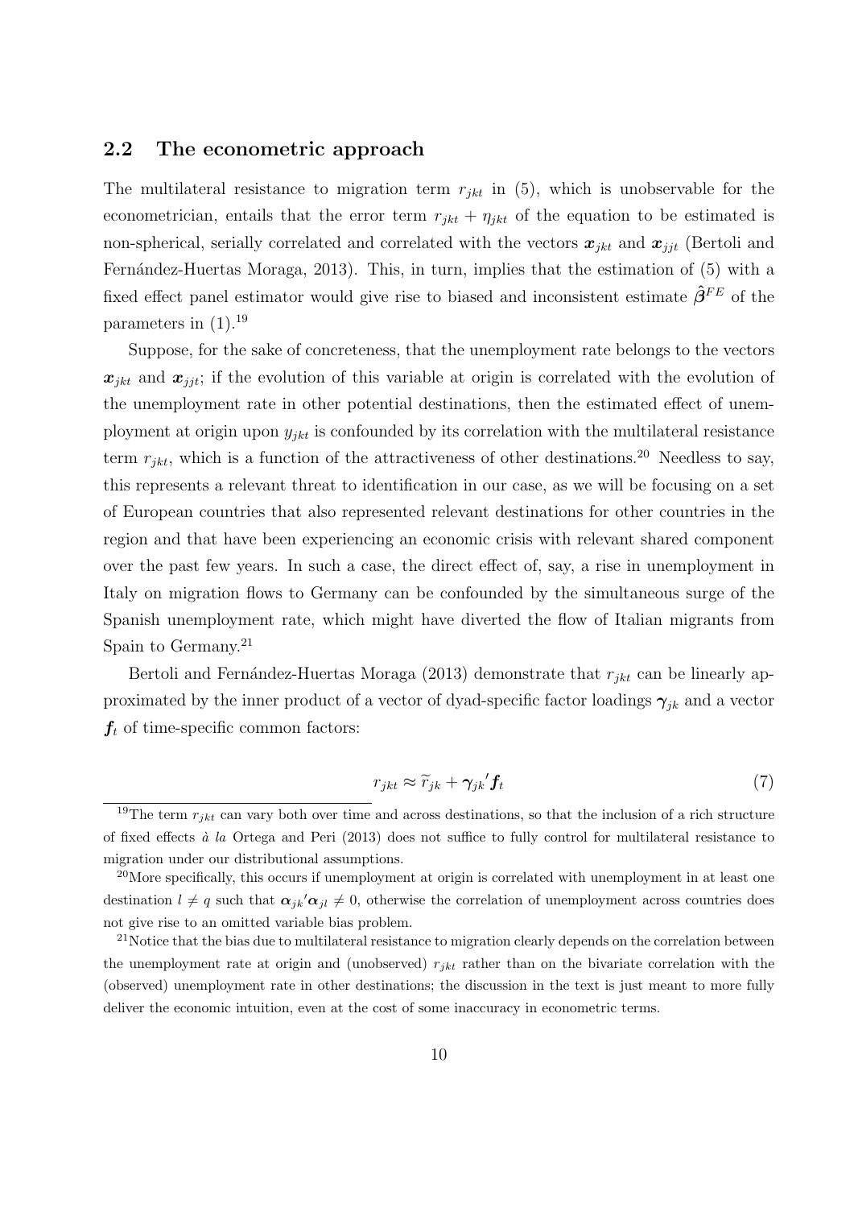## 2.2 The econometric approach

The multilateral resistance to migration term $r_{jkt}$ in (5), which is unobservable for the econometrician, entails that the error term $r_{jkt} + \eta_{jkt}$ of the equation to be estimated is non-spherical, serially correlated and correlated with the vectors $\boldsymbol{x}_{jkt}$ and $\boldsymbol{x}_{jjt}$ (Bertoli and Fernández-Huertas Moraga, 2013). This, in turn, implies that the estimation of (5) with a fixed effect panel estimator would give rise to biased and inconsistent estimate $\hat{\boldsymbol{\beta}}^{FE}$ of the parameters in (1).[19]

Suppose, for the sake of concreteness, that the unemployment rate belongs to the vectors $\boldsymbol{x}_{jkt}$ and $\boldsymbol{x}_{jjt}$; if the evolution of this variable at origin is correlated with the evolution of the unemployment rate in other potential destinations, then the estimated effect of unemployment at origin upon $y_{jkt}$ is confounded by its correlation with the multilateral resistance term $r_{jkt}$, which is a function of the attractiveness of other destinations.[20] Needless to say, this represents a relevant threat to identification in our case, as we will be focusing on a set of European countries that also represented relevant destinations for other countries in the region and that have been experiencing an economic crisis with relevant shared component over the past few years. In such a case, the direct effect of, say, a rise in unemployment in Italy on migration flows to Germany can be confounded by the simultaneous surge of the Spanish unemployment rate, which might have diverted the flow of Italian migrants from Spain to Germany.[21]

Bertoli and Fernández-Huertas Moraga (2013) demonstrate that $r_{jkt}$ can be linearly approximated by the inner product of a vector of dyad-specific factor loadings $\boldsymbol{\gamma}_{jk}$ and a vector $\boldsymbol{f}_t$ of time-specific common factors:

$$r_{jkt} \approx \widetilde{r}_{jk} + \boldsymbol{\gamma}_{jk}{}'\boldsymbol{f}_t \tag{7}$$

[19] The term $r_{jkt}$ can vary both over time and across destinations, so that the inclusion of a rich structure of fixed effects *à la* Ortega and Peri (2013) does not suffice to fully control for multilateral resistance to migration under our distributional assumptions.

[20] More specifically, this occurs if unemployment at origin is correlated with unemployment in at least one destination $l \neq q$ such that $\boldsymbol{\alpha}_{jk}{}'\boldsymbol{\alpha}_{jl} \neq 0$, otherwise the correlation of unemployment across countries does not give rise to an omitted variable bias problem.

[21] Notice that the bias due to multilateral resistance to migration clearly depends on the correlation between the unemployment rate at origin and (unobserved) $r_{jkt}$ rather than on the bivariate correlation with the (observed) unemployment rate in other destinations; the discussion in the text is just meant to more fully deliver the economic intuition, even at the cost of some inaccuracy in econometric terms.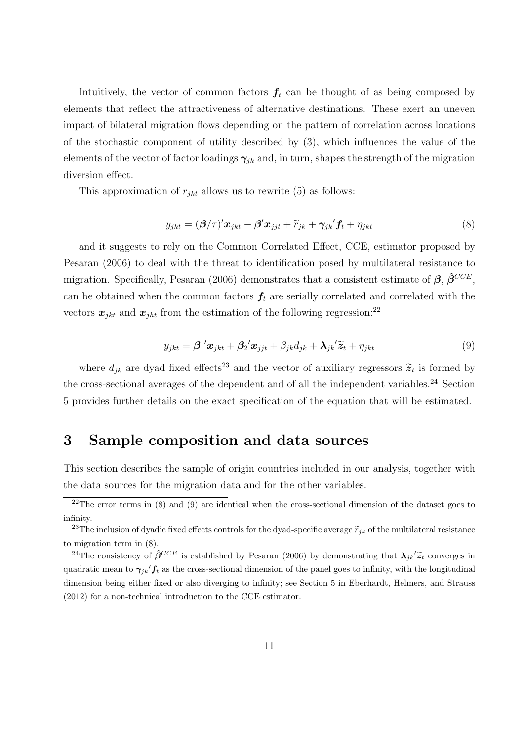Intuitively, the vector of common factors $\boldsymbol{f}_t$ can be thought of as being composed by elements that reflect the attractiveness of alternative destinations. These exert an uneven impact of bilateral migration flows depending on the pattern of correlation across locations of the stochastic component of utility described by (3), which influences the value of the elements of the vector of factor loadings $\boldsymbol{\gamma}_{jk}$ and, in turn, shapes the strength of the migration diversion effect.

This approximation of $r_{jkt}$ allows us to rewrite (5) as follows:

$$y_{jkt} = (\boldsymbol{\beta}/\tau)'\boldsymbol{x}_{jkt} - \boldsymbol{\beta}'\boldsymbol{x}_{jjt} + \widetilde{r}_{jk} + \boldsymbol{\gamma}_{jk}{}'\boldsymbol{f}_t + \eta_{jkt} \tag{8}$$

and it suggests to rely on the Common Correlated Effect, CCE, estimator proposed by Pesaran (2006) to deal with the threat to identification posed by multilateral resistance to migration. Specifically, Pesaran (2006) demonstrates that a consistent estimate of $\boldsymbol{\beta}$, $\hat{\boldsymbol{\beta}}^{CCE}$, can be obtained when the common factors $\boldsymbol{f}_t$ are serially correlated and correlated with the vectors $\boldsymbol{x}_{jkt}$ and $\boldsymbol{x}_{jht}$ from the estimation of the following regression:[22]

$$y_{jkt} = \boldsymbol{\beta}_1{}'\boldsymbol{x}_{jkt} + \boldsymbol{\beta}_2{}'\boldsymbol{x}_{jjt} + \beta_{jk}d_{jk} + \boldsymbol{\lambda}_{jk}{}'\widetilde{\boldsymbol{z}}_t + \eta_{jkt} \tag{9}$$

where $d_{jk}$ are dyad fixed effects[23] and the vector of auxiliary regressors $\widetilde{\boldsymbol{z}}_t$ is formed by the cross-sectional averages of the dependent and of all the independent variables.[24] Section 5 provides further details on the exact specification of the equation that will be estimated.

# 3 Sample composition and data sources

This section describes the sample of origin countries included in our analysis, together with the data sources for the migration data and for the other variables.

[22] The error terms in (8) and (9) are identical when the cross-sectional dimension of the dataset goes to infinity.

[23] The inclusion of dyadic fixed effects controls for the dyad-specific average $\widetilde{r}_{jk}$ of the multilateral resistance to migration term in (8).

[24] The consistency of $\hat{\boldsymbol{\beta}}^{CCE}$ is established by Pesaran (2006) by demonstrating that $\boldsymbol{\lambda}_{jk}{}'\widetilde{\boldsymbol{z}}_t$ converges in quadratic mean to $\boldsymbol{\gamma}_{jk}{}'\boldsymbol{f}_t$ as the cross-sectional dimension of the panel goes to infinity, with the longitudinal dimension being either fixed or also diverging to infinity; see Section 5 in Eberhardt, Helmers, and Strauss (2012) for a non-technical introduction to the CCE estimator.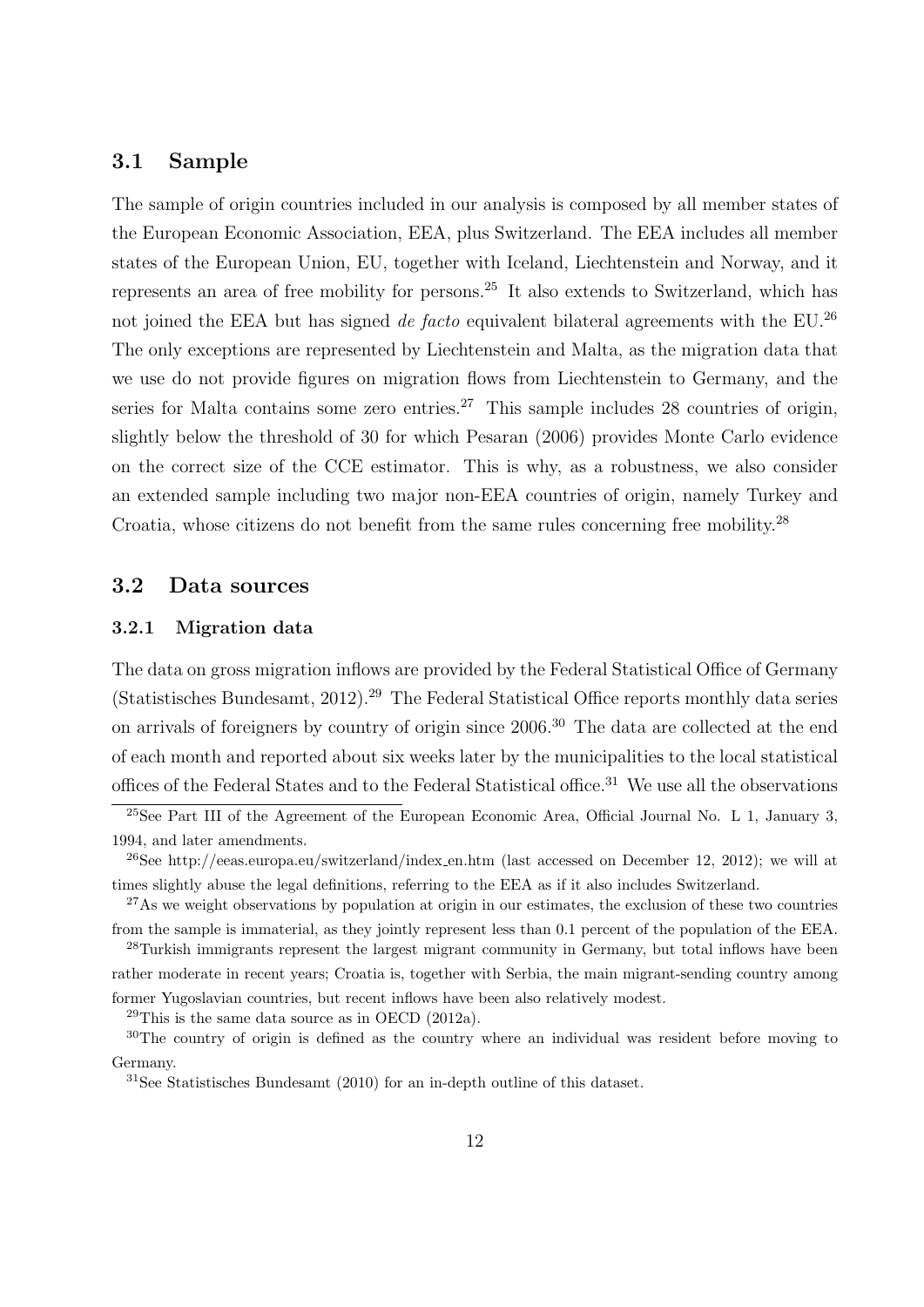## 3.1 Sample

The sample of origin countries included in our analysis is composed by all member states of the European Economic Association, EEA, plus Switzerland. The EEA includes all member states of the European Union, EU, together with Iceland, Liechtenstein and Norway, and it represents an area of free mobility for persons.[25] It also extends to Switzerland, which has not joined the EEA but has signed *de facto* equivalent bilateral agreements with the EU.[26] The only exceptions are represented by Liechtenstein and Malta, as the migration data that we use do not provide figures on migration flows from Liechtenstein to Germany, and the series for Malta contains some zero entries.[27] This sample includes 28 countries of origin, slightly below the threshold of 30 for which Pesaran (2006) provides Monte Carlo evidence on the correct size of the CCE estimator. This is why, as a robustness, we also consider an extended sample including two major non-EEA countries of origin, namely Turkey and Croatia, whose citizens do not benefit from the same rules concerning free mobility.[28]

## 3.2 Data sources

### 3.2.1 Migration data

The data on gross migration inflows are provided by the Federal Statistical Office of Germany (Statistisches Bundesamt, 2012).[29] The Federal Statistical Office reports monthly data series on arrivals of foreigners by country of origin since 2006.[30] The data are collected at the end of each month and reported about six weeks later by the municipalities to the local statistical offices of the Federal States and to the Federal Statistical office.[31] We use all the observations

[25] See Part III of the Agreement of the European Economic Area, Official Journal No. L 1, January 3, 1994, and later amendments.

[26] See http://eeas.europa.eu/switzerland/index_en.htm (last accessed on December 12, 2012); we will at times slightly abuse the legal definitions, referring to the EEA as if it also includes Switzerland.

[27] As we weight observations by population at origin in our estimates, the exclusion of these two countries from the sample is immaterial, as they jointly represent less than 0.1 percent of the population of the EEA.

[28] Turkish immigrants represent the largest migrant community in Germany, but total inflows have been rather moderate in recent years; Croatia is, together with Serbia, the main migrant-sending country among former Yugoslavian countries, but recent inflows have been also relatively modest.

[29] This is the same data source as in OECD (2012a).

[30] The country of origin is defined as the country where an individual was resident before moving to Germany.

[31] See Statistisches Bundesamt (2010) for an in-depth outline of this dataset.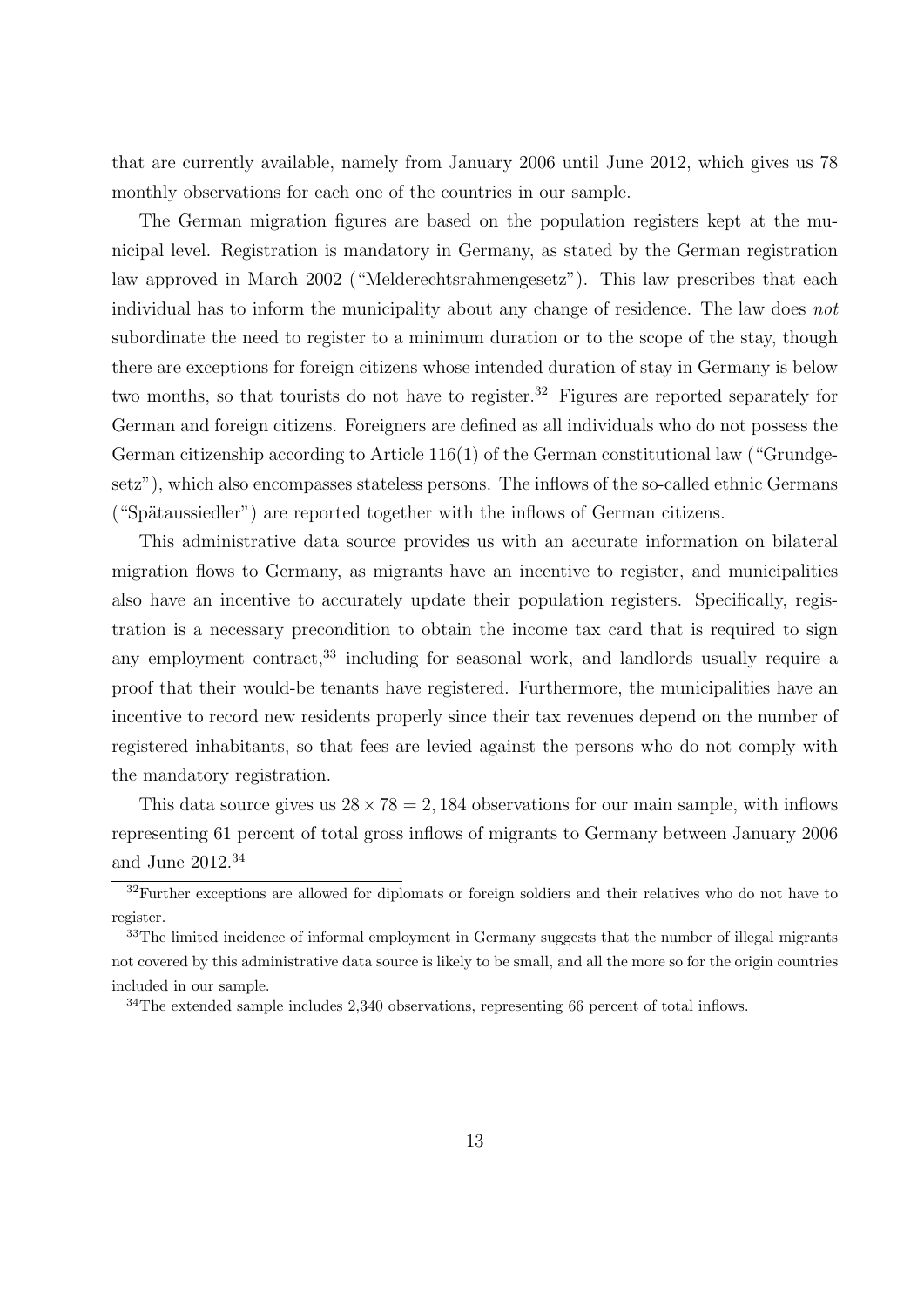that are currently available, namely from January 2006 until June 2012, which gives us 78 monthly observations for each one of the countries in our sample.

The German migration figures are based on the population registers kept at the municipal level. Registration is mandatory in Germany, as stated by the German registration law approved in March 2002 ("Melderechtsrahmengesetz"). This law prescribes that each individual has to inform the municipality about any change of residence. The law does *not* subordinate the need to register to a minimum duration or to the scope of the stay, though there are exceptions for foreign citizens whose intended duration of stay in Germany is below two months, so that tourists do not have to register.[32] Figures are reported separately for German and foreign citizens. Foreigners are defined as all individuals who do not possess the German citizenship according to Article 116(1) of the German constitutional law ("Grundgesetz"), which also encompasses stateless persons. The inflows of the so-called ethnic Germans ("Spätaussiedler") are reported together with the inflows of German citizens.

This administrative data source provides us with an accurate information on bilateral migration flows to Germany, as migrants have an incentive to register, and municipalities also have an incentive to accurately update their population registers. Specifically, registration is a necessary precondition to obtain the income tax card that is required to sign any employment contract,[33] including for seasonal work, and landlords usually require a proof that their would-be tenants have registered. Furthermore, the municipalities have an incentive to record new residents properly since their tax revenues depend on the number of registered inhabitants, so that fees are levied against the persons who do not comply with the mandatory registration.

This data source gives us $28 \times 78 = 2,184$ observations for our main sample, with inflows representing 61 percent of total gross inflows of migrants to Germany between January 2006 and June 2012.[34]

---

[32] Further exceptions are allowed for diplomats or foreign soldiers and their relatives who do not have to register.

[33] The limited incidence of informal employment in Germany suggests that the number of illegal migrants not covered by this administrative data source is likely to be small, and all the more so for the origin countries included in our sample.

[34] The extended sample includes 2,340 observations, representing 66 percent of total inflows.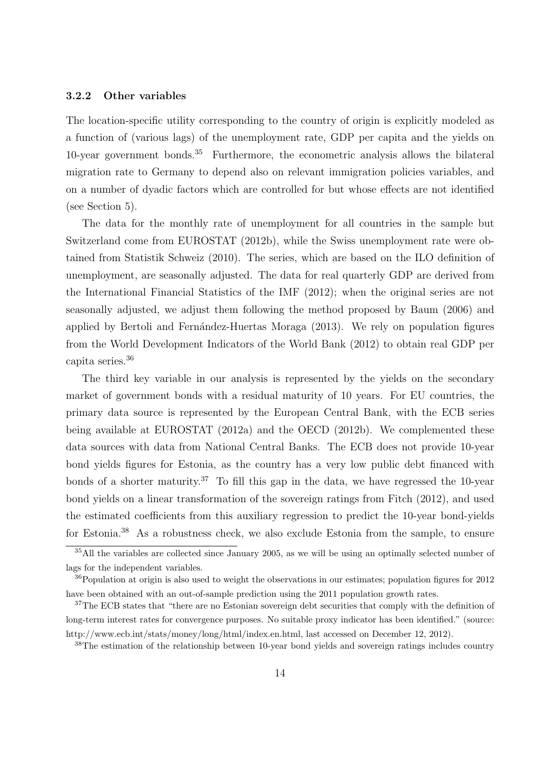### 3.2.2 Other variables

The location-specific utility corresponding to the country of origin is explicitly modeled as a function of (various lags) of the unemployment rate, GDP per capita and the yields on 10-year government bonds.[35] Furthermore, the econometric analysis allows the bilateral migration rate to Germany to depend also on relevant immigration policies variables, and on a number of dyadic factors which are controlled for but whose effects are not identified (see Section 5).

The data for the monthly rate of unemployment for all countries in the sample but Switzerland come from EUROSTAT (2012b), while the Swiss unemployment rate were obtained from Statistik Schweiz (2010). The series, which are based on the ILO definition of unemployment, are seasonally adjusted. The data for real quarterly GDP are derived from the International Financial Statistics of the IMF (2012); when the original series are not seasonally adjusted, we adjust them following the method proposed by Baum (2006) and applied by Bertoli and Fernández-Huertas Moraga (2013). We rely on population figures from the World Development Indicators of the World Bank (2012) to obtain real GDP per capita series.[36]

The third key variable in our analysis is represented by the yields on the secondary market of government bonds with a residual maturity of 10 years. For EU countries, the primary data source is represented by the European Central Bank, with the ECB series being available at EUROSTAT (2012a) and the OECD (2012b). We complemented these data sources with data from National Central Banks. The ECB does not provide 10-year bond yields figures for Estonia, as the country has a very low public debt financed with bonds of a shorter maturity.[37] To fill this gap in the data, we have regressed the 10-year bond yields on a linear transformation of the sovereign ratings from Fitch (2012), and used the estimated coefficients from this auxiliary regression to predict the 10-year bond-yields for Estonia.[38] As a robustness check, we also exclude Estonia from the sample, to ensure

[35] All the variables are collected since January 2005, as we will be using an optimally selected number of lags for the independent variables.

[36] Population at origin is also used to weight the observations in our estimates; population figures for 2012 have been obtained with an out-of-sample prediction using the 2011 population growth rates.

[37] The ECB states that "there are no Estonian sovereign debt securities that comply with the definition of long-term interest rates for convergence purposes. No suitable proxy indicator has been identified." (source: http://www.ecb.int/stats/money/long/html/index.en.html, last accessed on December 12, 2012).

[38] The estimation of the relationship between 10-year bond yields and sovereign ratings includes country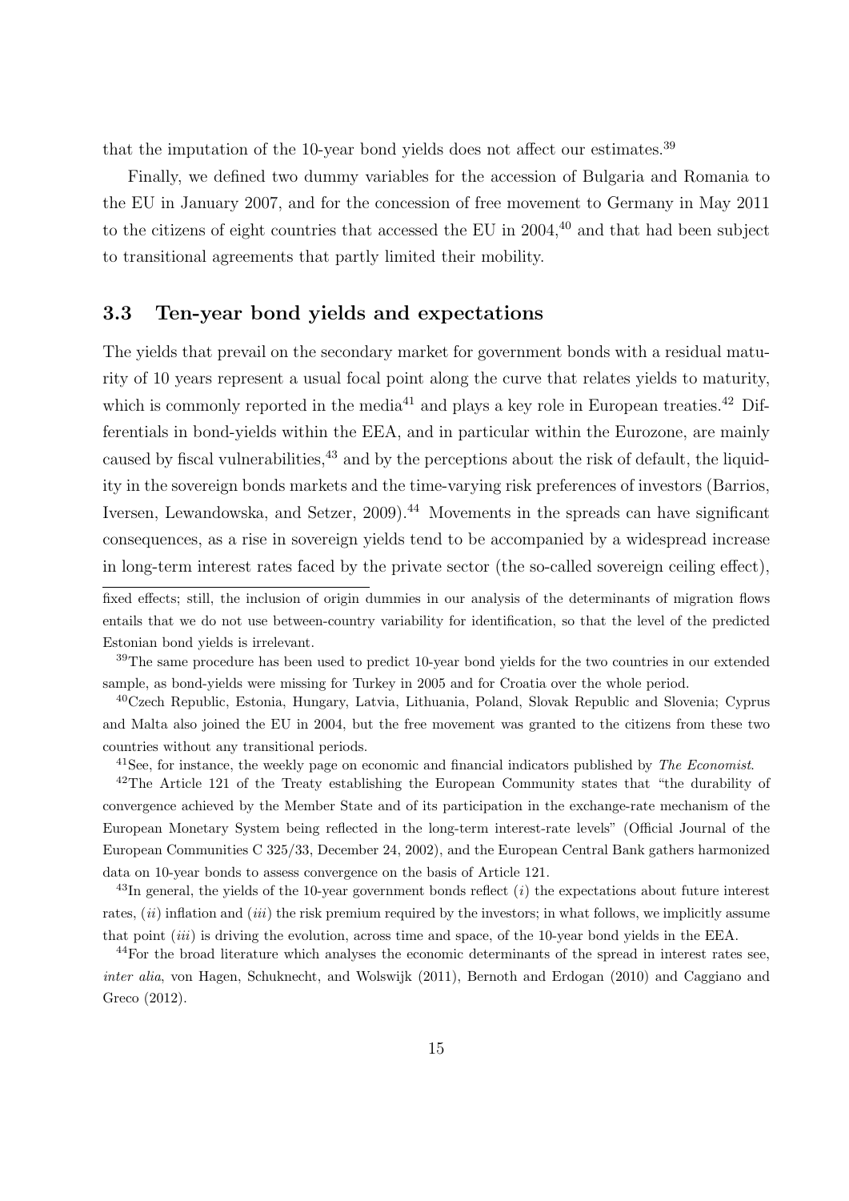that the imputation of the 10-year bond yields does not affect our estimates.[39]

Finally, we defined two dummy variables for the accession of Bulgaria and Romania to the EU in January 2007, and for the concession of free movement to Germany in May 2011 to the citizens of eight countries that accessed the EU in 2004,[40] and that had been subject to transitional agreements that partly limited their mobility.

### 3.3 Ten-year bond yields and expectations

The yields that prevail on the secondary market for government bonds with a residual maturity of 10 years represent a usual focal point along the curve that relates yields to maturity, which is commonly reported in the media[41] and plays a key role in European treaties.[42] Differentials in bond-yields within the EEA, and in particular within the Eurozone, are mainly caused by fiscal vulnerabilities,[43] and by the perceptions about the risk of default, the liquidity in the sovereign bonds markets and the time-varying risk preferences of investors (Barrios, Iversen, Lewandowska, and Setzer, 2009).[44] Movements in the spreads can have significant consequences, as a rise in sovereign yields tend to be accompanied by a widespread increase in long-term interest rates faced by the private sector (the so-called sovereign ceiling effect),

---

fixed effects; still, the inclusion of origin dummies in our analysis of the determinants of migration flows entails that we do not use between-country variability for identification, so that the level of the predicted Estonian bond yields is irrelevant.

[39] The same procedure has been used to predict 10-year bond yields for the two countries in our extended sample, as bond-yields were missing for Turkey in 2005 and for Croatia over the whole period.

[40] Czech Republic, Estonia, Hungary, Latvia, Lithuania, Poland, Slovak Republic and Slovenia; Cyprus and Malta also joined the EU in 2004, but the free movement was granted to the citizens from these two countries without any transitional periods.

[41] See, for instance, the weekly page on economic and financial indicators published by *The Economist*.

[42] The Article 121 of the Treaty establishing the European Community states that "the durability of convergence achieved by the Member State and of its participation in the exchange-rate mechanism of the European Monetary System being reflected in the long-term interest-rate levels" (Official Journal of the European Communities C 325/33, December 24, 2002), and the European Central Bank gathers harmonized data on 10-year bonds to assess convergence on the basis of Article 121.

[43] In general, the yields of the 10-year government bonds reflect (*i*) the expectations about future interest rates, (*ii*) inflation and (*iii*) the risk premium required by the investors; in what follows, we implicitly assume that point (*iii*) is driving the evolution, across time and space, of the 10-year bond yields in the EEA.

[44] For the broad literature which analyses the economic determinants of the spread in interest rates see, *inter alia*, von Hagen, Schuknecht, and Wolswijk (2011), Bernoth and Erdogan (2010) and Caggiano and Greco (2012).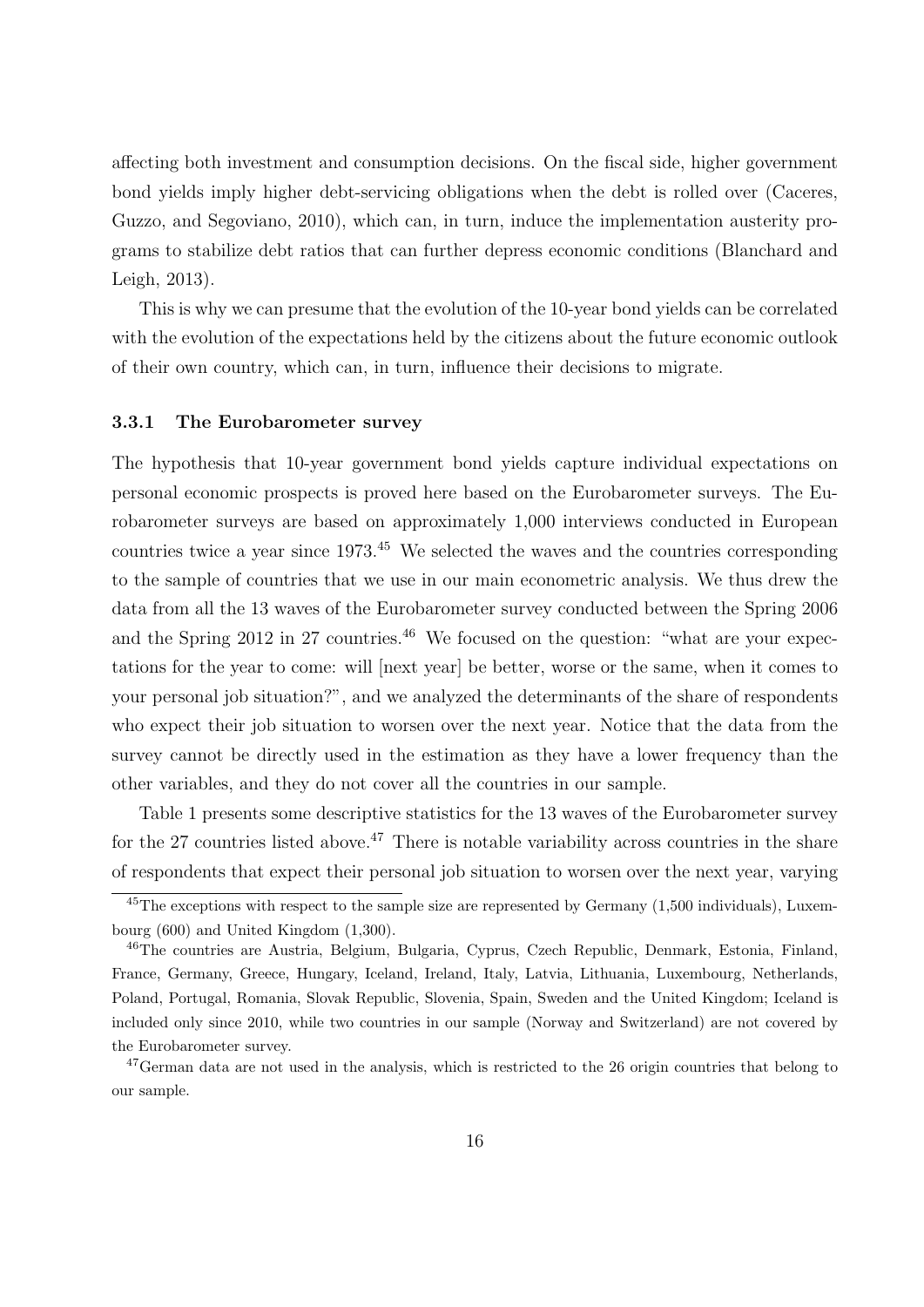affecting both investment and consumption decisions. On the fiscal side, higher government bond yields imply higher debt-servicing obligations when the debt is rolled over (Caceres, Guzzo, and Segoviano, 2010), which can, in turn, induce the implementation austerity programs to stabilize debt ratios that can further depress economic conditions (Blanchard and Leigh, 2013).

This is why we can presume that the evolution of the 10-year bond yields can be correlated with the evolution of the expectations held by the citizens about the future economic outlook of their own country, which can, in turn, influence their decisions to migrate.

### 3.3.1 The Eurobarometer survey

The hypothesis that 10-year government bond yields capture individual expectations on personal economic prospects is proved here based on the Eurobarometer surveys. The Eurobarometer surveys are based on approximately 1,000 interviews conducted in European countries twice a year since 1973.[45] We selected the waves and the countries corresponding to the sample of countries that we use in our main econometric analysis. We thus drew the data from all the 13 waves of the Eurobarometer survey conducted between the Spring 2006 and the Spring 2012 in 27 countries.[46] We focused on the question: "what are your expectations for the year to come: will [next year] be better, worse or the same, when it comes to your personal job situation?", and we analyzed the determinants of the share of respondents who expect their job situation to worsen over the next year. Notice that the data from the survey cannot be directly used in the estimation as they have a lower frequency than the other variables, and they do not cover all the countries in our sample.

Table 1 presents some descriptive statistics for the 13 waves of the Eurobarometer survey for the 27 countries listed above.[47] There is notable variability across countries in the share of respondents that expect their personal job situation to worsen over the next year, varying

[45] The exceptions with respect to the sample size are represented by Germany (1,500 individuals), Luxembourg (600) and United Kingdom (1,300).

[46] The countries are Austria, Belgium, Bulgaria, Cyprus, Czech Republic, Denmark, Estonia, Finland, France, Germany, Greece, Hungary, Iceland, Ireland, Italy, Latvia, Lithuania, Luxembourg, Netherlands, Poland, Portugal, Romania, Slovak Republic, Slovenia, Spain, Sweden and the United Kingdom; Iceland is included only since 2010, while two countries in our sample (Norway and Switzerland) are not covered by the Eurobarometer survey.

[47] German data are not used in the analysis, which is restricted to the 26 origin countries that belong to our sample.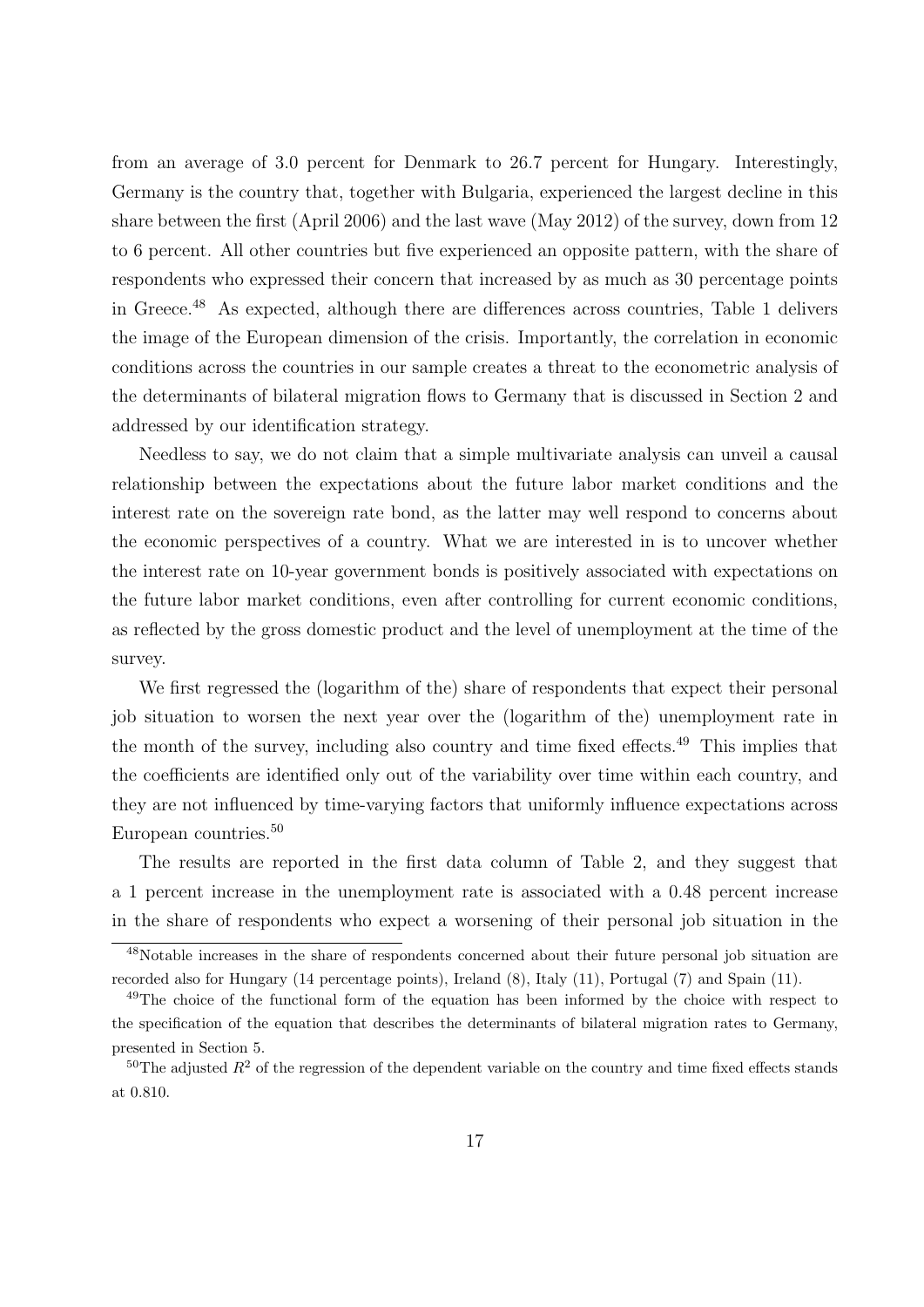from an average of 3.0 percent for Denmark to 26.7 percent for Hungary. Interestingly, Germany is the country that, together with Bulgaria, experienced the largest decline in this share between the first (April 2006) and the last wave (May 2012) of the survey, down from 12 to 6 percent. All other countries but five experienced an opposite pattern, with the share of respondents who expressed their concern that increased by as much as 30 percentage points in Greece.[48] As expected, although there are differences across countries, Table 1 delivers the image of the European dimension of the crisis. Importantly, the correlation in economic conditions across the countries in our sample creates a threat to the econometric analysis of the determinants of bilateral migration flows to Germany that is discussed in Section 2 and addressed by our identification strategy.

Needless to say, we do not claim that a simple multivariate analysis can unveil a causal relationship between the expectations about the future labor market conditions and the interest rate on the sovereign rate bond, as the latter may well respond to concerns about the economic perspectives of a country. What we are interested in is to uncover whether the interest rate on 10-year government bonds is positively associated with expectations on the future labor market conditions, even after controlling for current economic conditions, as reflected by the gross domestic product and the level of unemployment at the time of the survey.

We first regressed the (logarithm of the) share of respondents that expect their personal job situation to worsen the next year over the (logarithm of the) unemployment rate in the month of the survey, including also country and time fixed effects.[49] This implies that the coefficients are identified only out of the variability over time within each country, and they are not influenced by time-varying factors that uniformly influence expectations across European countries.[50]

The results are reported in the first data column of Table 2, and they suggest that a 1 percent increase in the unemployment rate is associated with a 0.48 percent increase in the share of respondents who expect a worsening of their personal job situation in the

[48] Notable increases in the share of respondents concerned about their future personal job situation are recorded also for Hungary (14 percentage points), Ireland (8), Italy (11), Portugal (7) and Spain (11).

[49] The choice of the functional form of the equation has been informed by the choice with respect to the specification of the equation that describes the determinants of bilateral migration rates to Germany, presented in Section 5.

[50] The adjusted $R^2$ of the regression of the dependent variable on the country and time fixed effects stands at 0.810.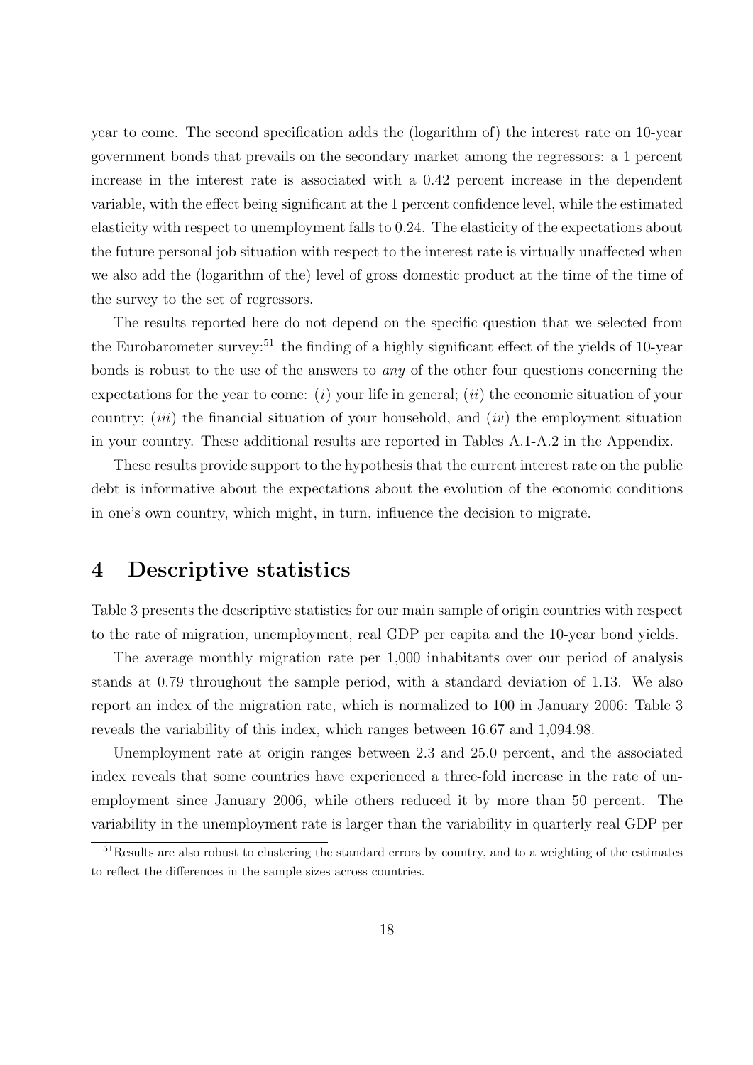year to come. The second specification adds the (logarithm of) the interest rate on 10-year government bonds that prevails on the secondary market among the regressors: a 1 percent increase in the interest rate is associated with a 0.42 percent increase in the dependent variable, with the effect being significant at the 1 percent confidence level, while the estimated elasticity with respect to unemployment falls to 0.24. The elasticity of the expectations about the future personal job situation with respect to the interest rate is virtually unaffected when we also add the (logarithm of the) level of gross domestic product at the time of the time of the survey to the set of regressors.

The results reported here do not depend on the specific question that we selected from the Eurobarometer survey:[51] the finding of a highly significant effect of the yields of 10-year bonds is robust to the use of the answers to *any* of the other four questions concerning the expectations for the year to come: (*i*) your life in general; (*ii*) the economic situation of your country; (*iii*) the financial situation of your household, and (*iv*) the employment situation in your country. These additional results are reported in Tables A.1-A.2 in the Appendix.

These results provide support to the hypothesis that the current interest rate on the public debt is informative about the expectations about the evolution of the economic conditions in one's own country, which might, in turn, influence the decision to migrate.

# 4 Descriptive statistics

Table 3 presents the descriptive statistics for our main sample of origin countries with respect to the rate of migration, unemployment, real GDP per capita and the 10-year bond yields.

The average monthly migration rate per 1,000 inhabitants over our period of analysis stands at 0.79 throughout the sample period, with a standard deviation of 1.13. We also report an index of the migration rate, which is normalized to 100 in January 2006: Table 3 reveals the variability of this index, which ranges between 16.67 and 1,094.98.

Unemployment rate at origin ranges between 2.3 and 25.0 percent, and the associated index reveals that some countries have experienced a three-fold increase in the rate of unemployment since January 2006, while others reduced it by more than 50 percent. The variability in the unemployment rate is larger than the variability in quarterly real GDP per

[51]Results are also robust to clustering the standard errors by country, and to a weighting of the estimates to reflect the differences in the sample sizes across countries.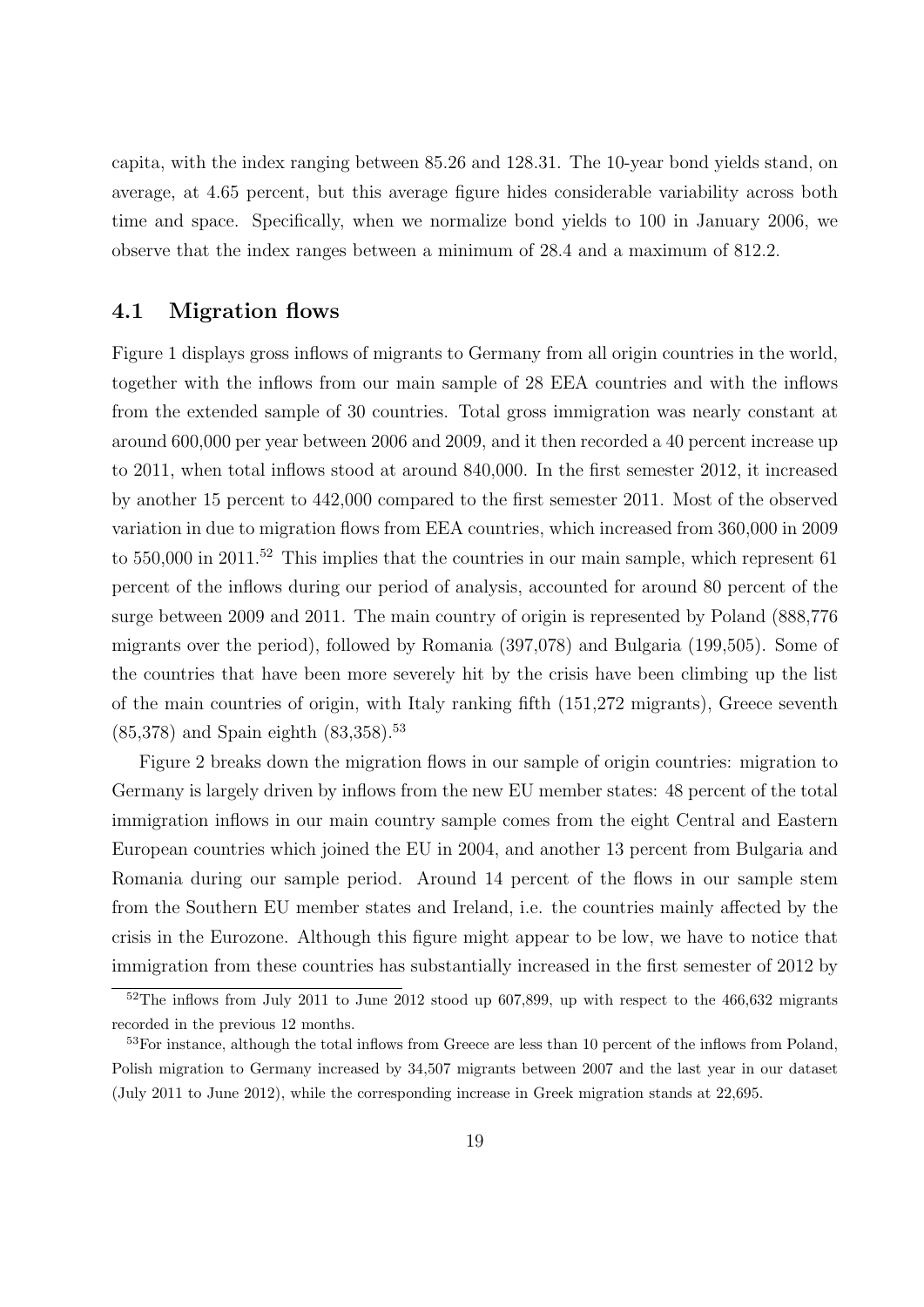capita, with the index ranging between 85.26 and 128.31. The 10-year bond yields stand, on average, at 4.65 percent, but this average figure hides considerable variability across both time and space. Specifically, when we normalize bond yields to 100 in January 2006, we observe that the index ranges between a minimum of 28.4 and a maximum of 812.2.

## 4.1 Migration flows

Figure 1 displays gross inflows of migrants to Germany from all origin countries in the world, together with the inflows from our main sample of 28 EEA countries and with the inflows from the extended sample of 30 countries. Total gross immigration was nearly constant at around 600,000 per year between 2006 and 2009, and it then recorded a 40 percent increase up to 2011, when total inflows stood at around 840,000. In the first semester 2012, it increased by another 15 percent to 442,000 compared to the first semester 2011. Most of the observed variation in due to migration flows from EEA countries, which increased from 360,000 in 2009 to 550,000 in 2011.[52] This implies that the countries in our main sample, which represent 61 percent of the inflows during our period of analysis, accounted for around 80 percent of the surge between 2009 and 2011. The main country of origin is represented by Poland (888,776 migrants over the period), followed by Romania (397,078) and Bulgaria (199,505). Some of the countries that have been more severely hit by the crisis have been climbing up the list of the main countries of origin, with Italy ranking fifth (151,272 migrants), Greece seventh (85,378) and Spain eighth (83,358).[53]

Figure 2 breaks down the migration flows in our sample of origin countries: migration to Germany is largely driven by inflows from the new EU member states: 48 percent of the total immigration inflows in our main country sample comes from the eight Central and Eastern European countries which joined the EU in 2004, and another 13 percent from Bulgaria and Romania during our sample period. Around 14 percent of the flows in our sample stem from the Southern EU member states and Ireland, i.e. the countries mainly affected by the crisis in the Eurozone. Although this figure might appear to be low, we have to notice that immigration from these countries has substantially increased in the first semester of 2012 by

[52] The inflows from July 2011 to June 2012 stood up 607,899, up with respect to the 466,632 migrants recorded in the previous 12 months.

[53] For instance, although the total inflows from Greece are less than 10 percent of the inflows from Poland, Polish migration to Germany increased by 34,507 migrants between 2007 and the last year in our dataset (July 2011 to June 2012), while the corresponding increase in Greek migration stands at 22,695.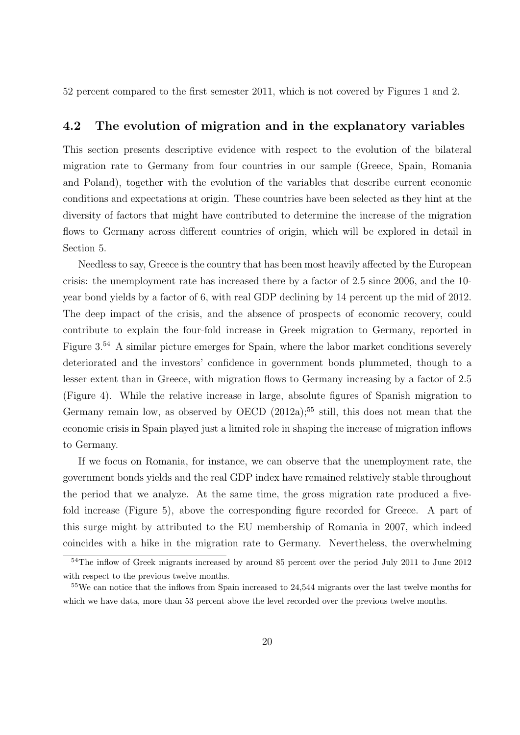52 percent compared to the first semester 2011, which is not covered by Figures 1 and 2.

### 4.2 The evolution of migration and in the explanatory variables

This section presents descriptive evidence with respect to the evolution of the bilateral migration rate to Germany from four countries in our sample (Greece, Spain, Romania and Poland), together with the evolution of the variables that describe current economic conditions and expectations at origin. These countries have been selected as they hint at the diversity of factors that might have contributed to determine the increase of the migration flows to Germany across different countries of origin, which will be explored in detail in Section 5.

Needless to say, Greece is the country that has been most heavily affected by the European crisis: the unemployment rate has increased there by a factor of 2.5 since 2006, and the 10-year bond yields by a factor of 6, with real GDP declining by 14 percent up the mid of 2012. The deep impact of the crisis, and the absence of prospects of economic recovery, could contribute to explain the four-fold increase in Greek migration to Germany, reported in Figure 3.[54] A similar picture emerges for Spain, where the labor market conditions severely deteriorated and the investors' confidence in government bonds plummeted, though to a lesser extent than in Greece, with migration flows to Germany increasing by a factor of 2.5 (Figure 4). While the relative increase in large, absolute figures of Spanish migration to Germany remain low, as observed by OECD (2012a);[55] still, this does not mean that the economic crisis in Spain played just a limited role in shaping the increase of migration inflows to Germany.

If we focus on Romania, for instance, we can observe that the unemployment rate, the government bonds yields and the real GDP index have remained relatively stable throughout the period that we analyze. At the same time, the gross migration rate produced a five-fold increase (Figure 5), above the corresponding figure recorded for Greece. A part of this surge might by attributed to the EU membership of Romania in 2007, which indeed coincides with a hike in the migration rate to Germany. Nevertheless, the overwhelming

[54] The inflow of Greek migrants increased by around 85 percent over the period July 2011 to June 2012 with respect to the previous twelve months.

[55] We can notice that the inflows from Spain increased to 24,544 migrants over the last twelve months for which we have data, more than 53 percent above the level recorded over the previous twelve months.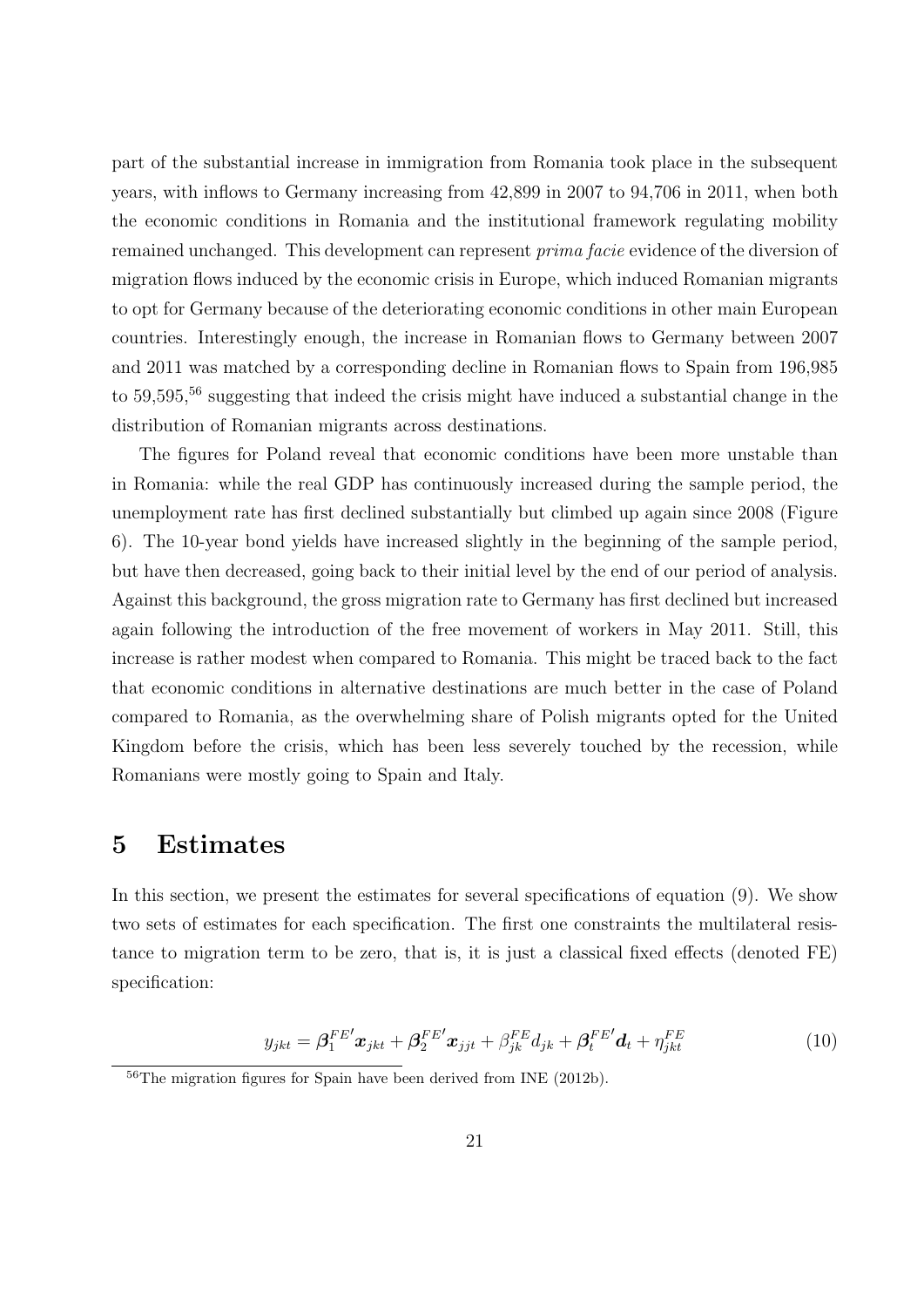part of the substantial increase in immigration from Romania took place in the subsequent years, with inflows to Germany increasing from 42,899 in 2007 to 94,706 in 2011, when both the economic conditions in Romania and the institutional framework regulating mobility remained unchanged. This development can represent *prima facie* evidence of the diversion of migration flows induced by the economic crisis in Europe, which induced Romanian migrants to opt for Germany because of the deteriorating economic conditions in other main European countries. Interestingly enough, the increase in Romanian flows to Germany between 2007 and 2011 was matched by a corresponding decline in Romanian flows to Spain from 196,985 to 59,595,[56] suggesting that indeed the crisis might have induced a substantial change in the distribution of Romanian migrants across destinations.

The figures for Poland reveal that economic conditions have been more unstable than in Romania: while the real GDP has continuously increased during the sample period, the unemployment rate has first declined substantially but climbed up again since 2008 (Figure 6). The 10-year bond yields have increased slightly in the beginning of the sample period, but have then decreased, going back to their initial level by the end of our period of analysis. Against this background, the gross migration rate to Germany has first declined but increased again following the introduction of the free movement of workers in May 2011. Still, this increase is rather modest when compared to Romania. This might be traced back to the fact that economic conditions in alternative destinations are much better in the case of Poland compared to Romania, as the overwhelming share of Polish migrants opted for the United Kingdom before the crisis, which has been less severely touched by the recession, while Romanians were mostly going to Spain and Italy.

# 5 Estimates

In this section, we present the estimates for several specifications of equation (9). We show two sets of estimates for each specification. The first one constraints the multilateral resistance to migration term to be zero, that is, it is just a classical fixed effects (denoted FE) specification:

$$y_{jkt} = \boldsymbol{\beta}_1^{FE\prime}\boldsymbol{x}_{jkt} + \boldsymbol{\beta}_2^{FE\prime}\boldsymbol{x}_{jjt} + \beta_{jk}^{FE}d_{jk} + \boldsymbol{\beta}_t^{FE\prime}\boldsymbol{d}_t + \eta_{jkt}^{FE} \tag{10}$$

[56]The migration figures for Spain have been derived from INE (2012b).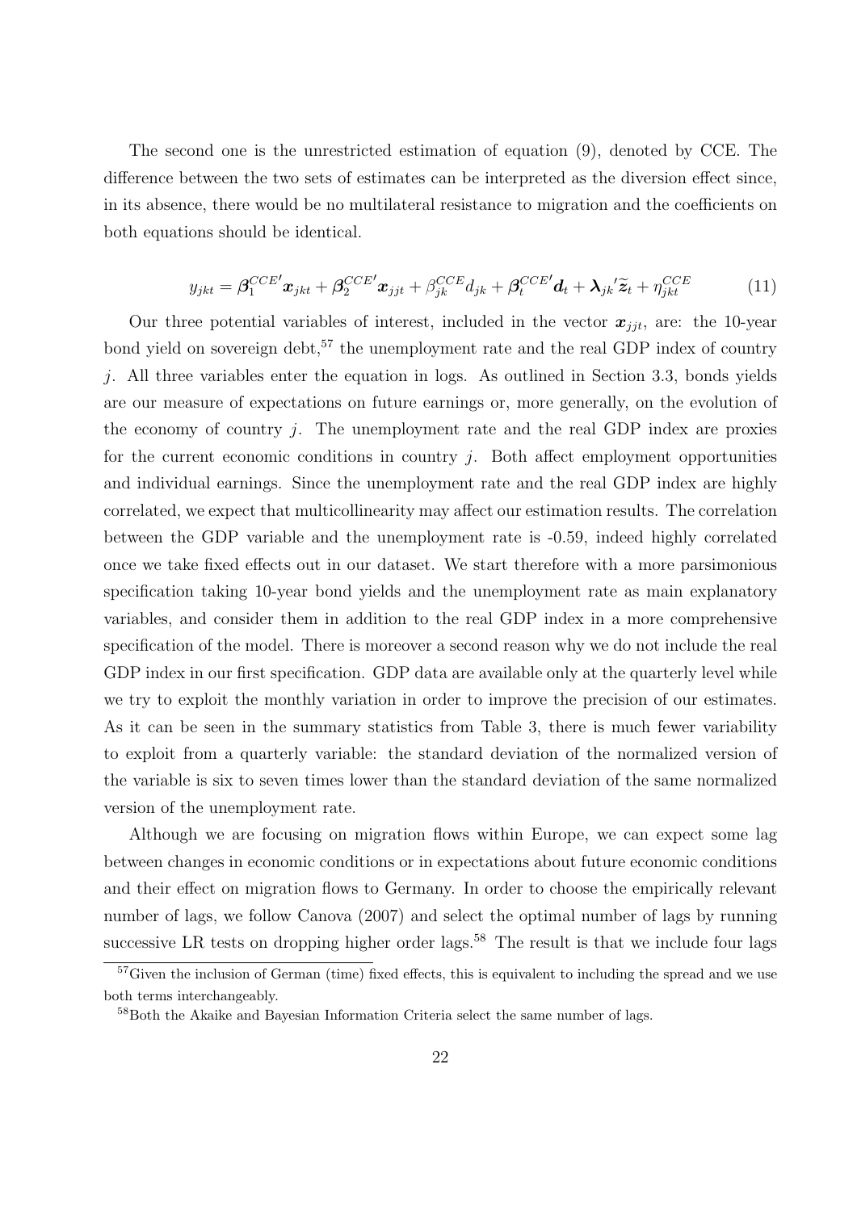The second one is the unrestricted estimation of equation (9), denoted by CCE. The difference between the two sets of estimates can be interpreted as the diversion effect since, in its absence, there would be no multilateral resistance to migration and the coefficients on both equations should be identical.

$$y_{jkt} = \boldsymbol{\beta}_1^{CCE'} \boldsymbol{x}_{jkt} + \boldsymbol{\beta}_2^{CCE'} \boldsymbol{x}_{jjt} + \beta_{jk}^{CCE} d_{jk} + \boldsymbol{\beta}_t^{CCE'} \boldsymbol{d}_t + \boldsymbol{\lambda}_{jk}{}' \widetilde{\boldsymbol{z}}_t + \eta_{jkt}^{CCE} \tag{11}$$

Our three potential variables of interest, included in the vector $\boldsymbol{x}_{jjt}$, are: the 10-year bond yield on sovereign debt,[57] the unemployment rate and the real GDP index of country $j$. All three variables enter the equation in logs. As outlined in Section 3.3, bonds yields are our measure of expectations on future earnings or, more generally, on the evolution of the economy of country $j$. The unemployment rate and the real GDP index are proxies for the current economic conditions in country $j$. Both affect employment opportunities and individual earnings. Since the unemployment rate and the real GDP index are highly correlated, we expect that multicollinearity may affect our estimation results. The correlation between the GDP variable and the unemployment rate is -0.59, indeed highly correlated once we take fixed effects out in our dataset. We start therefore with a more parsimonious specification taking 10-year bond yields and the unemployment rate as main explanatory variables, and consider them in addition to the real GDP index in a more comprehensive specification of the model. There is moreover a second reason why we do not include the real GDP index in our first specification. GDP data are available only at the quarterly level while we try to exploit the monthly variation in order to improve the precision of our estimates. As it can be seen in the summary statistics from Table 3, there is much fewer variability to exploit from a quarterly variable: the standard deviation of the normalized version of the variable is six to seven times lower than the standard deviation of the same normalized version of the unemployment rate.

Although we are focusing on migration flows within Europe, we can expect some lag between changes in economic conditions or in expectations about future economic conditions and their effect on migration flows to Germany. In order to choose the empirically relevant number of lags, we follow Canova (2007) and select the optimal number of lags by running successive LR tests on dropping higher order lags.[58] The result is that we include four lags

[57] Given the inclusion of German (time) fixed effects, this is equivalent to including the spread and we use both terms interchangeably.

[58] Both the Akaike and Bayesian Information Criteria select the same number of lags.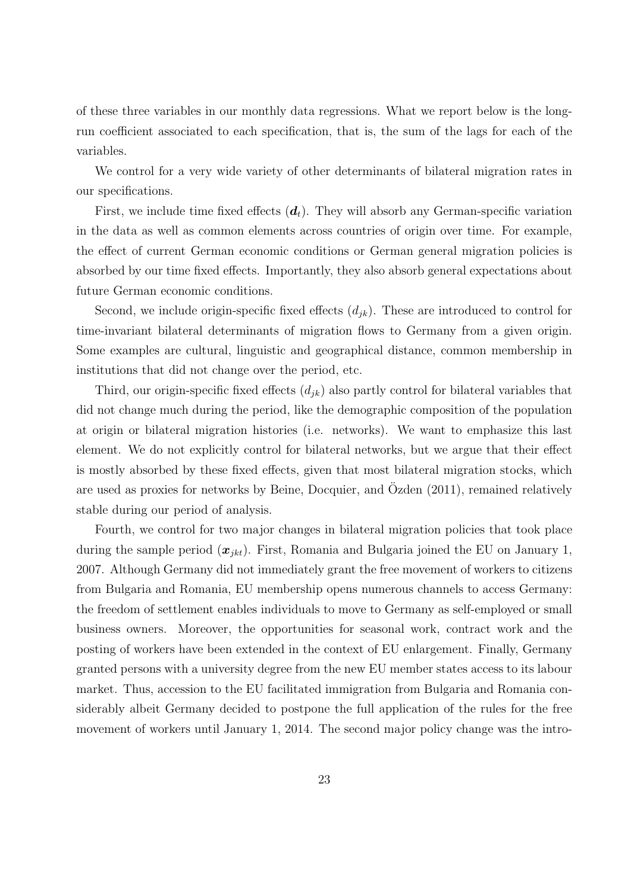of these three variables in our monthly data regressions. What we report below is the long-run coefficient associated to each specification, that is, the sum of the lags for each of the variables.

We control for a very wide variety of other determinants of bilateral migration rates in our specifications.

First, we include time fixed effects ($\boldsymbol{d}_t$). They will absorb any German-specific variation in the data as well as common elements across countries of origin over time. For example, the effect of current German economic conditions or German general migration policies is absorbed by our time fixed effects. Importantly, they also absorb general expectations about future German economic conditions.

Second, we include origin-specific fixed effects ($d_{jk}$). These are introduced to control for time-invariant bilateral determinants of migration flows to Germany from a given origin. Some examples are cultural, linguistic and geographical distance, common membership in institutions that did not change over the period, etc.

Third, our origin-specific fixed effects ($d_{jk}$) also partly control for bilateral variables that did not change much during the period, like the demographic composition of the population at origin or bilateral migration histories (i.e. networks). We want to emphasize this last element. We do not explicitly control for bilateral networks, but we argue that their effect is mostly absorbed by these fixed effects, given that most bilateral migration stocks, which are used as proxies for networks by Beine, Docquier, and Özden (2011), remained relatively stable during our period of analysis.

Fourth, we control for two major changes in bilateral migration policies that took place during the sample period ($\boldsymbol{x}_{jkt}$). First, Romania and Bulgaria joined the EU on January 1, 2007. Although Germany did not immediately grant the free movement of workers to citizens from Bulgaria and Romania, EU membership opens numerous channels to access Germany: the freedom of settlement enables individuals to move to Germany as self-employed or small business owners. Moreover, the opportunities for seasonal work, contract work and the posting of workers have been extended in the context of EU enlargement. Finally, Germany granted persons with a university degree from the new EU member states access to its labour market. Thus, accession to the EU facilitated immigration from Bulgaria and Romania considerably albeit Germany decided to postpone the full application of the rules for the free movement of workers until January 1, 2014. The second major policy change was the intro-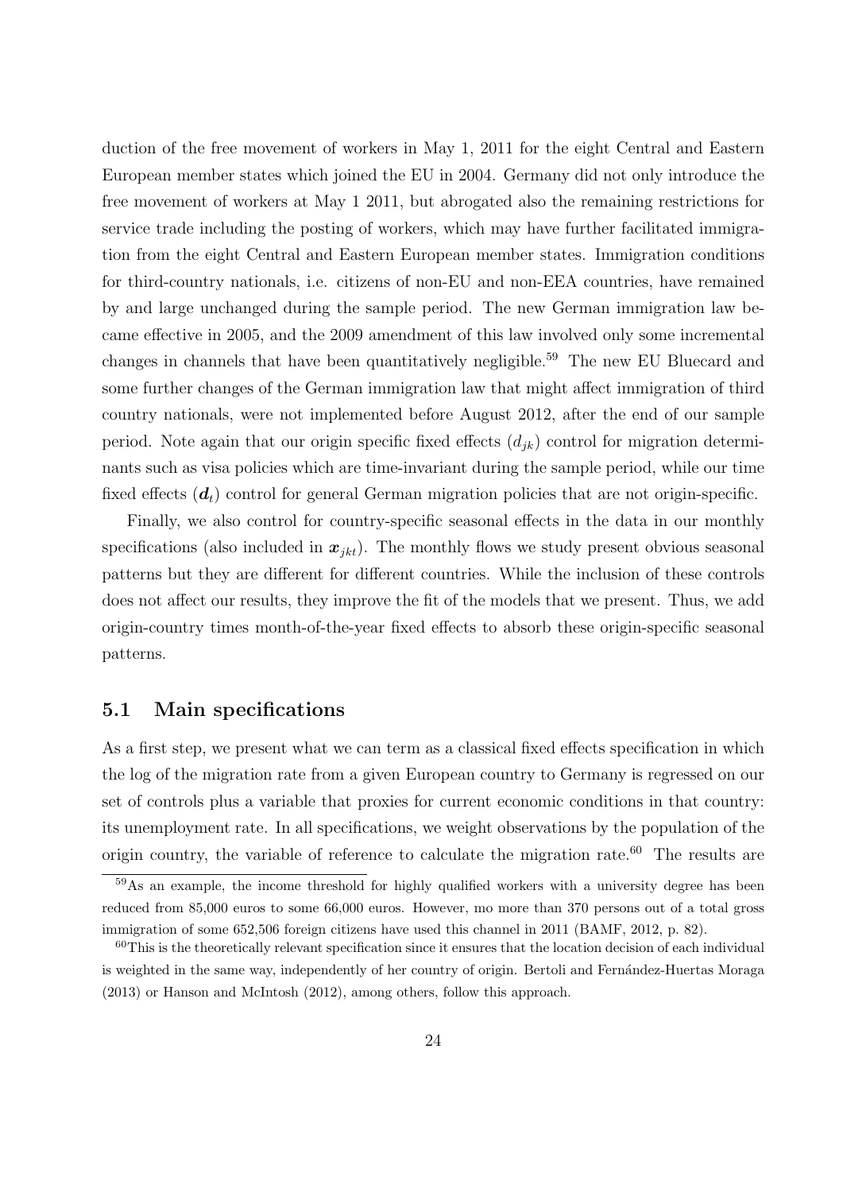duction of the free movement of workers in May 1, 2011 for the eight Central and Eastern European member states which joined the EU in 2004. Germany did not only introduce the free movement of workers at May 1 2011, but abrogated also the remaining restrictions for service trade including the posting of workers, which may have further facilitated immigration from the eight Central and Eastern European member states. Immigration conditions for third-country nationals, i.e. citizens of non-EU and non-EEA countries, have remained by and large unchanged during the sample period. The new German immigration law became effective in 2005, and the 2009 amendment of this law involved only some incremental changes in channels that have been quantitatively negligible.[59] The new EU Bluecard and some further changes of the German immigration law that might affect immigration of third country nationals, were not implemented before August 2012, after the end of our sample period. Note again that our origin specific fixed effects ($d_{jk}$) control for migration determinants such as visa policies which are time-invariant during the sample period, while our time fixed effects ($\boldsymbol{d}_t$) control for general German migration policies that are not origin-specific.

Finally, we also control for country-specific seasonal effects in the data in our monthly specifications (also included in $\boldsymbol{x}_{jkt}$). The monthly flows we study present obvious seasonal patterns but they are different for different countries. While the inclusion of these controls does not affect our results, they improve the fit of the models that we present. Thus, we add origin-country times month-of-the-year fixed effects to absorb these origin-specific seasonal patterns.

## 5.1 Main specifications

As a first step, we present what we can term as a classical fixed effects specification in which the log of the migration rate from a given European country to Germany is regressed on our set of controls plus a variable that proxies for current economic conditions in that country: its unemployment rate. In all specifications, we weight observations by the population of the origin country, the variable of reference to calculate the migration rate.[60] The results are

[59] As an example, the income threshold for highly qualified workers with a university degree has been reduced from 85,000 euros to some 66,000 euros. However, mo more than 370 persons out of a total gross immigration of some 652,506 foreign citizens have used this channel in 2011 (BAMF, 2012, p. 82).

[60] This is the theoretically relevant specification since it ensures that the location decision of each individual is weighted in the same way, independently of her country of origin. Bertoli and Fernández-Huertas Moraga (2013) or Hanson and McIntosh (2012), among others, follow this approach.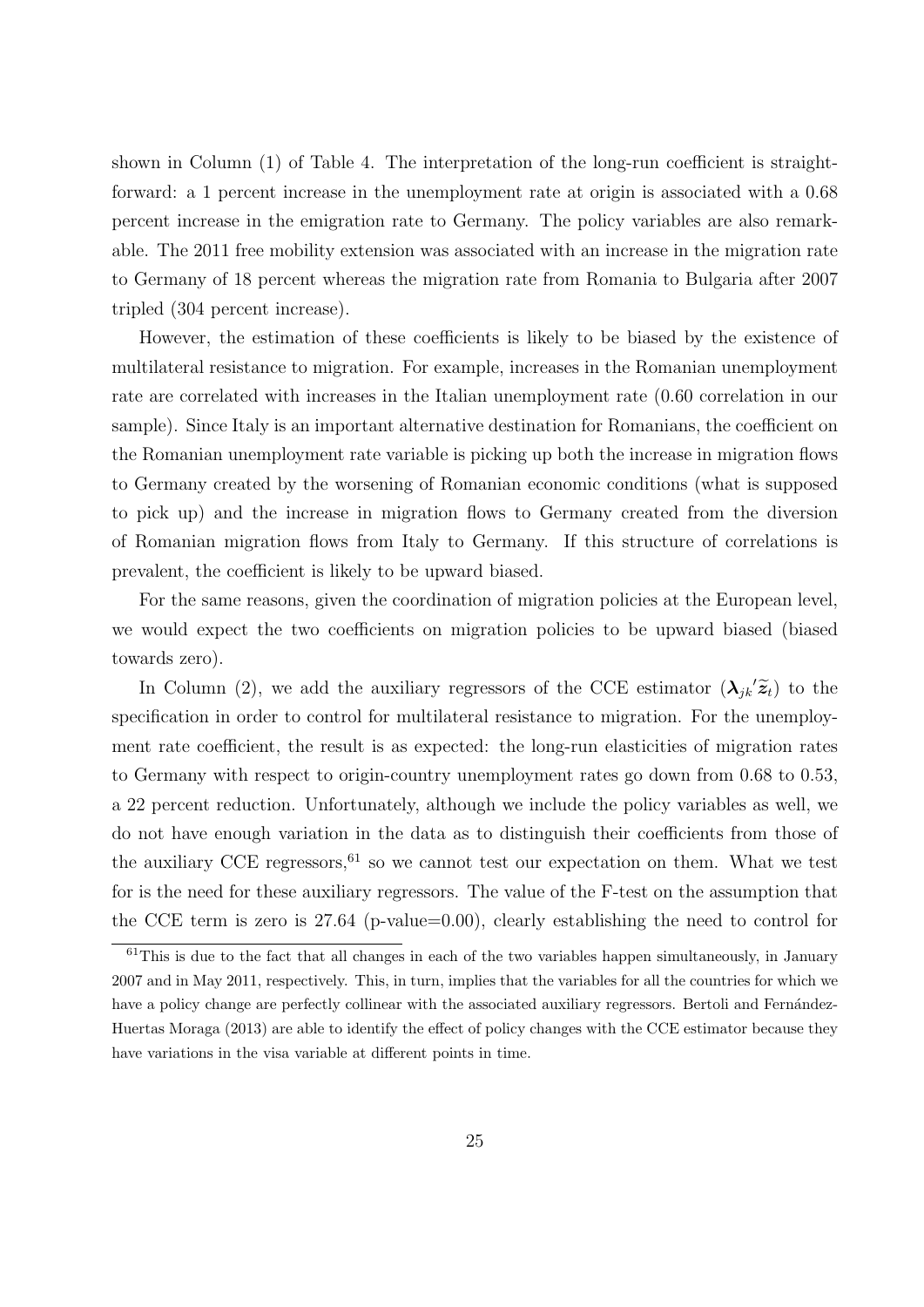shown in Column (1) of Table 4. The interpretation of the long-run coefficient is straightforward: a 1 percent increase in the unemployment rate at origin is associated with a 0.68 percent increase in the emigration rate to Germany. The policy variables are also remarkable. The 2011 free mobility extension was associated with an increase in the migration rate to Germany of 18 percent whereas the migration rate from Romania to Bulgaria after 2007 tripled (304 percent increase).

However, the estimation of these coefficients is likely to be biased by the existence of multilateral resistance to migration. For example, increases in the Romanian unemployment rate are correlated with increases in the Italian unemployment rate (0.60 correlation in our sample). Since Italy is an important alternative destination for Romanians, the coefficient on the Romanian unemployment rate variable is picking up both the increase in migration flows to Germany created by the worsening of Romanian economic conditions (what is supposed to pick up) and the increase in migration flows to Germany created from the diversion of Romanian migration flows from Italy to Germany. If this structure of correlations is prevalent, the coefficient is likely to be upward biased.

For the same reasons, given the coordination of migration policies at the European level, we would expect the two coefficients on migration policies to be upward biased (biased towards zero).

In Column (2), we add the auxiliary regressors of the CCE estimator ($\boldsymbol{\lambda}_{jk}{}'\widetilde{\boldsymbol{z}}_t$) to the specification in order to control for multilateral resistance to migration. For the unemployment rate coefficient, the result is as expected: the long-run elasticities of migration rates to Germany with respect to origin-country unemployment rates go down from 0.68 to 0.53, a 22 percent reduction. Unfortunately, although we include the policy variables as well, we do not have enough variation in the data as to distinguish their coefficients from those of the auxiliary CCE regressors,[61] so we cannot test our expectation on them. What we test for is the need for these auxiliary regressors. The value of the F-test on the assumption that the CCE term is zero is 27.64 (p-value=0.00), clearly establishing the need to control for

[61] This is due to the fact that all changes in each of the two variables happen simultaneously, in January 2007 and in May 2011, respectively. This, in turn, implies that the variables for all the countries for which we have a policy change are perfectly collinear with the associated auxiliary regressors. Bertoli and Fernández-Huertas Moraga (2013) are able to identify the effect of policy changes with the CCE estimator because they have variations in the visa variable at different points in time.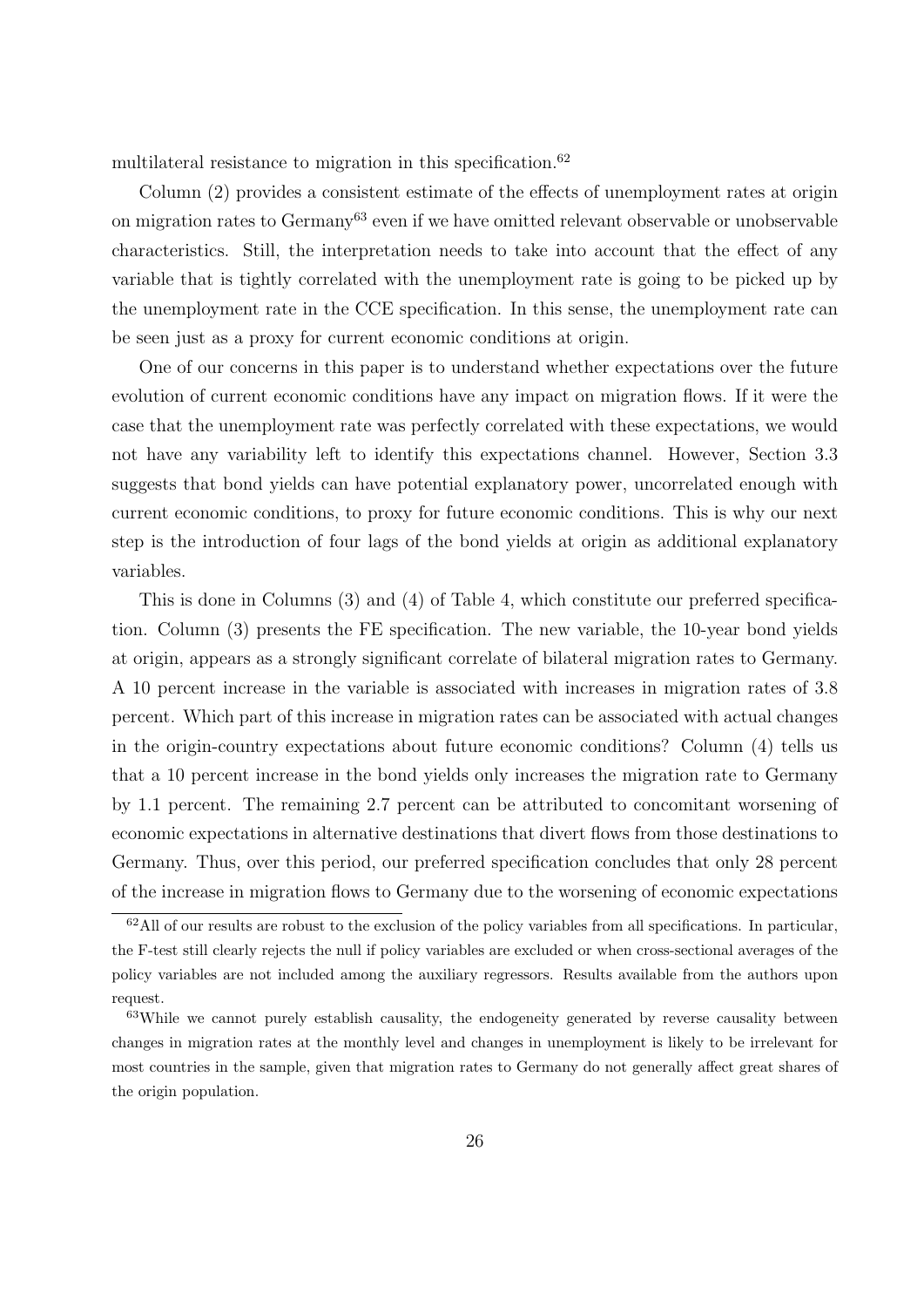multilateral resistance to migration in this specification.[62]

Column (2) provides a consistent estimate of the effects of unemployment rates at origin on migration rates to Germany[63] even if we have omitted relevant observable or unobservable characteristics. Still, the interpretation needs to take into account that the effect of any variable that is tightly correlated with the unemployment rate is going to be picked up by the unemployment rate in the CCE specification. In this sense, the unemployment rate can be seen just as a proxy for current economic conditions at origin.

One of our concerns in this paper is to understand whether expectations over the future evolution of current economic conditions have any impact on migration flows. If it were the case that the unemployment rate was perfectly correlated with these expectations, we would not have any variability left to identify this expectations channel. However, Section 3.3 suggests that bond yields can have potential explanatory power, uncorrelated enough with current economic conditions, to proxy for future economic conditions. This is why our next step is the introduction of four lags of the bond yields at origin as additional explanatory variables.

This is done in Columns (3) and (4) of Table 4, which constitute our preferred specification. Column (3) presents the FE specification. The new variable, the 10-year bond yields at origin, appears as a strongly significant correlate of bilateral migration rates to Germany. A 10 percent increase in the variable is associated with increases in migration rates of 3.8 percent. Which part of this increase in migration rates can be associated with actual changes in the origin-country expectations about future economic conditions? Column (4) tells us that a 10 percent increase in the bond yields only increases the migration rate to Germany by 1.1 percent. The remaining 2.7 percent can be attributed to concomitant worsening of economic expectations in alternative destinations that divert flows from those destinations to Germany. Thus, over this period, our preferred specification concludes that only 28 percent of the increase in migration flows to Germany due to the worsening of economic expectations

[62] All of our results are robust to the exclusion of the policy variables from all specifications. In particular, the F-test still clearly rejects the null if policy variables are excluded or when cross-sectional averages of the policy variables are not included among the auxiliary regressors. Results available from the authors upon request.

[63] While we cannot purely establish causality, the endogeneity generated by reverse causality between changes in migration rates at the monthly level and changes in unemployment is likely to be irrelevant for most countries in the sample, given that migration rates to Germany do not generally affect great shares of the origin population.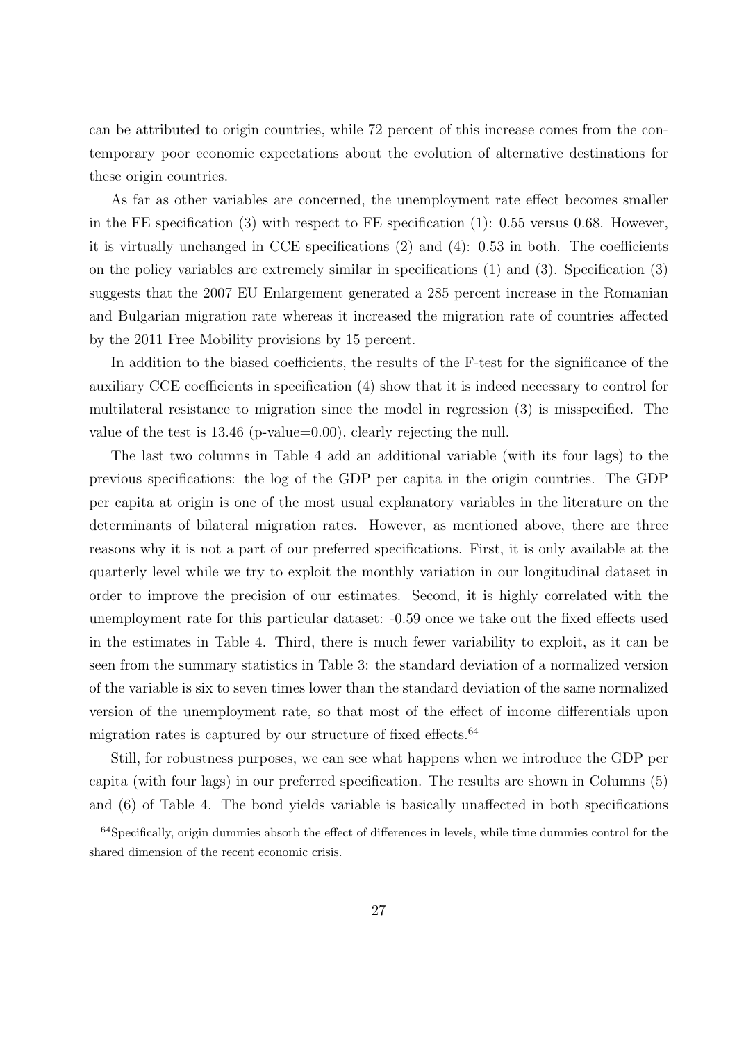can be attributed to origin countries, while 72 percent of this increase comes from the contemporary poor economic expectations about the evolution of alternative destinations for these origin countries.

As far as other variables are concerned, the unemployment rate effect becomes smaller in the FE specification (3) with respect to FE specification (1): 0.55 versus 0.68. However, it is virtually unchanged in CCE specifications (2) and (4): 0.53 in both. The coefficients on the policy variables are extremely similar in specifications (1) and (3). Specification (3) suggests that the 2007 EU Enlargement generated a 285 percent increase in the Romanian and Bulgarian migration rate whereas it increased the migration rate of countries affected by the 2011 Free Mobility provisions by 15 percent.

In addition to the biased coefficients, the results of the F-test for the significance of the auxiliary CCE coefficients in specification (4) show that it is indeed necessary to control for multilateral resistance to migration since the model in regression (3) is misspecified. The value of the test is 13.46 (p-value=0.00), clearly rejecting the null.

The last two columns in Table 4 add an additional variable (with its four lags) to the previous specifications: the log of the GDP per capita in the origin countries. The GDP per capita at origin is one of the most usual explanatory variables in the literature on the determinants of bilateral migration rates. However, as mentioned above, there are three reasons why it is not a part of our preferred specifications. First, it is only available at the quarterly level while we try to exploit the monthly variation in our longitudinal dataset in order to improve the precision of our estimates. Second, it is highly correlated with the unemployment rate for this particular dataset: -0.59 once we take out the fixed effects used in the estimates in Table 4. Third, there is much fewer variability to exploit, as it can be seen from the summary statistics in Table 3: the standard deviation of a normalized version of the variable is six to seven times lower than the standard deviation of the same normalized version of the unemployment rate, so that most of the effect of income differentials upon migration rates is captured by our structure of fixed effects.[64]

Still, for robustness purposes, we can see what happens when we introduce the GDP per capita (with four lags) in our preferred specification. The results are shown in Columns (5) and (6) of Table 4. The bond yields variable is basically unaffected in both specifications

[64]Specifically, origin dummies absorb the effect of differences in levels, while time dummies control for the shared dimension of the recent economic crisis.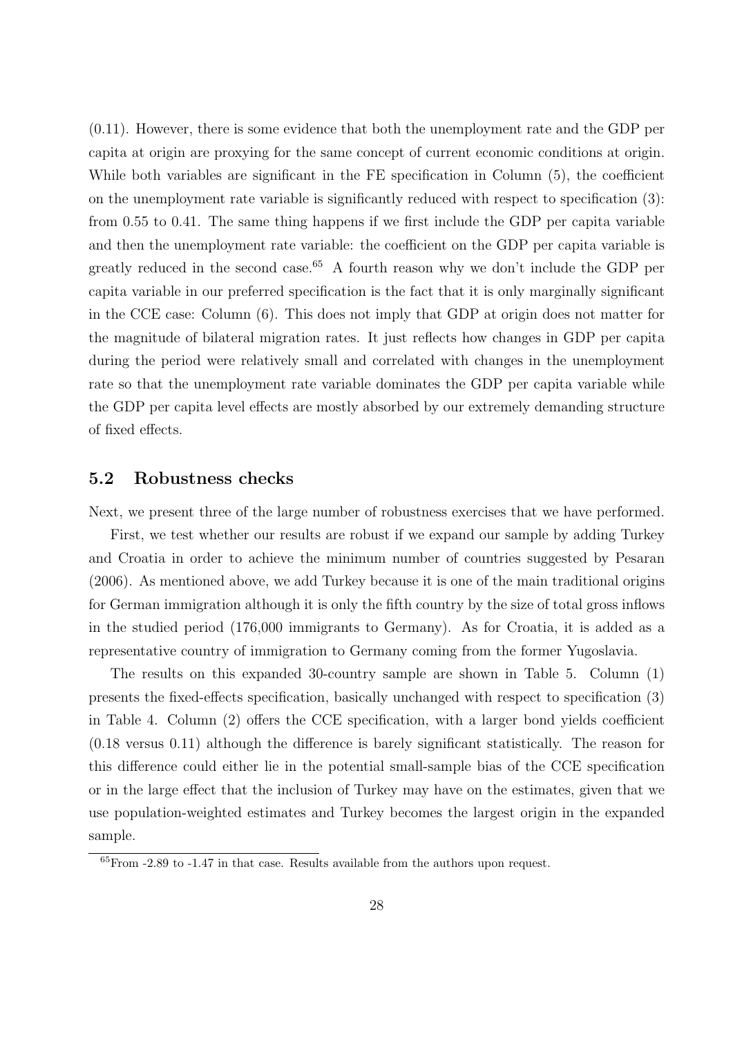(0.11). However, there is some evidence that both the unemployment rate and the GDP per capita at origin are proxying for the same concept of current economic conditions at origin. While both variables are significant in the FE specification in Column (5), the coefficient on the unemployment rate variable is significantly reduced with respect to specification (3): from 0.55 to 0.41. The same thing happens if we first include the GDP per capita variable and then the unemployment rate variable: the coefficient on the GDP per capita variable is greatly reduced in the second case.[65] A fourth reason why we don't include the GDP per capita variable in our preferred specification is the fact that it is only marginally significant in the CCE case: Column (6). This does not imply that GDP at origin does not matter for the magnitude of bilateral migration rates. It just reflects how changes in GDP per capita during the period were relatively small and correlated with changes in the unemployment rate so that the unemployment rate variable dominates the GDP per capita variable while the GDP per capita level effects are mostly absorbed by our extremely demanding structure of fixed effects.

## 5.2 Robustness checks

Next, we present three of the large number of robustness exercises that we have performed.

First, we test whether our results are robust if we expand our sample by adding Turkey and Croatia in order to achieve the minimum number of countries suggested by Pesaran (2006). As mentioned above, we add Turkey because it is one of the main traditional origins for German immigration although it is only the fifth country by the size of total gross inflows in the studied period (176,000 immigrants to Germany). As for Croatia, it is added as a representative country of immigration to Germany coming from the former Yugoslavia.

The results on this expanded 30-country sample are shown in Table 5. Column (1) presents the fixed-effects specification, basically unchanged with respect to specification (3) in Table 4. Column (2) offers the CCE specification, with a larger bond yields coefficient (0.18 versus 0.11) although the difference is barely significant statistically. The reason for this difference could either lie in the potential small-sample bias of the CCE specification or in the large effect that the inclusion of Turkey may have on the estimates, given that we use population-weighted estimates and Turkey becomes the largest origin in the expanded sample.

[65] From -2.89 to -1.47 in that case. Results available from the authors upon request.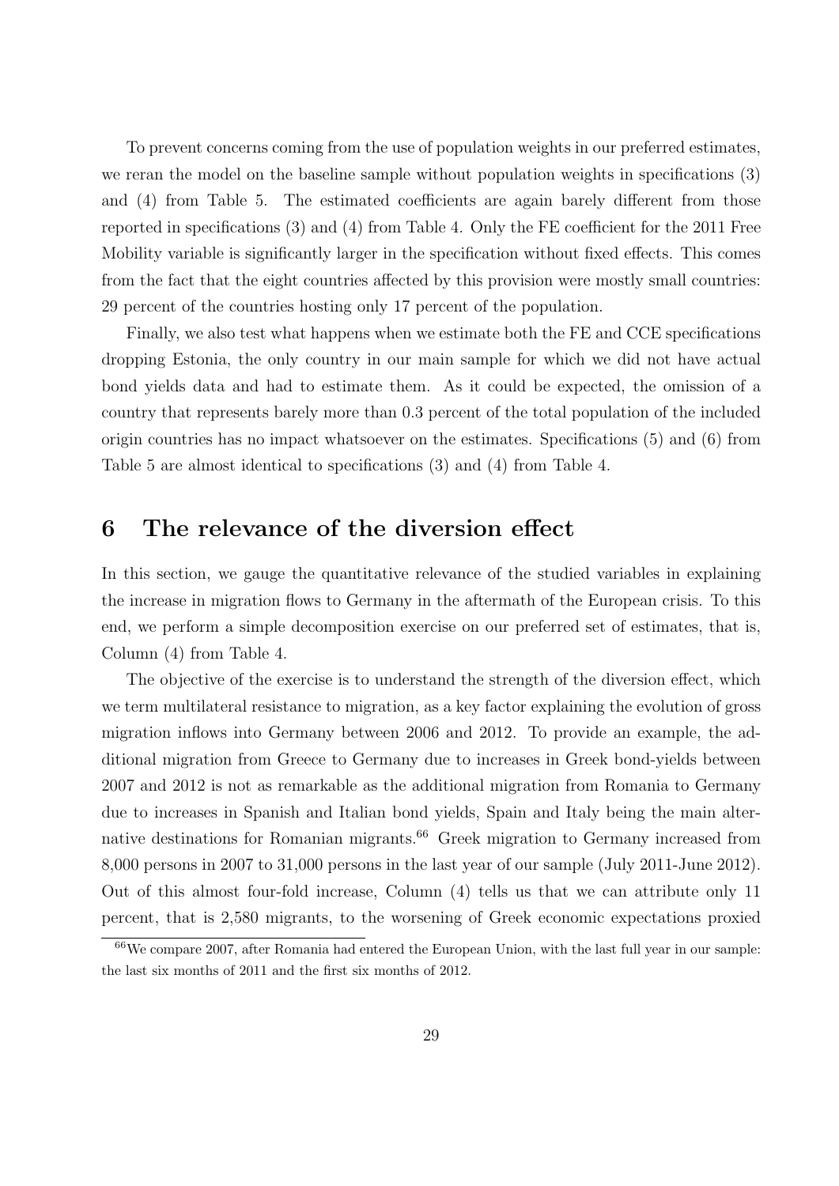To prevent concerns coming from the use of population weights in our preferred estimates, we reran the model on the baseline sample without population weights in specifications (3) and (4) from Table 5. The estimated coefficients are again barely different from those reported in specifications (3) and (4) from Table 4. Only the FE coefficient for the 2011 Free Mobility variable is significantly larger in the specification without fixed effects. This comes from the fact that the eight countries affected by this provision were mostly small countries: 29 percent of the countries hosting only 17 percent of the population.

Finally, we also test what happens when we estimate both the FE and CCE specifications dropping Estonia, the only country in our main sample for which we did not have actual bond yields data and had to estimate them. As it could be expected, the omission of a country that represents barely more than 0.3 percent of the total population of the included origin countries has no impact whatsoever on the estimates. Specifications (5) and (6) from Table 5 are almost identical to specifications (3) and (4) from Table 4.

## 6 The relevance of the diversion effect

In this section, we gauge the quantitative relevance of the studied variables in explaining the increase in migration flows to Germany in the aftermath of the European crisis. To this end, we perform a simple decomposition exercise on our preferred set of estimates, that is, Column (4) from Table 4.

The objective of the exercise is to understand the strength of the diversion effect, which we term multilateral resistance to migration, as a key factor explaining the evolution of gross migration inflows into Germany between 2006 and 2012. To provide an example, the additional migration from Greece to Germany due to increases in Greek bond-yields between 2007 and 2012 is not as remarkable as the additional migration from Romania to Germany due to increases in Spanish and Italian bond yields, Spain and Italy being the main alternative destinations for Romanian migrants.[66] Greek migration to Germany increased from 8,000 persons in 2007 to 31,000 persons in the last year of our sample (July 2011-June 2012). Out of this almost four-fold increase, Column (4) tells us that we can attribute only 11 percent, that is 2,580 migrants, to the worsening of Greek economic expectations proxied

[66] We compare 2007, after Romania had entered the European Union, with the last full year in our sample: the last six months of 2011 and the first six months of 2012.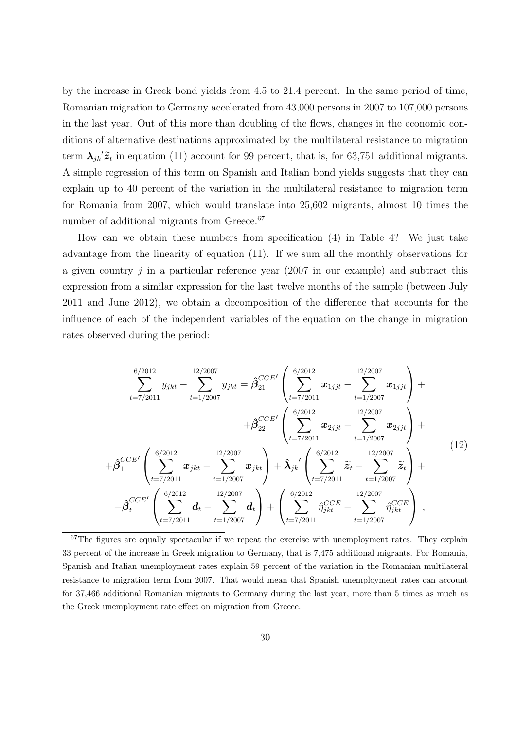by the increase in Greek bond yields from 4.5 to 21.4 percent. In the same period of time, Romanian migration to Germany accelerated from 43,000 persons in 2007 to 107,000 persons in the last year. Out of this more than doubling of the flows, changes in the economic conditions of alternative destinations approximated by the multilateral resistance to migration term $\boldsymbol{\lambda}_{jk}{}'\widetilde{\boldsymbol{z}}_t$ in equation (11) account for 99 percent, that is, for 63,751 additional migrants. A simple regression of this term on Spanish and Italian bond yields suggests that they can explain up to 40 percent of the variation in the multilateral resistance to migration term for Romania from 2007, which would translate into 25,602 migrants, almost 10 times the number of additional migrants from Greece.[67]

How can we obtain these numbers from specification (4) in Table 4? We just take advantage from the linearity of equation (11). If we sum all the monthly observations for a given country $j$ in a particular reference year (2007 in our example) and subtract this expression from a similar expression for the last twelve months of the sample (between July 2011 and June 2012), we obtain a decomposition of the difference that accounts for the influence of each of the independent variables of the equation on the change in migration rates observed during the period:

$$
\begin{aligned}
\sum_{t=7/2011}^{6/2012} y_{jkt} - \sum_{t=1/2007}^{12/2007} y_{jkt} = \hat{\boldsymbol{\beta}}_{21}^{CCE\prime} \left( \sum_{t=7/2011}^{6/2012} \boldsymbol{x}_{1jjt} - \sum_{t=1/2007}^{12/2007} \boldsymbol{x}_{1jjt} \right) + \\
+ \hat{\boldsymbol{\beta}}_{22}^{CCE\prime} \left( \sum_{t=7/2011}^{6/2012} \boldsymbol{x}_{2jjt} - \sum_{t=1/2007}^{12/2007} \boldsymbol{x}_{2jjt} \right) + \\
+ \hat{\boldsymbol{\beta}}_{1}^{CCE\prime} \left( \sum_{t=7/2011}^{6/2012} \boldsymbol{x}_{jkt} - \sum_{t=1/2007}^{12/2007} \boldsymbol{x}_{jkt} \right) + \hat{\boldsymbol{\lambda}}_{jk}{}' \left( \sum_{t=7/2011}^{6/2012} \widetilde{\boldsymbol{z}}_{t} - \sum_{t=1/2007}^{12/2007} \widetilde{\boldsymbol{z}}_{t} \right) + \\
+ \hat{\boldsymbol{\beta}}_{t}^{CCE\prime} \left( \sum_{t=7/2011}^{6/2012} \boldsymbol{d}_{t} - \sum_{t=1/2007}^{12/2007} \boldsymbol{d}_{t} \right) + \left( \sum_{t=7/2011}^{6/2012} \hat{\eta}_{jkt}^{CCE} - \sum_{t=1/2007}^{12/2007} \hat{\eta}_{jkt}^{CCE} \right),
\end{aligned}
\tag{12}
$$

[67] The figures are equally spectacular if we repeat the exercise with unemployment rates. They explain 33 percent of the increase in Greek migration to Germany, that is 7,475 additional migrants. For Romania, Spanish and Italian unemployment rates explain 59 percent of the variation in the Romanian multilateral resistance to migration term from 2007. That would mean that Spanish unemployment rates can account for 37,466 additional Romanian migrants to Germany during the last year, more than 5 times as much as the Greek unemployment rate effect on migration from Greece.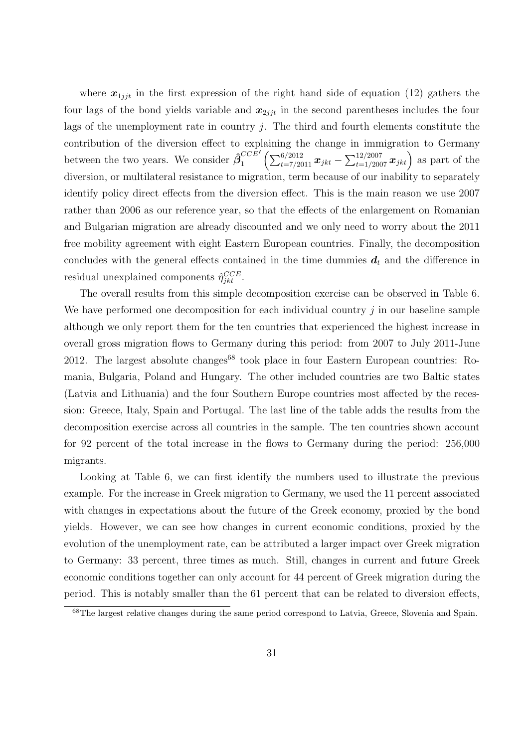where $\boldsymbol{x}_{1jjt}$ in the first expression of the right hand side of equation (12) gathers the four lags of the bond yields variable and $\boldsymbol{x}_{2jjt}$ in the second parentheses includes the four lags of the unemployment rate in country $j$. The third and fourth elements constitute the contribution of the diversion effect to explaining the change in immigration to Germany between the two years. We consider $\hat{\boldsymbol{\beta}}_1^{CCE\prime}\left(\sum_{t=7/2011}^{6/2012}\boldsymbol{x}_{jkt} - \sum_{t=1/2007}^{12/2007}\boldsymbol{x}_{jkt}\right)$ as part of the diversion, or multilateral resistance to migration, term because of our inability to separately identify policy direct effects from the diversion effect. This is the main reason we use 2007 rather than 2006 as our reference year, so that the effects of the enlargement on Romanian and Bulgarian migration are already discounted and we only need to worry about the 2011 free mobility agreement with eight Eastern European countries. Finally, the decomposition concludes with the general effects contained in the time dummies $\boldsymbol{d}_t$ and the difference in residual unexplained components $\hat{\eta}_{jkt}^{CCE}$.

The overall results from this simple decomposition exercise can be observed in Table 6. We have performed one decomposition for each individual country $j$ in our baseline sample although we only report them for the ten countries that experienced the highest increase in overall gross migration flows to Germany during this period: from 2007 to July 2011-June 2012. The largest absolute changes[68] took place in four Eastern European countries: Romania, Bulgaria, Poland and Hungary. The other included countries are two Baltic states (Latvia and Lithuania) and the four Southern Europe countries most affected by the recession: Greece, Italy, Spain and Portugal. The last line of the table adds the results from the decomposition exercise across all countries in the sample. The ten countries shown account for 92 percent of the total increase in the flows to Germany during the period: 256,000 migrants.

Looking at Table 6, we can first identify the numbers used to illustrate the previous example. For the increase in Greek migration to Germany, we used the 11 percent associated with changes in expectations about the future of the Greek economy, proxied by the bond yields. However, we can see how changes in current economic conditions, proxied by the evolution of the unemployment rate, can be attributed a larger impact over Greek migration to Germany: 33 percent, three times as much. Still, changes in current and future Greek economic conditions together can only account for 44 percent of Greek migration during the period. This is notably smaller than the 61 percent that can be related to diversion effects,

[68] The largest relative changes during the same period correspond to Latvia, Greece, Slovenia and Spain.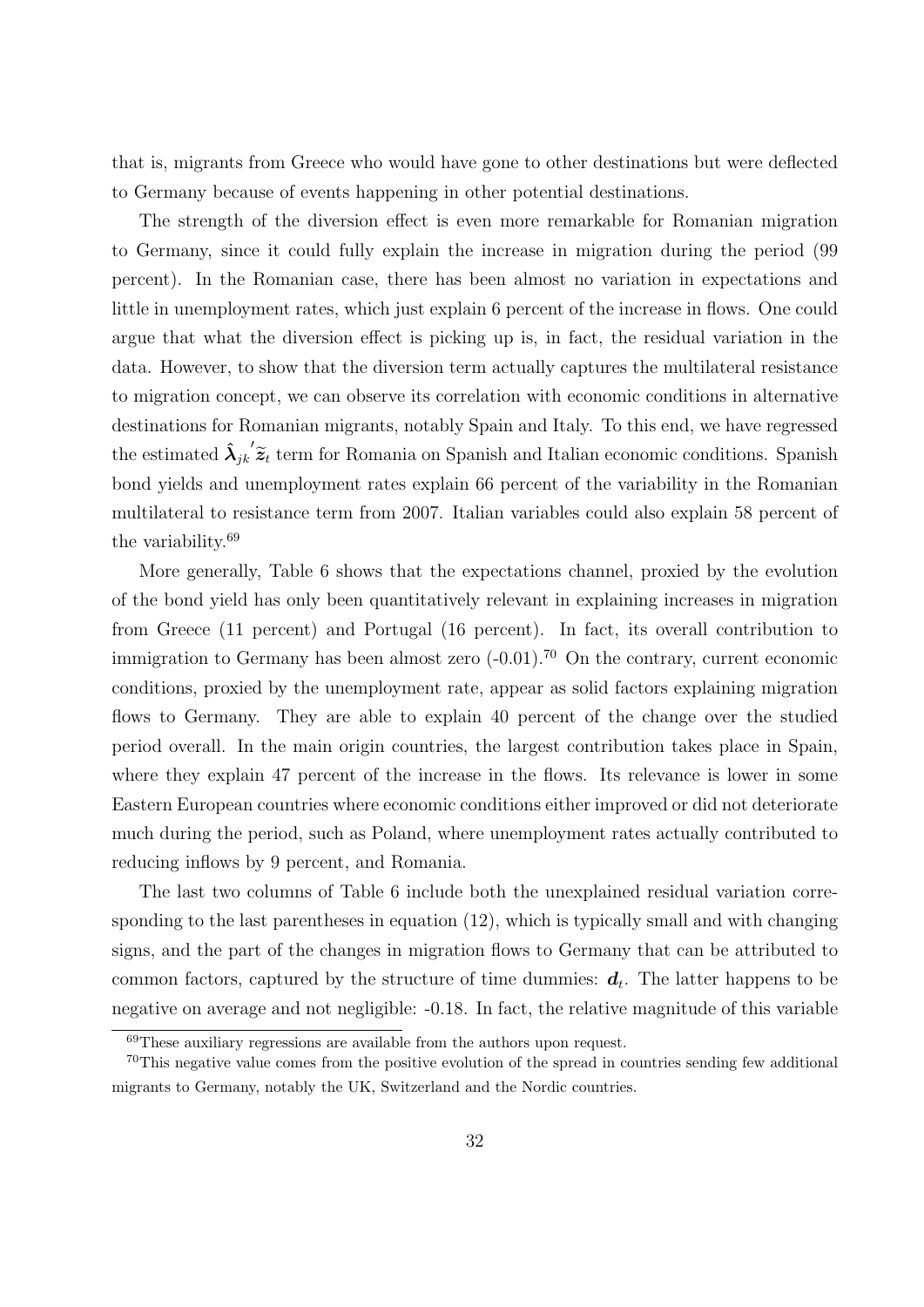that is, migrants from Greece who would have gone to other destinations but were deflected to Germany because of events happening in other potential destinations.

The strength of the diversion effect is even more remarkable for Romanian migration to Germany, since it could fully explain the increase in migration during the period (99 percent). In the Romanian case, there has been almost no variation in expectations and little in unemployment rates, which just explain 6 percent of the increase in flows. One could argue that what the diversion effect is picking up is, in fact, the residual variation in the data. However, to show that the diversion term actually captures the multilateral resistance to migration concept, we can observe its correlation with economic conditions in alternative destinations for Romanian migrants, notably Spain and Italy. To this end, we have regressed the estimated $\hat{\boldsymbol{\lambda}}_{jk}{}'\widetilde{\boldsymbol{z}}_t$ term for Romania on Spanish and Italian economic conditions. Spanish bond yields and unemployment rates explain 66 percent of the variability in the Romanian multilateral to resistance term from 2007. Italian variables could also explain 58 percent of the variability.[69]

More generally, Table 6 shows that the expectations channel, proxied by the evolution of the bond yield has only been quantitatively relevant in explaining increases in migration from Greece (11 percent) and Portugal (16 percent). In fact, its overall contribution to immigration to Germany has been almost zero (-0.01).[70] On the contrary, current economic conditions, proxied by the unemployment rate, appear as solid factors explaining migration flows to Germany. They are able to explain 40 percent of the change over the studied period overall. In the main origin countries, the largest contribution takes place in Spain, where they explain 47 percent of the increase in the flows. Its relevance is lower in some Eastern European countries where economic conditions either improved or did not deteriorate much during the period, such as Poland, where unemployment rates actually contributed to reducing inflows by 9 percent, and Romania.

The last two columns of Table 6 include both the unexplained residual variation corresponding to the last parentheses in equation (12), which is typically small and with changing signs, and the part of the changes in migration flows to Germany that can be attributed to common factors, captured by the structure of time dummies: $\boldsymbol{d}_t$. The latter happens to be negative on average and not negligible: -0.18. In fact, the relative magnitude of this variable

[69] These auxiliary regressions are available from the authors upon request.

[70] This negative value comes from the positive evolution of the spread in countries sending few additional migrants to Germany, notably the UK, Switzerland and the Nordic countries.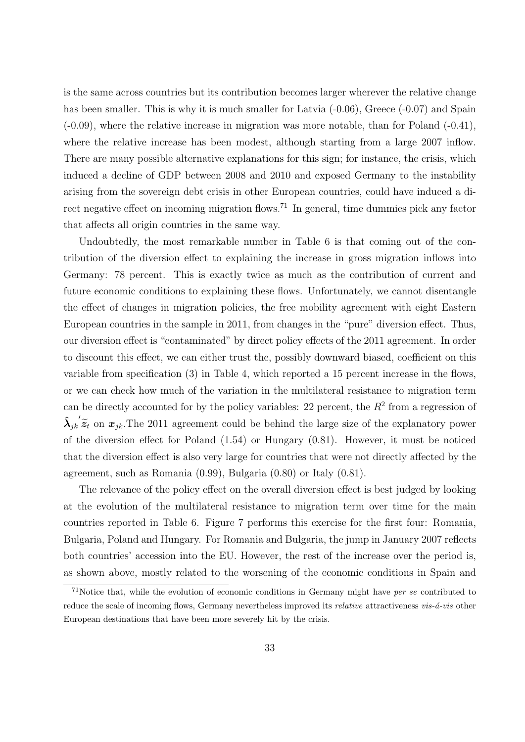is the same across countries but its contribution becomes larger wherever the relative change has been smaller. This is why it is much smaller for Latvia (-0.06), Greece (-0.07) and Spain (-0.09), where the relative increase in migration was more notable, than for Poland (-0.41), where the relative increase has been modest, although starting from a large 2007 inflow. There are many possible alternative explanations for this sign; for instance, the crisis, which induced a decline of GDP between 2008 and 2010 and exposed Germany to the instability arising from the sovereign debt crisis in other European countries, could have induced a direct negative effect on incoming migration flows.[71] In general, time dummies pick any factor that affects all origin countries in the same way.

Undoubtedly, the most remarkable number in Table 6 is that coming out of the contribution of the diversion effect to explaining the increase in gross migration inflows into Germany: 78 percent. This is exactly twice as much as the contribution of current and future economic conditions to explaining these flows. Unfortunately, we cannot disentangle the effect of changes in migration policies, the free mobility agreement with eight Eastern European countries in the sample in 2011, from changes in the "pure" diversion effect. Thus, our diversion effect is "contaminated" by direct policy effects of the 2011 agreement. In order to discount this effect, we can either trust the, possibly downward biased, coefficient on this variable from specification (3) in Table 4, which reported a 15 percent increase in the flows, or we can check how much of the variation in the multilateral resistance to migration term can be directly accounted for by the policy variables: 22 percent, the $R^2$ from a regression of $\hat{\boldsymbol{\lambda}}_{jk}{}'\widetilde{\boldsymbol{z}}_t$ on $\boldsymbol{x}_{jk}$.The 2011 agreement could be behind the large size of the explanatory power of the diversion effect for Poland (1.54) or Hungary (0.81). However, it must be noticed that the diversion effect is also very large for countries that were not directly affected by the agreement, such as Romania (0.99), Bulgaria (0.80) or Italy (0.81).

The relevance of the policy effect on the overall diversion effect is best judged by looking at the evolution of the multilateral resistance to migration term over time for the main countries reported in Table 6. Figure 7 performs this exercise for the first four: Romania, Bulgaria, Poland and Hungary. For Romania and Bulgaria, the jump in January 2007 reflects both countries' accession into the EU. However, the rest of the increase over the period is, as shown above, mostly related to the worsening of the economic conditions in Spain and

[71] Notice that, while the evolution of economic conditions in Germany might have *per se* contributed to reduce the scale of incoming flows, Germany nevertheless improved its *relative* attractiveness *vis-á-vis* other European destinations that have been more severely hit by the crisis.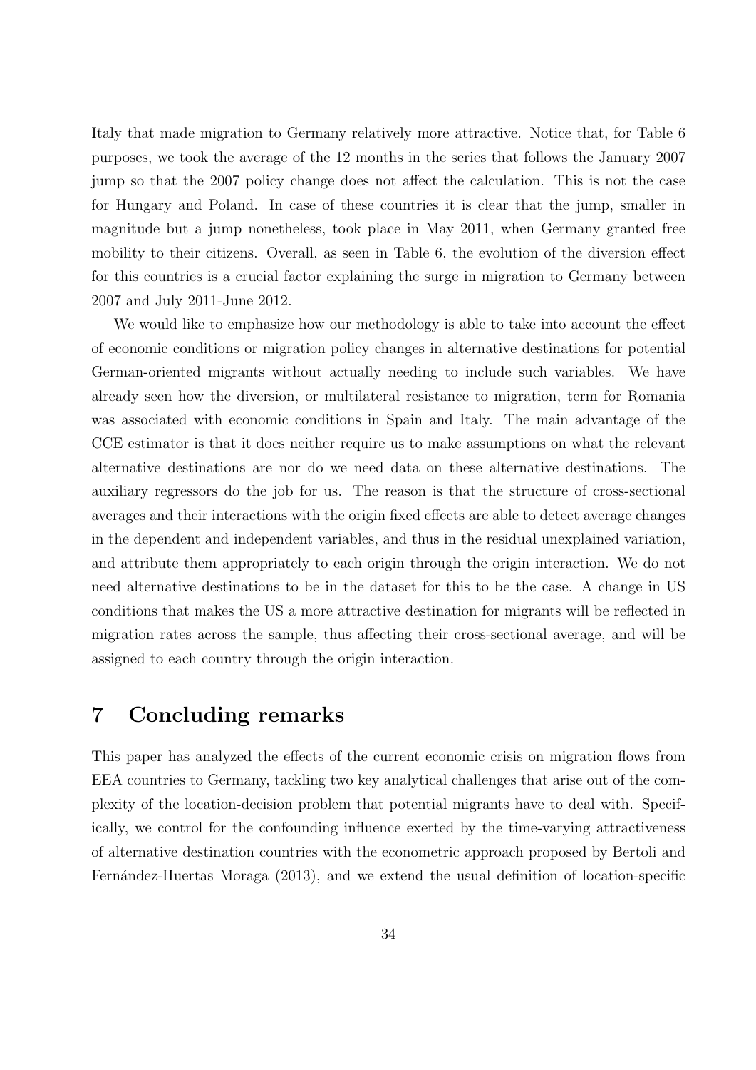Italy that made migration to Germany relatively more attractive. Notice that, for Table 6 purposes, we took the average of the 12 months in the series that follows the January 2007 jump so that the 2007 policy change does not affect the calculation. This is not the case for Hungary and Poland. In case of these countries it is clear that the jump, smaller in magnitude but a jump nonetheless, took place in May 2011, when Germany granted free mobility to their citizens. Overall, as seen in Table 6, the evolution of the diversion effect for this countries is a crucial factor explaining the surge in migration to Germany between 2007 and July 2011-June 2012.

We would like to emphasize how our methodology is able to take into account the effect of economic conditions or migration policy changes in alternative destinations for potential German-oriented migrants without actually needing to include such variables. We have already seen how the diversion, or multilateral resistance to migration, term for Romania was associated with economic conditions in Spain and Italy. The main advantage of the CCE estimator is that it does neither require us to make assumptions on what the relevant alternative destinations are nor do we need data on these alternative destinations. The auxiliary regressors do the job for us. The reason is that the structure of cross-sectional averages and their interactions with the origin fixed effects are able to detect average changes in the dependent and independent variables, and thus in the residual unexplained variation, and attribute them appropriately to each origin through the origin interaction. We do not need alternative destinations to be in the dataset for this to be the case. A change in US conditions that makes the US a more attractive destination for migrants will be reflected in migration rates across the sample, thus affecting their cross-sectional average, and will be assigned to each country through the origin interaction.

## 7 Concluding remarks

This paper has analyzed the effects of the current economic crisis on migration flows from EEA countries to Germany, tackling two key analytical challenges that arise out of the complexity of the location-decision problem that potential migrants have to deal with. Specifically, we control for the confounding influence exerted by the time-varying attractiveness of alternative destination countries with the econometric approach proposed by Bertoli and Fernández-Huertas Moraga (2013), and we extend the usual definition of location-specific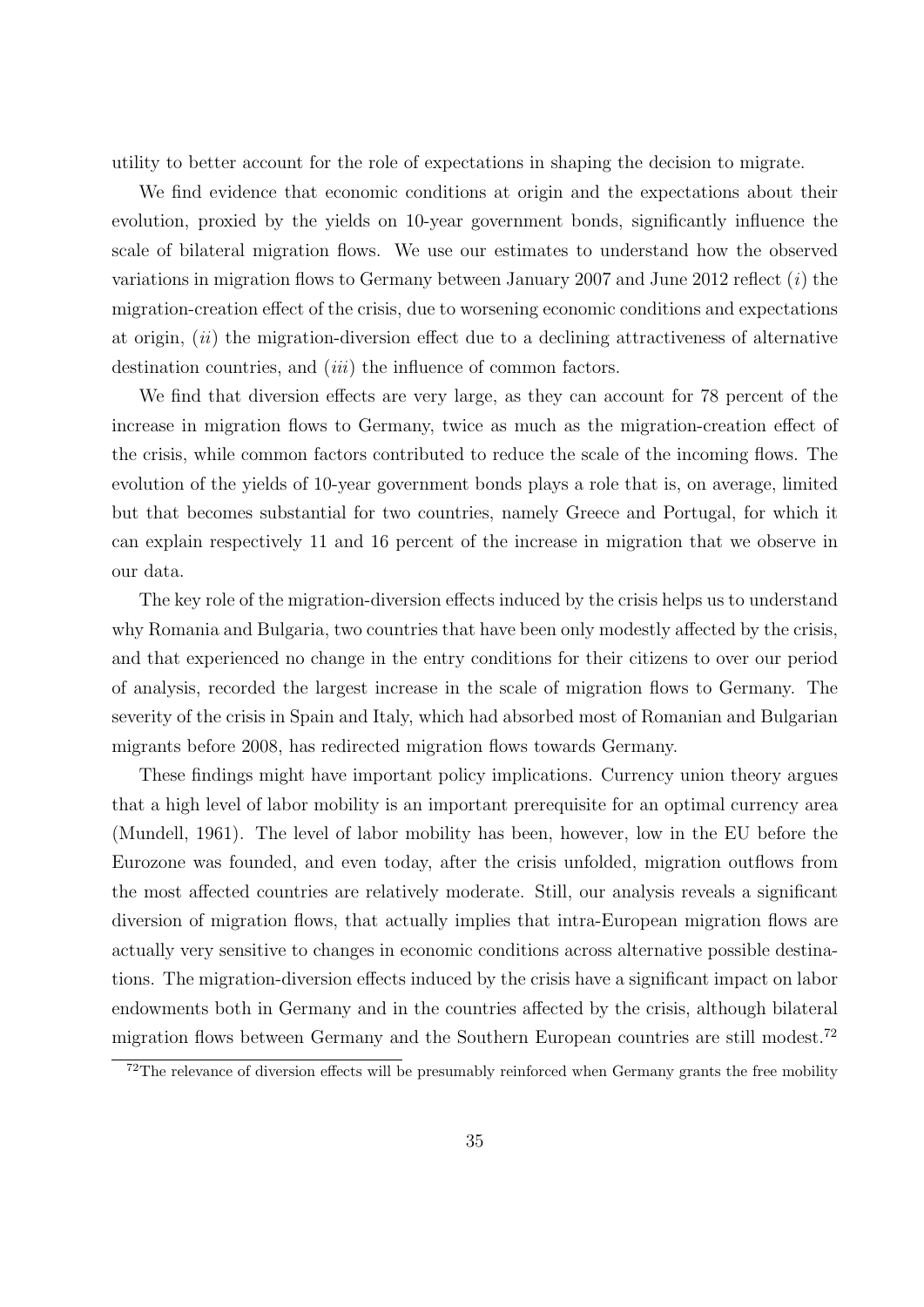utility to better account for the role of expectations in shaping the decision to migrate.

We find evidence that economic conditions at origin and the expectations about their evolution, proxied by the yields on 10-year government bonds, significantly influence the scale of bilateral migration flows. We use our estimates to understand how the observed variations in migration flows to Germany between January 2007 and June 2012 reflect (*i*) the migration-creation effect of the crisis, due to worsening economic conditions and expectations at origin, (*ii*) the migration-diversion effect due to a declining attractiveness of alternative destination countries, and (*iii*) the influence of common factors.

We find that diversion effects are very large, as they can account for 78 percent of the increase in migration flows to Germany, twice as much as the migration-creation effect of the crisis, while common factors contributed to reduce the scale of the incoming flows. The evolution of the yields of 10-year government bonds plays a role that is, on average, limited but that becomes substantial for two countries, namely Greece and Portugal, for which it can explain respectively 11 and 16 percent of the increase in migration that we observe in our data.

The key role of the migration-diversion effects induced by the crisis helps us to understand why Romania and Bulgaria, two countries that have been only modestly affected by the crisis, and that experienced no change in the entry conditions for their citizens to over our period of analysis, recorded the largest increase in the scale of migration flows to Germany. The severity of the crisis in Spain and Italy, which had absorbed most of Romanian and Bulgarian migrants before 2008, has redirected migration flows towards Germany.

These findings might have important policy implications. Currency union theory argues that a high level of labor mobility is an important prerequisite for an optimal currency area (Mundell, 1961). The level of labor mobility has been, however, low in the EU before the Eurozone was founded, and even today, after the crisis unfolded, migration outflows from the most affected countries are relatively moderate. Still, our analysis reveals a significant diversion of migration flows, that actually implies that intra-European migration flows are actually very sensitive to changes in economic conditions across alternative possible destinations. The migration-diversion effects induced by the crisis have a significant impact on labor endowments both in Germany and in the countries affected by the crisis, although bilateral migration flows between Germany and the Southern European countries are still modest.[72]

[72]The relevance of diversion effects will be presumably reinforced when Germany grants the free mobility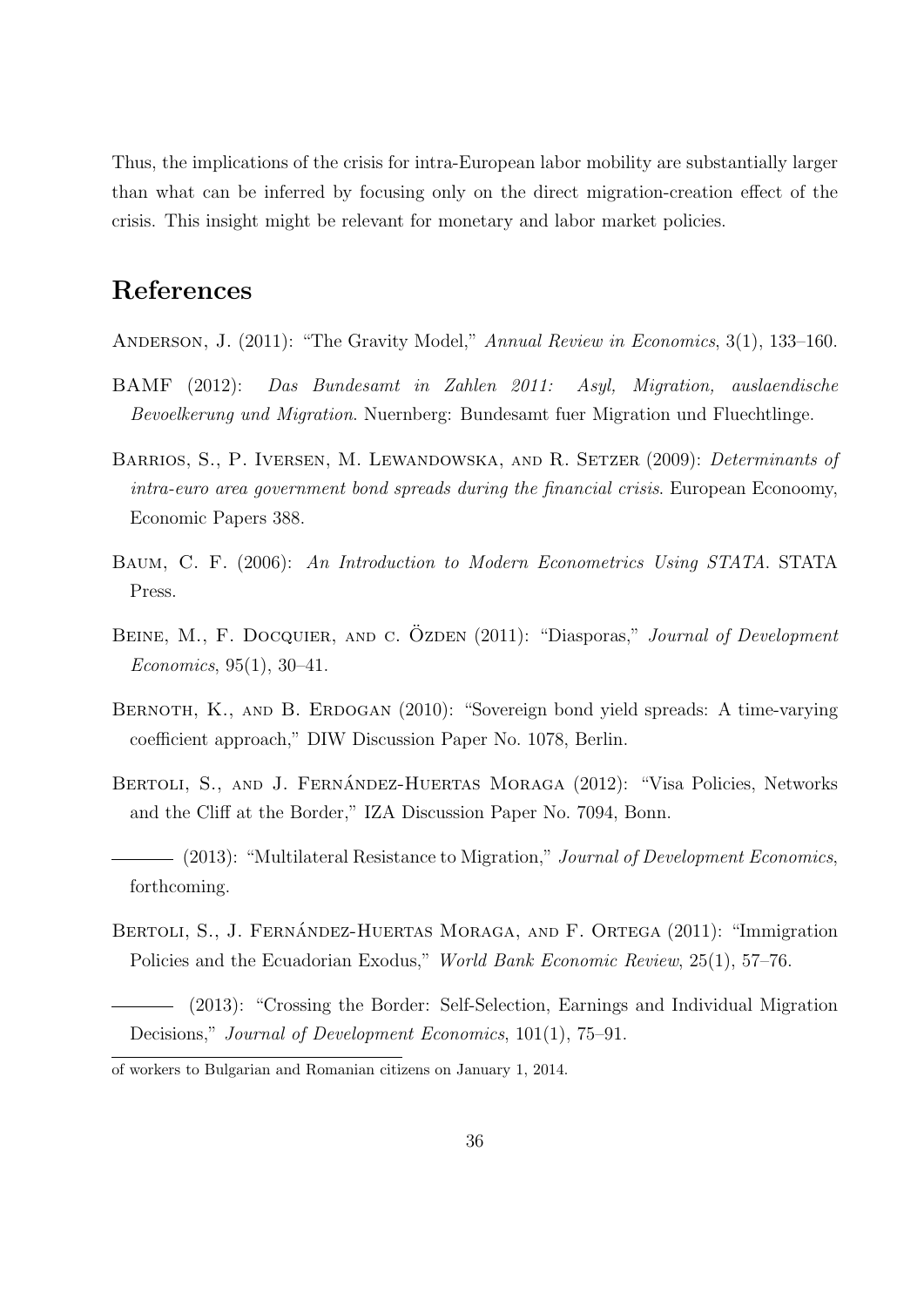Thus, the implications of the crisis for intra-European labor mobility are substantially larger than what can be inferred by focusing only on the direct migration-creation effect of the crisis. This insight might be relevant for monetary and labor market policies.

## References

Anderson, J. (2011): "The Gravity Model," *Annual Review in Economics*, 3(1), 133–160.

BAMF (2012): *Das Bundesamt in Zahlen 2011: Asyl, Migration, auslaendische Bevoelkerung und Migration*. Nuernberg: Bundesamt fuer Migration und Fluechtlinge.

Barrios, S., P. Iversen, M. Lewandowska, and R. Setzer (2009): *Determinants of intra-euro area government bond spreads during the financial crisis*. European Econoomy, Economic Papers 388.

Baum, C. F. (2006): *An Introduction to Modern Econometrics Using STATA*. STATA Press.

Beine, M., F. Docquier, and C. Özden (2011): "Diasporas," *Journal of Development Economics*, 95(1), 30–41.

Bernoth, K., and B. Erdogan (2010): "Sovereign bond yield spreads: A time-varying coefficient approach," DIW Discussion Paper No. 1078, Berlin.

Bertoli, S., and J. Fernández-Huertas Moraga (2012): "Visa Policies, Networks and the Cliff at the Border," IZA Discussion Paper No. 7094, Bonn.

——— (2013): "Multilateral Resistance to Migration," *Journal of Development Economics*, forthcoming.

Bertoli, S., J. Fernández-Huertas Moraga, and F. Ortega (2011): "Immigration Policies and the Ecuadorian Exodus," *World Bank Economic Review*, 25(1), 57–76.

——— (2013): "Crossing the Border: Self-Selection, Earnings and Individual Migration Decisions," *Journal of Development Economics*, 101(1), 75–91.

of workers to Bulgarian and Romanian citizens on January 1, 2014.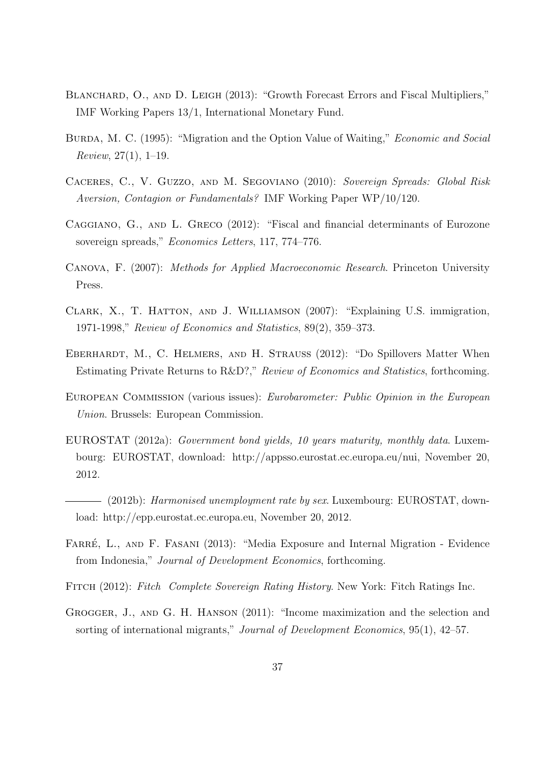Blanchard, O., and D. Leigh (2013): "Growth Forecast Errors and Fiscal Multipliers," IMF Working Papers 13/1, International Monetary Fund.

Burda, M. C. (1995): "Migration and the Option Value of Waiting," *Economic and Social Review*, 27(1), 1–19.

Caceres, C., V. Guzzo, and M. Segoviano (2010): *Sovereign Spreads: Global Risk Aversion, Contagion or Fundamentals?* IMF Working Paper WP/10/120.

Caggiano, G., and L. Greco (2012): "Fiscal and financial determinants of Eurozone sovereign spreads," *Economics Letters*, 117, 774–776.

Canova, F. (2007): *Methods for Applied Macroeconomic Research*. Princeton University Press.

Clark, X., T. Hatton, and J. Williamson (2007): "Explaining U.S. immigration, 1971-1998," *Review of Economics and Statistics*, 89(2), 359–373.

Eberhardt, M., C. Helmers, and H. Strauss (2012): "Do Spillovers Matter When Estimating Private Returns to R&D?," *Review of Economics and Statistics*, forthcoming.

European Commission (various issues): *Eurobarometer: Public Opinion in the European Union*. Brussels: European Commission.

EUROSTAT (2012a): *Government bond yields, 10 years maturity, monthly data*. Luxembourg: EUROSTAT, download: http://appsso.eurostat.ec.europa.eu/nui, November 20, 2012.

——— (2012b): *Harmonised unemployment rate by sex*. Luxembourg: EUROSTAT, download: http://epp.eurostat.ec.europa.eu, November 20, 2012.

Farré, L., and F. Fasani (2013): "Media Exposure and Internal Migration - Evidence from Indonesia," *Journal of Development Economics*, forthcoming.

Fitch (2012): *Fitch Complete Sovereign Rating History*. New York: Fitch Ratings Inc.

Grogger, J., and G. H. Hanson (2011): "Income maximization and the selection and sorting of international migrants," *Journal of Development Economics*, 95(1), 42–57.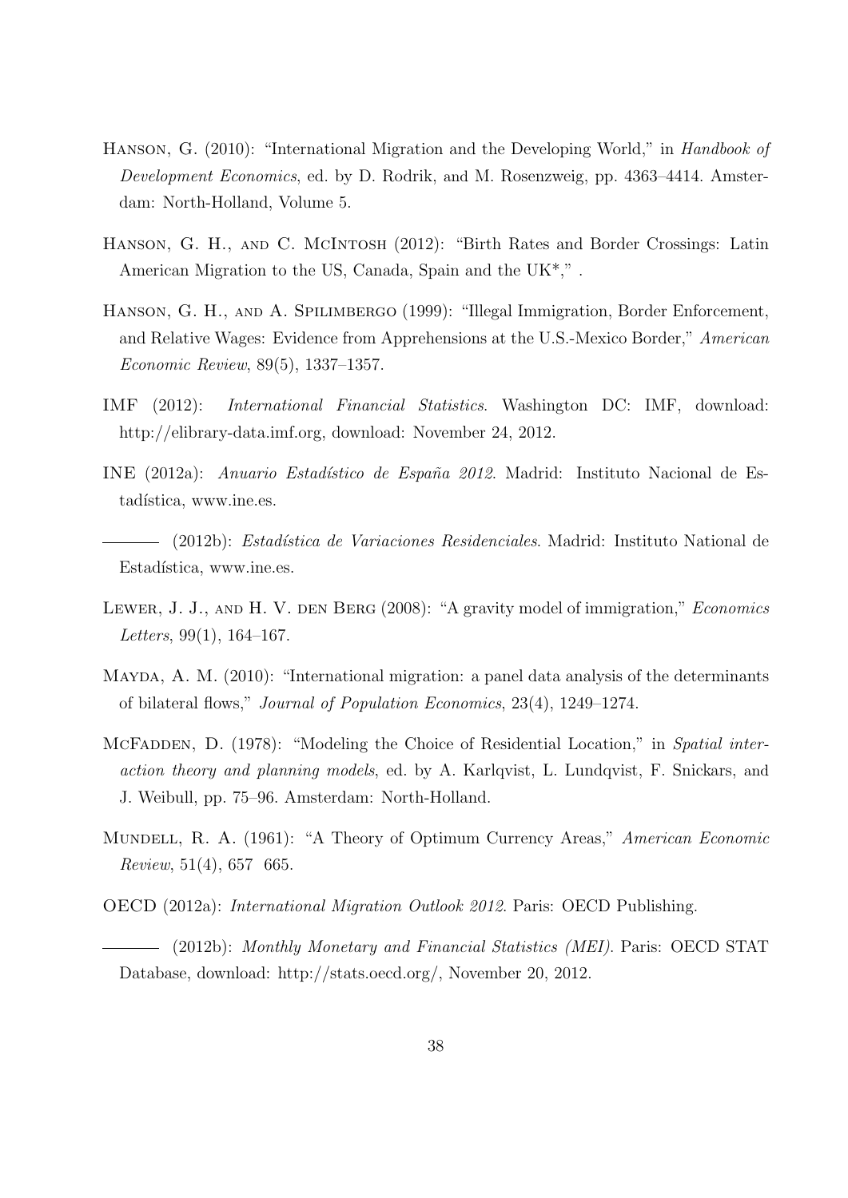Hanson, G. (2010): "International Migration and the Developing World," in *Handbook of Development Economics*, ed. by D. Rodrik, and M. Rosenzweig, pp. 4363–4414. Amsterdam: North-Holland, Volume 5.

Hanson, G. H., and C. McIntosh (2012): "Birth Rates and Border Crossings: Latin American Migration to the US, Canada, Spain and the UK*," .

Hanson, G. H., and A. Spilimbergo (1999): "Illegal Immigration, Border Enforcement, and Relative Wages: Evidence from Apprehensions at the U.S.-Mexico Border," *American Economic Review*, 89(5), 1337–1357.

IMF (2012): *International Financial Statistics*. Washington DC: IMF, download: http://elibrary-data.imf.org, download: November 24, 2012.

INE (2012a): *Anuario Estadístico de España 2012*. Madrid: Instituto Nacional de Estadística, www.ine.es.

——— (2012b): *Estadística de Variaciones Residenciales*. Madrid: Instituto National de Estadística, www.ine.es.

Lewer, J. J., and H. V. den Berg (2008): "A gravity model of immigration," *Economics Letters*, 99(1), 164–167.

Mayda, A. M. (2010): "International migration: a panel data analysis of the determinants of bilateral flows," *Journal of Population Economics*, 23(4), 1249–1274.

McFadden, D. (1978): "Modeling the Choice of Residential Location," in *Spatial interaction theory and planning models*, ed. by A. Karlqvist, L. Lundqvist, F. Snickars, and J. Weibull, pp. 75–96. Amsterdam: North-Holland.

Mundell, R. A. (1961): "A Theory of Optimum Currency Areas," *American Economic Review*, 51(4), 657 665.

OECD (2012a): *International Migration Outlook 2012*. Paris: OECD Publishing.

——— (2012b): *Monthly Monetary and Financial Statistics (MEI)*. Paris: OECD STAT Database, download: http://stats.oecd.org/, November 20, 2012.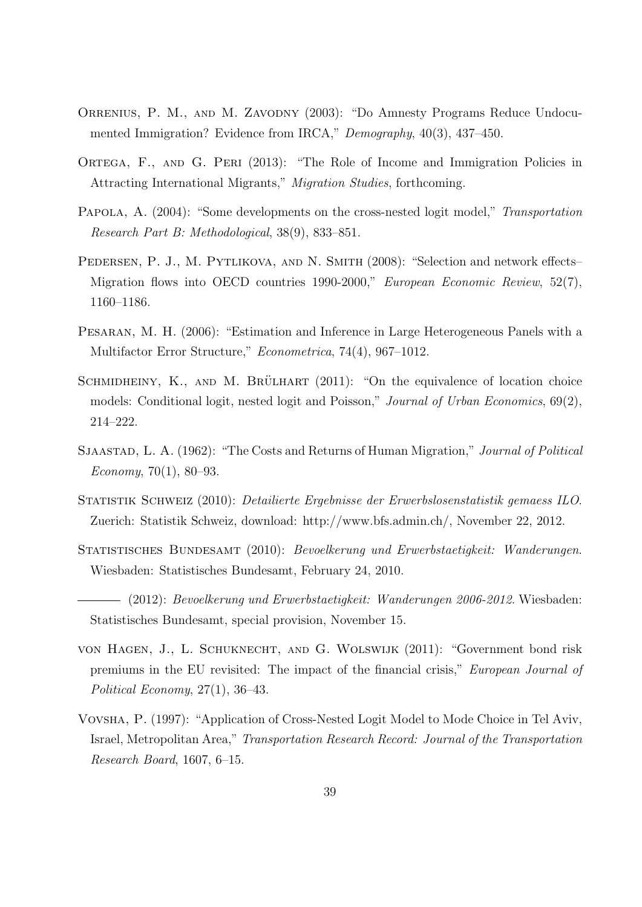Orrenius, P. M., and M. Zavodny (2003): "Do Amnesty Programs Reduce Undocumented Immigration? Evidence from IRCA," *Demography*, 40(3), 437–450.

Ortega, F., and G. Peri (2013): "The Role of Income and Immigration Policies in Attracting International Migrants," *Migration Studies*, forthcoming.

Papola, A. (2004): "Some developments on the cross-nested logit model," *Transportation Research Part B: Methodological*, 38(9), 833–851.

Pedersen, P. J., M. Pytlikova, and N. Smith (2008): "Selection and network effects–Migration flows into OECD countries 1990-2000," *European Economic Review*, 52(7), 1160–1186.

Pesaran, M. H. (2006): "Estimation and Inference in Large Heterogeneous Panels with a Multifactor Error Structure," *Econometrica*, 74(4), 967–1012.

Schmidheiny, K., and M. Brülhart (2011): "On the equivalence of location choice models: Conditional logit, nested logit and Poisson," *Journal of Urban Economics*, 69(2), 214–222.

Sjaastad, L. A. (1962): "The Costs and Returns of Human Migration," *Journal of Political Economy*, 70(1), 80–93.

Statistik Schweiz (2010): *Detailierte Ergebnisse der Erwerbslosenstatistik gemaess ILO*. Zuerich: Statistik Schweiz, download: http://www.bfs.admin.ch/, November 22, 2012.

Statistisches Bundesamt (2010): *Bevoelkerung und Erwerbstaetigkeit: Wanderungen*. Wiesbaden: Statistisches Bundesamt, February 24, 2010.

——— (2012): *Bevoelkerung und Erwerbstaetigkeit: Wanderungen 2006-2012*. Wiesbaden: Statistisches Bundesamt, special provision, November 15.

von Hagen, J., L. Schuknecht, and G. Wolswijk (2011): "Government bond risk premiums in the EU revisited: The impact of the financial crisis," *European Journal of Political Economy*, 27(1), 36–43.

Vovsha, P. (1997): "Application of Cross-Nested Logit Model to Mode Choice in Tel Aviv, Israel, Metropolitan Area," *Transportation Research Record: Journal of the Transportation Research Board*, 1607, 6–15.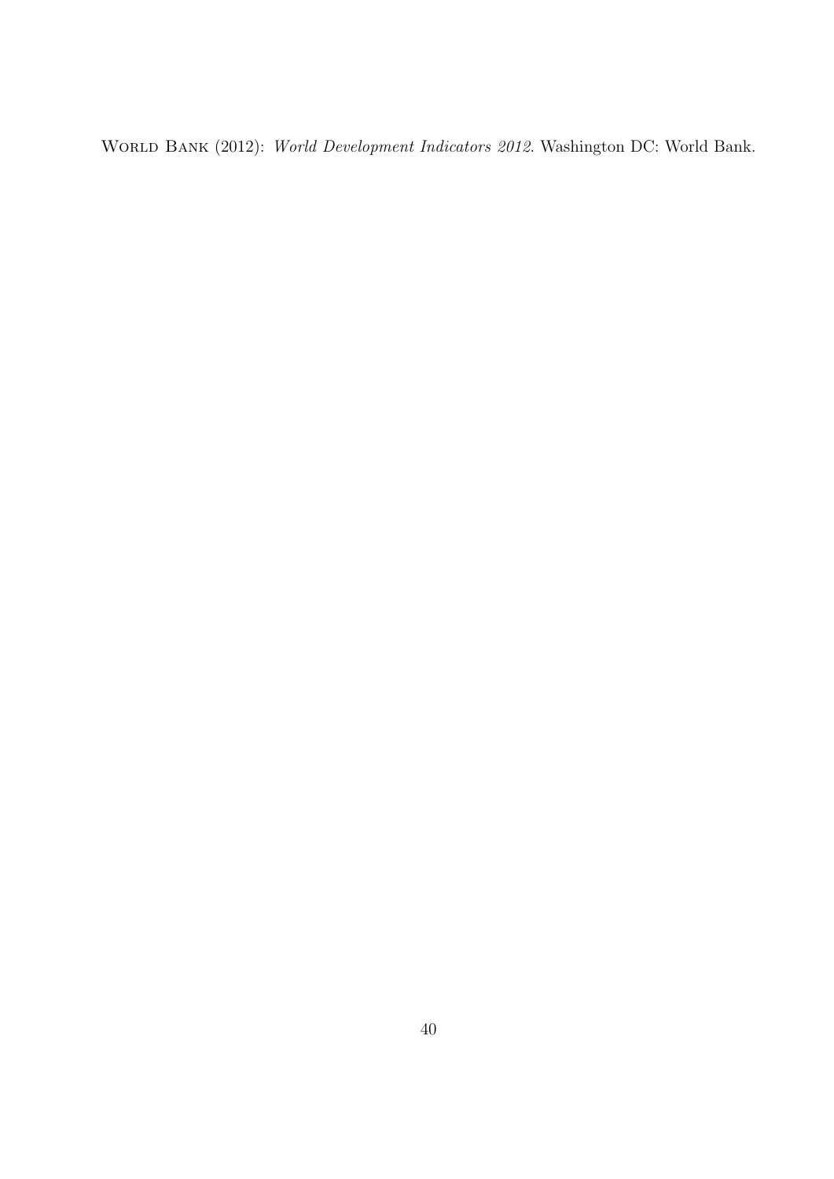World Bank (2012): *World Development Indicators 2012*. Washington DC: World Bank.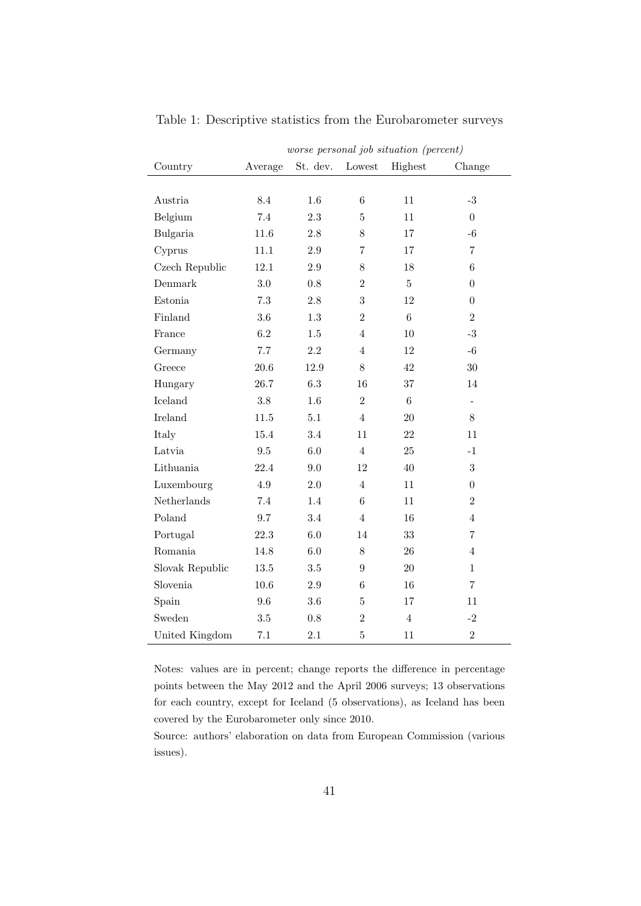Table 1: Descriptive statistics from the Eurobarometer surveys

| | *worse personal job situation (percent)* | | | | |
|---|---|---|---|---|---|
| Country | Average | St. dev. | Lowest | Highest | Change |
| Austria | 8.4 | 1.6 | 6 | 11 | -3 |
| Belgium | 7.4 | 2.3 | 5 | 11 | 0 |
| Bulgaria | 11.6 | 2.8 | 8 | 17 | -6 |
| Cyprus | 11.1 | 2.9 | 7 | 17 | 7 |
| Czech Republic | 12.1 | 2.9 | 8 | 18 | 6 |
| Denmark | 3.0 | 0.8 | 2 | 5 | 0 |
| Estonia | 7.3 | 2.8 | 3 | 12 | 0 |
| Finland | 3.6 | 1.3 | 2 | 6 | 2 |
| France | 6.2 | 1.5 | 4 | 10 | -3 |
| Germany | 7.7 | 2.2 | 4 | 12 | -6 |
| Greece | 20.6 | 12.9 | 8 | 42 | 30 |
| Hungary | 26.7 | 6.3 | 16 | 37 | 14 |
| Iceland | 3.8 | 1.6 | 2 | 6 | - |
| Ireland | 11.5 | 5.1 | 4 | 20 | 8 |
| Italy | 15.4 | 3.4 | 11 | 22 | 11 |
| Latvia | 9.5 | 6.0 | 4 | 25 | -1 |
| Lithuania | 22.4 | 9.0 | 12 | 40 | 3 |
| Luxembourg | 4.9 | 2.0 | 4 | 11 | 0 |
| Netherlands | 7.4 | 1.4 | 6 | 11 | 2 |
| Poland | 9.7 | 3.4 | 4 | 16 | 4 |
| Portugal | 22.3 | 6.0 | 14 | 33 | 7 |
| Romania | 14.8 | 6.0 | 8 | 26 | 4 |
| Slovak Republic | 13.5 | 3.5 | 9 | 20 | 1 |
| Slovenia | 10.6 | 2.9 | 6 | 16 | 7 |
| Spain | 9.6 | 3.6 | 5 | 17 | 11 |
| Sweden | 3.5 | 0.8 | 2 | 4 | -2 |
| United Kingdom | 7.1 | 2.1 | 5 | 11 | 2 |

Notes: values are in percent; change reports the difference in percentage points between the May 2012 and the April 2006 surveys; 13 observations for each country, except for Iceland (5 observations), as Iceland has been covered by the Eurobarometer only since 2010.

Source: authors' elaboration on data from European Commission (various issues).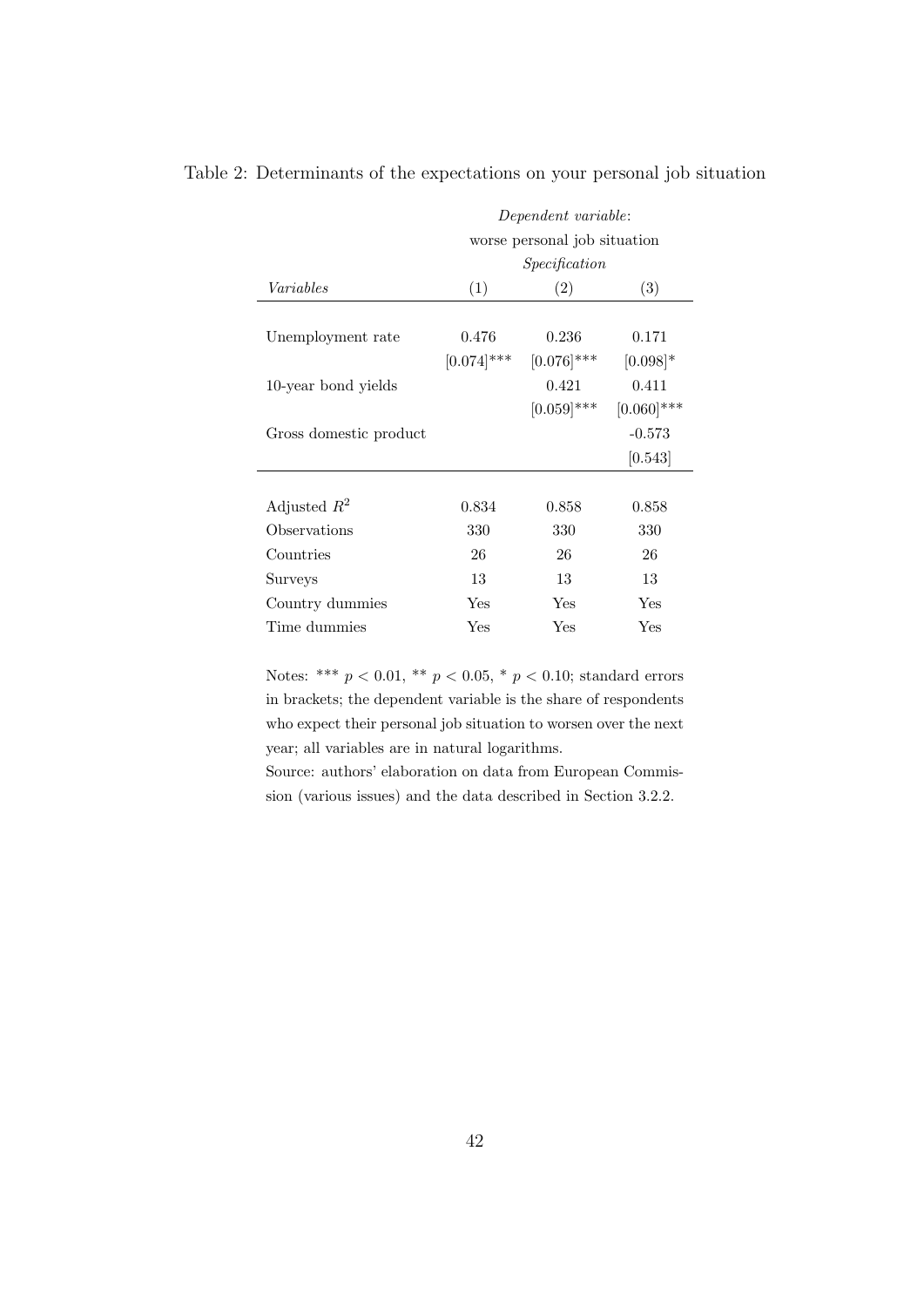Table 2: Determinants of the expectations on your personal job situation

| | *Dependent variable:* | | |
|---|---|---|---|
| | worse personal job situation | | |
| | *Specification* | | |
| *Variables* | (1) | (2) | (3) |
| Unemployment rate | 0.476 | 0.236 | 0.171 |
| | [0.074]*** | [0.076]*** | [0.098]* |
| 10-year bond yields | | 0.421 | 0.411 |
| | | [0.059]*** | [0.060]*** |
| Gross domestic product | | | -0.573 |
| | | | [0.543] |
| Adjusted $R^2$ | 0.834 | 0.858 | 0.858 |
| Observations | 330 | 330 | 330 |
| Countries | 26 | 26 | 26 |
| Surveys | 13 | 13 | 13 |
| Country dummies | Yes | Yes | Yes |
| Time dummies | Yes | Yes | Yes |

Notes: *** $p < 0.01$, ** $p < 0.05$, * $p < 0.10$; standard errors in brackets; the dependent variable is the share of respondents who expect their personal job situation to worsen over the next year; all variables are in natural logarithms.

Source: authors' elaboration on data from European Commission (various issues) and the data described in Section 3.2.2.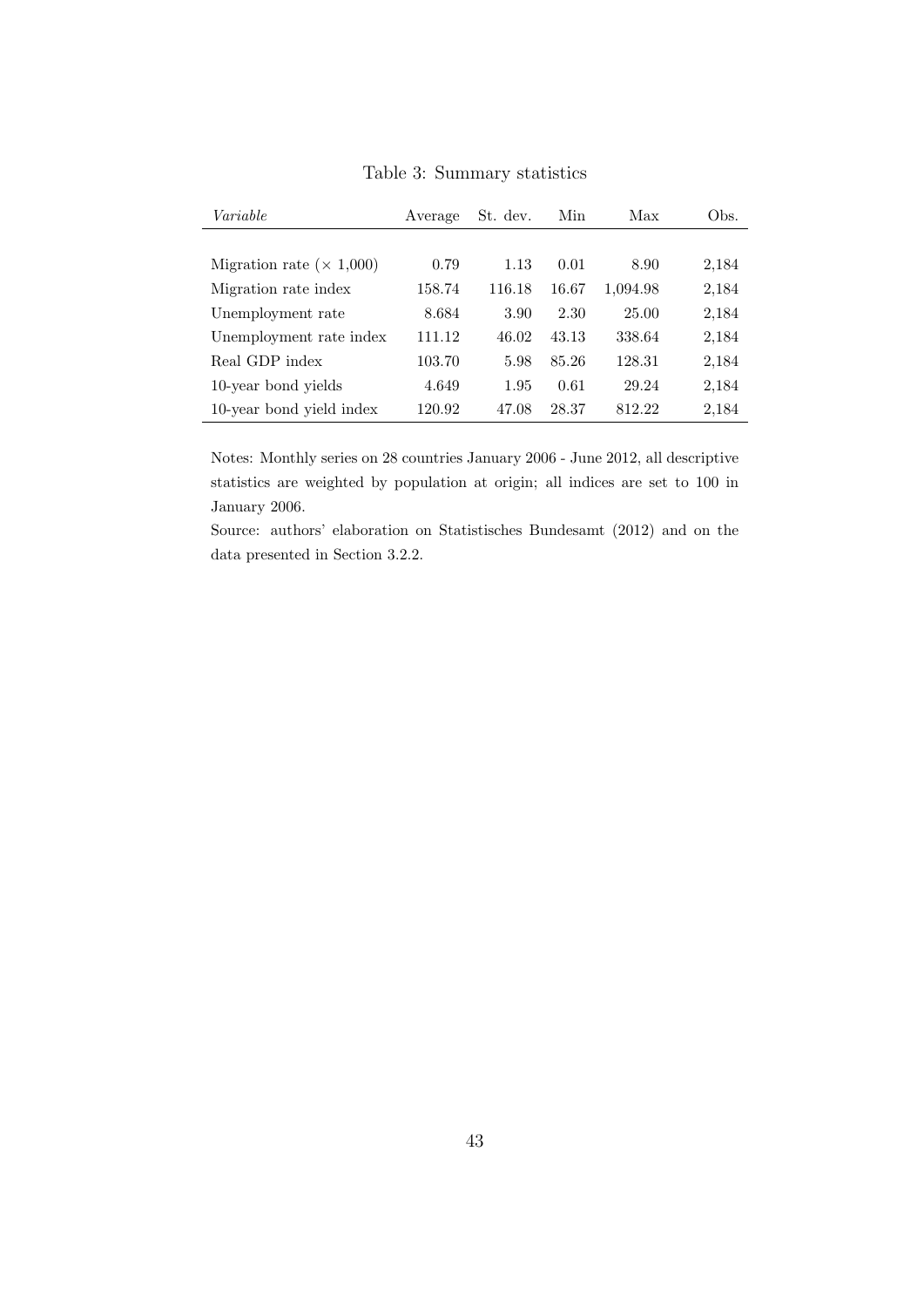Table 3: Summary statistics

| *Variable* | Average | St. dev. | Min | Max | Obs. |
|---|---|---|---|---|---|
| Migration rate ($\times$ 1,000) | 0.79 | 1.13 | 0.01 | 8.90 | 2,184 |
| Migration rate index | 158.74 | 116.18 | 16.67 | 1,094.98 | 2,184 |
| Unemployment rate | 8.684 | 3.90 | 2.30 | 25.00 | 2,184 |
| Unemployment rate index | 111.12 | 46.02 | 43.13 | 338.64 | 2,184 |
| Real GDP index | 103.70 | 5.98 | 85.26 | 128.31 | 2,184 |
| 10-year bond yields | 4.649 | 1.95 | 0.61 | 29.24 | 2,184 |
| 10-year bond yield index | 120.92 | 47.08 | 28.37 | 812.22 | 2,184 |

Notes: Monthly series on 28 countries January 2006 - June 2012, all descriptive statistics are weighted by population at origin; all indices are set to 100 in January 2006.

Source: authors' elaboration on Statistisches Bundesamt (2012) and on the data presented in Section 3.2.2.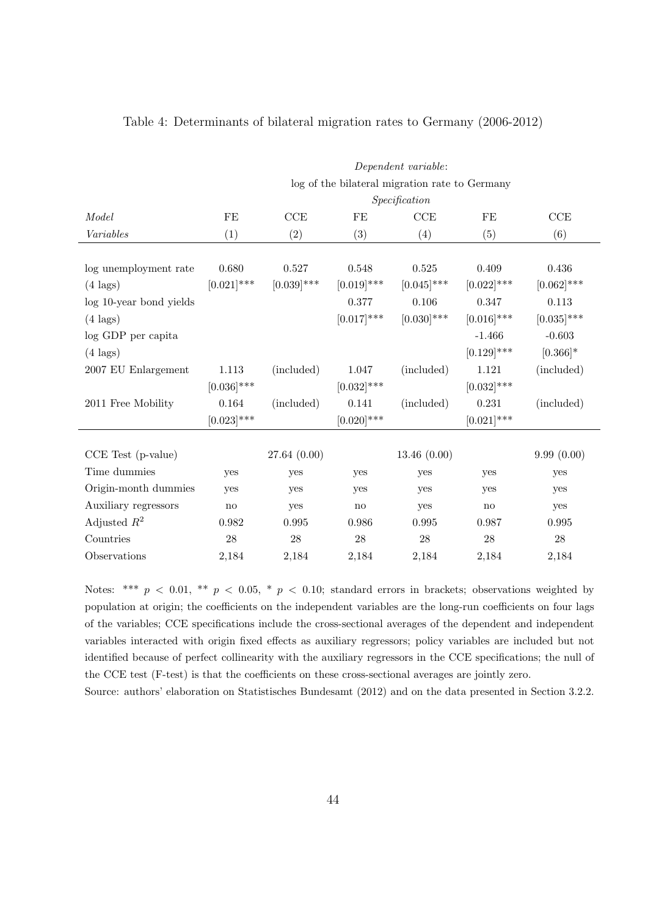Table 4: Determinants of bilateral migration rates to Germany (2006-2012)

| | *Dependent variable:* | | | | | |
|---|---|---|---|---|---|---|
| | log of the bilateral migration rate to Germany | | | | | |
| | *Specification* | | | | | |
| *Model* | FE | CCE | FE | CCE | FE | CCE |
| *Variables* | (1) | (2) | (3) | (4) | (5) | (6) |
| log unemployment rate | 0.680 | 0.527 | 0.548 | 0.525 | 0.409 | 0.436 |
| (4 lags) | [0.021]*** | [0.039]*** | [0.019]*** | [0.045]*** | [0.022]*** | [0.062]*** |
| log 10-year bond yields | | | 0.377 | 0.106 | 0.347 | 0.113 |
| (4 lags) | | | [0.017]*** | [0.030]*** | [0.016]*** | [0.035]*** |
| log GDP per capita | | | | | -1.466 | -0.603 |
| (4 lags) | | | | | [0.129]*** | [0.366]* |
| 2007 EU Enlargement | 1.113 | (included) | 1.047 | (included) | 1.121 | (included) |
| | [0.036]*** | | [0.032]*** | | [0.032]*** | |
| 2011 Free Mobility | 0.164 | (included) | 0.141 | (included) | 0.231 | (included) |
| | [0.023]*** | | [0.020]*** | | [0.021]*** | |
| CCE Test (p-value) | | 27.64 (0.00) | | 13.46 (0.00) | | 9.99 (0.00) |
| Time dummies | yes | yes | yes | yes | yes | yes |
| Origin-month dummies | yes | yes | yes | yes | yes | yes |
| Auxiliary regressors | no | yes | no | yes | no | yes |
| Adjusted $R^2$ | 0.982 | 0.995 | 0.986 | 0.995 | 0.987 | 0.995 |
| Countries | 28 | 28 | 28 | 28 | 28 | 28 |
| Observations | 2,184 | 2,184 | 2,184 | 2,184 | 2,184 | 2,184 |

Notes: *** $p < 0.01$, ** $p < 0.05$, * $p < 0.10$; standard errors in brackets; observations weighted by population at origin; the coefficients on the independent variables are the long-run coefficients on four lags of the variables; CCE specifications include the cross-sectional averages of the dependent and independent variables interacted with origin fixed effects as auxiliary regressors; policy variables are included but not identified because of perfect collinearity with the auxiliary regressors in the CCE specifications; the null of the CCE test (F-test) is that the coefficients on these cross-sectional averages are jointly zero.

Source: authors' elaboration on Statistisches Bundesamt (2012) and on the data presented in Section 3.2.2.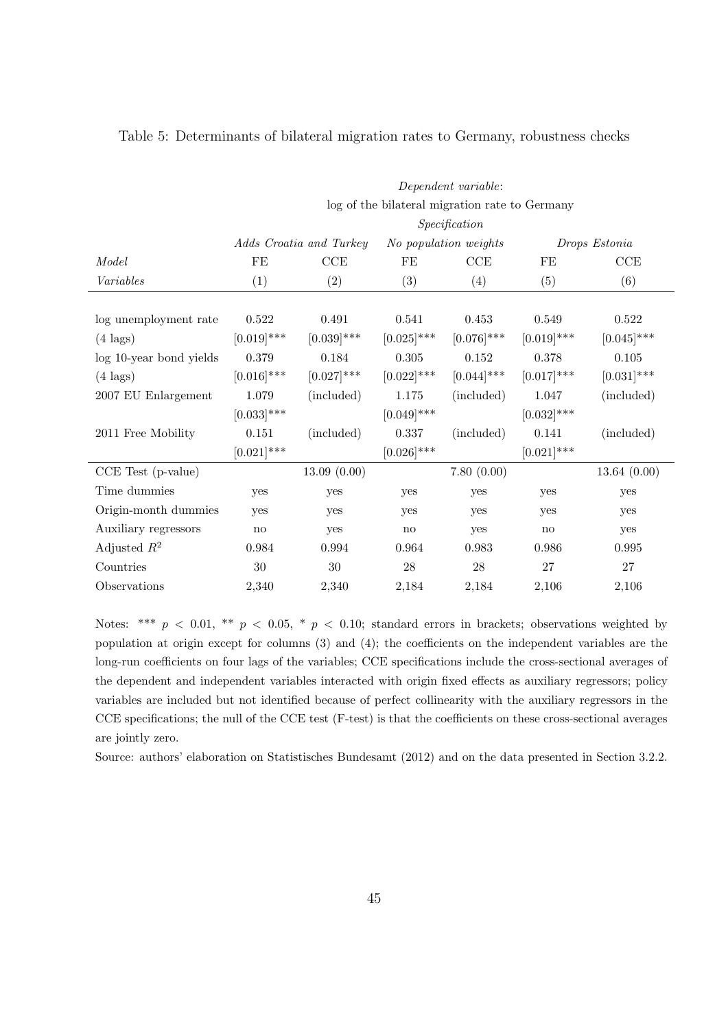Table 5: Determinants of bilateral migration rates to Germany, robustness checks

| | *Dependent variable:* | | | | | |
|---|---|---|---|---|---|---|
| | log of the bilateral migration rate to Germany | | | | | |
| | *Specification* | | | | | |
| | *Adds Croatia and Turkey* | | *No population weights* | | *Drops Estonia* | |
| *Model* | FE | CCE | FE | CCE | FE | CCE |
| *Variables* | (1) | (2) | (3) | (4) | (5) | (6) |
| log unemployment rate | 0.522 | 0.491 | 0.541 | 0.453 | 0.549 | 0.522 |
| (4 lags) | [0.019]*** | [0.039]*** | [0.025]*** | [0.076]*** | [0.019]*** | [0.045]*** |
| log 10-year bond yields | 0.379 | 0.184 | 0.305 | 0.152 | 0.378 | 0.105 |
| (4 lags) | [0.016]*** | [0.027]*** | [0.022]*** | [0.044]*** | [0.017]*** | [0.031]*** |
| 2007 EU Enlargement | 1.079 | (included) | 1.175 | (included) | 1.047 | (included) |
| | [0.033]*** | | [0.049]*** | | [0.032]*** | |
| 2011 Free Mobility | 0.151 | (included) | 0.337 | (included) | 0.141 | (included) |
| | [0.021]*** | | [0.026]*** | | [0.021]*** | |
| CCE Test (p-value) | | 13.09 (0.00) | | 7.80 (0.00) | | 13.64 (0.00) |
| Time dummies | yes | yes | yes | yes | yes | yes |
| Origin-month dummies | yes | yes | yes | yes | yes | yes |
| Auxiliary regressors | no | yes | no | yes | no | yes |
| Adjusted $R^2$ | 0.984 | 0.994 | 0.964 | 0.983 | 0.986 | 0.995 |
| Countries | 30 | 30 | 28 | 28 | 27 | 27 |
| Observations | 2,340 | 2,340 | 2,184 | 2,184 | 2,106 | 2,106 |

Notes: *** $p < 0.01$, ** $p < 0.05$, * $p < 0.10$; standard errors in brackets; observations weighted by population at origin except for columns (3) and (4); the coefficients on the independent variables are the long-run coefficients on four lags of the variables; CCE specifications include the cross-sectional averages of the dependent and independent variables interacted with origin fixed effects as auxiliary regressors; policy variables are included but not identified because of perfect collinearity with the auxiliary regressors in the CCE specifications; the null of the CCE test (F-test) is that the coefficients on these cross-sectional averages are jointly zero.

Source: authors' elaboration on Statistisches Bundesamt (2012) and on the data presented in Section 3.2.2.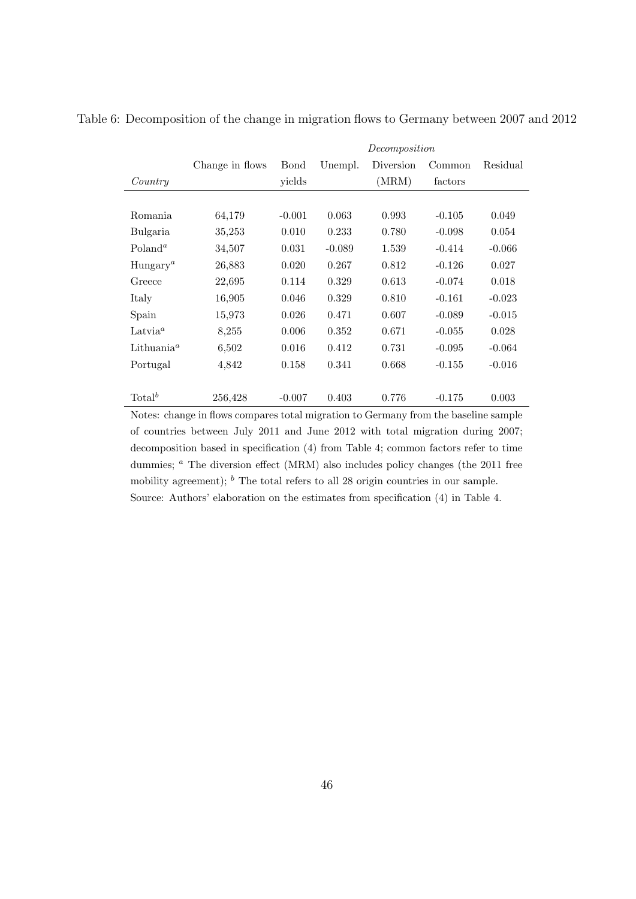Table 6: Decomposition of the change in migration flows to Germany between 2007 and 2012

| | | *Decomposition* | | | | |
|---|---|---|---|---|---|---|
| *Country* | Change in flows | Bond yields | Unempl. | Diversion (MRM) | Common factors | Residual |
| Romania | 64,179 | -0.001 | 0.063 | 0.993 | -0.105 | 0.049 |
| Bulgaria | 35,253 | 0.010 | 0.233 | 0.780 | -0.098 | 0.054 |
| Poland[a] | 34,507 | 0.031 | -0.089 | 1.539 | -0.414 | -0.066 |
| Hungary[a] | 26,883 | 0.020 | 0.267 | 0.812 | -0.126 | 0.027 |
| Greece | 22,695 | 0.114 | 0.329 | 0.613 | -0.074 | 0.018 |
| Italy | 16,905 | 0.046 | 0.329 | 0.810 | -0.161 | -0.023 |
| Spain | 15,973 | 0.026 | 0.471 | 0.607 | -0.089 | -0.015 |
| Latvia[a] | 8,255 | 0.006 | 0.352 | 0.671 | -0.055 | 0.028 |
| Lithuania[a] | 6,502 | 0.016 | 0.412 | 0.731 | -0.095 | -0.064 |
| Portugal | 4,842 | 0.158 | 0.341 | 0.668 | -0.155 | -0.016 |
| Total[b] | 256,428 | -0.007 | 0.403 | 0.776 | -0.175 | 0.003 |

Notes: change in flows compares total migration to Germany from the baseline sample of countries between July 2011 and June 2012 with total migration during 2007; decomposition based in specification (4) from Table 4; common factors refer to time dummies; [a] The diversion effect (MRM) also includes policy changes (the 2011 free mobility agreement); [b] The total refers to all 28 origin countries in our sample.
Source: Authors' elaboration on the estimates from specification (4) in Table 4.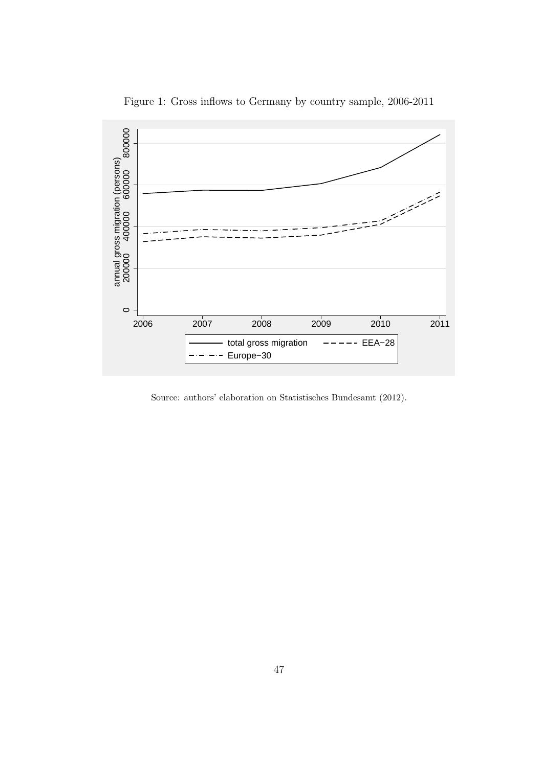Figure 1: Gross inflows to Germany by country sample, 2006-2011

Source: authors' elaboration on Statistisches Bundesamt (2012).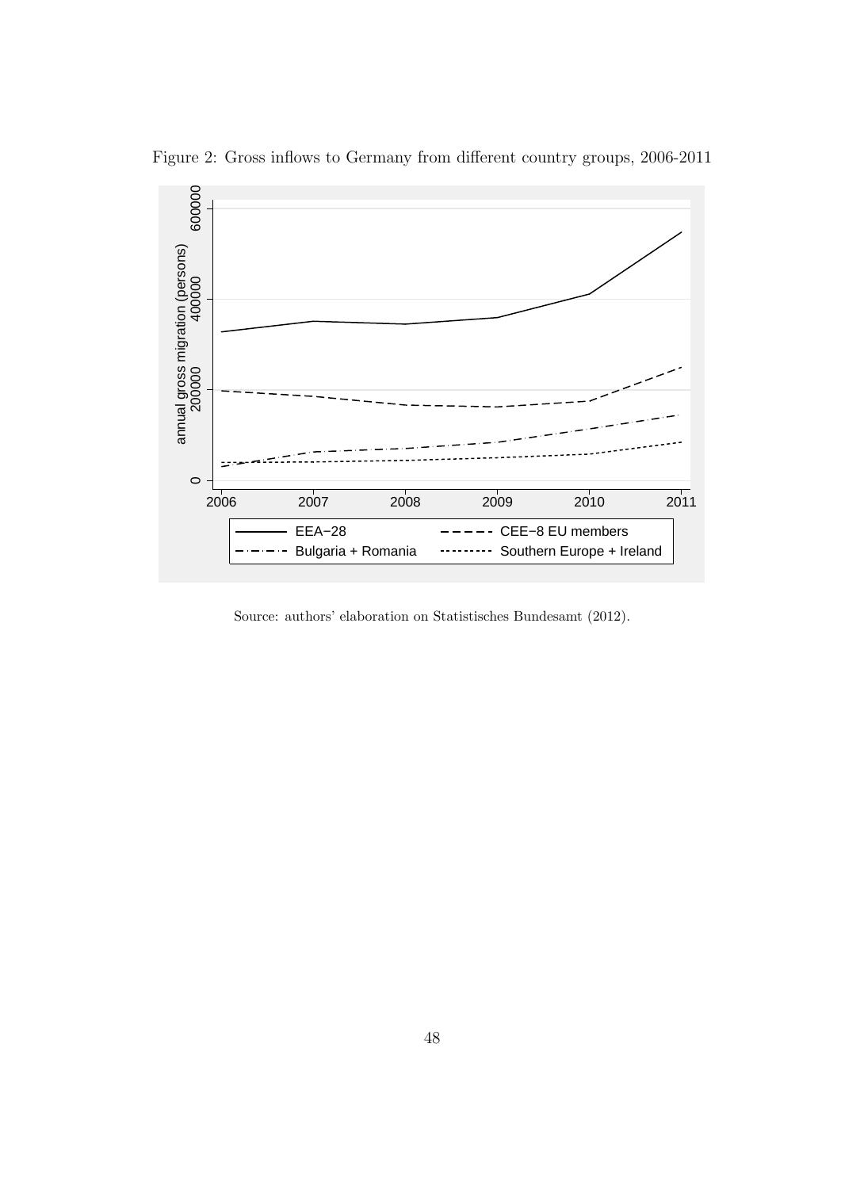Figure 2: Gross inflows to Germany from different country groups, 2006-2011

Source: authors' elaboration on Statistisches Bundesamt (2012).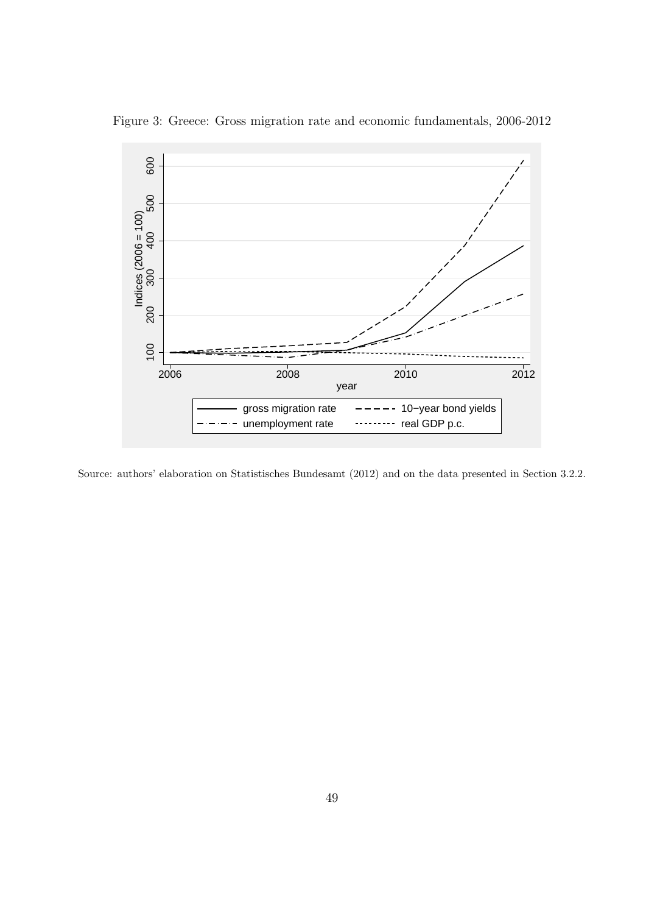Figure 3: Greece: Gross migration rate and economic fundamentals, 2006-2012

Source: authors' elaboration on Statistisches Bundesamt (2012) and on the data presented in Section 3.2.2.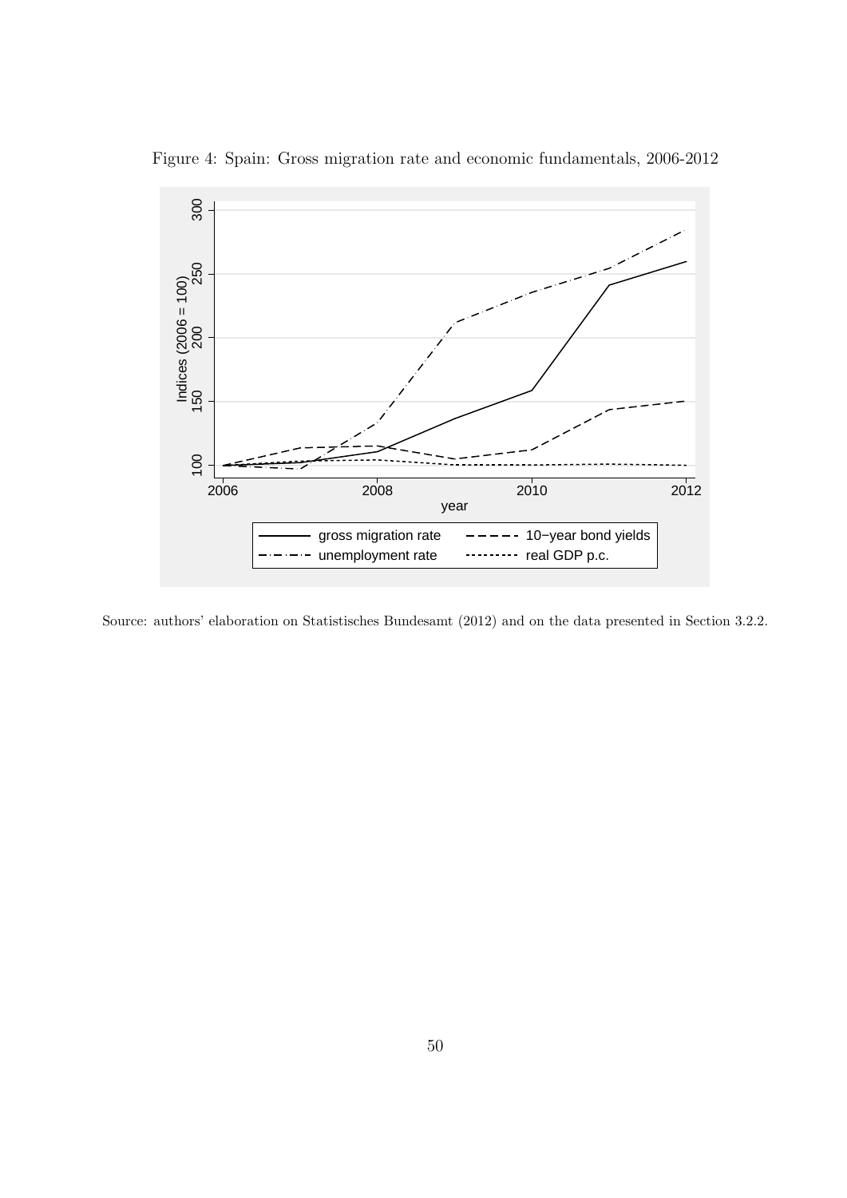Figure 4: Spain: Gross migration rate and economic fundamentals, 2006-2012

Source: authors' elaboration on Statistisches Bundesamt (2012) and on the data presented in Section 3.2.2.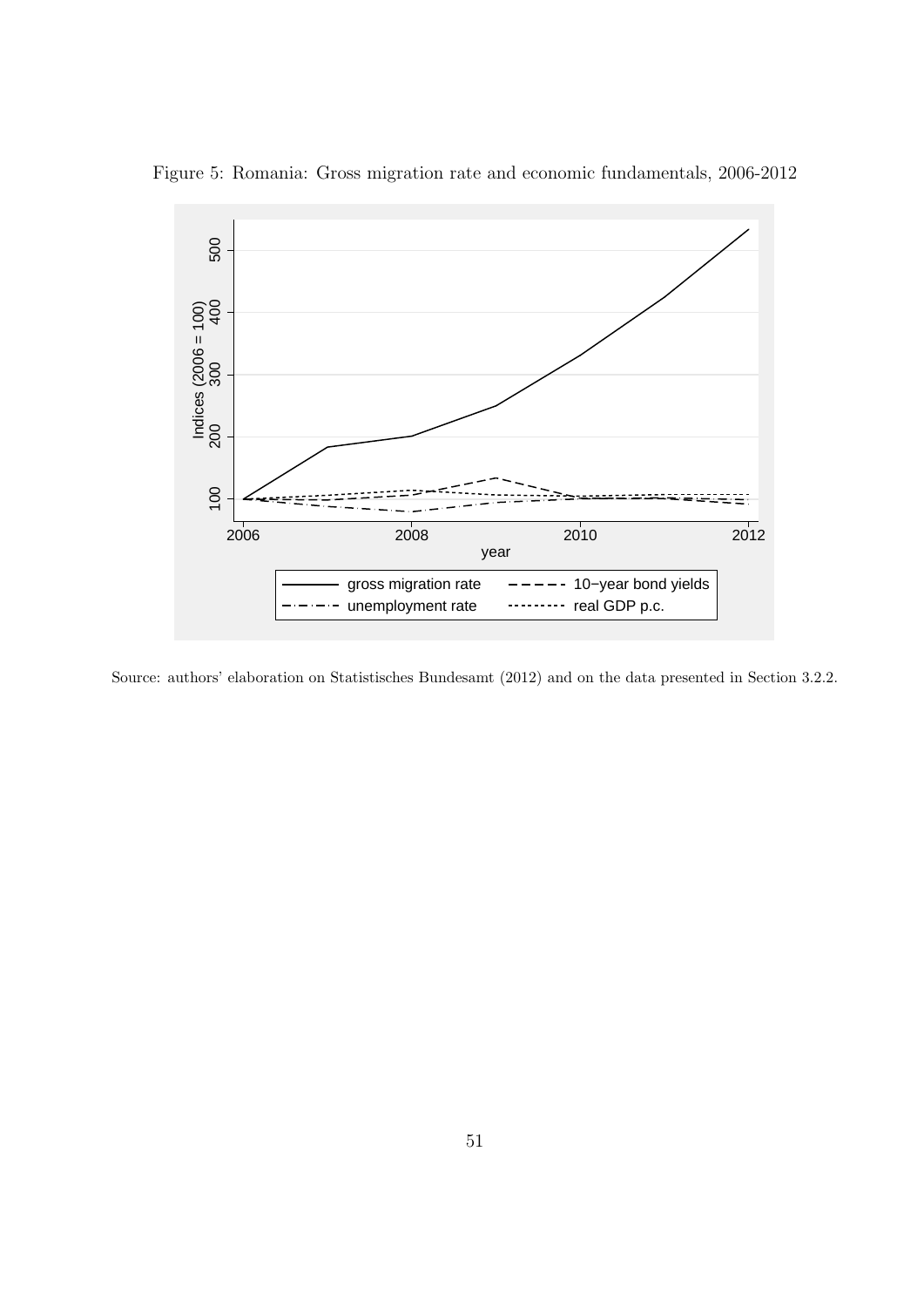Figure 5: Romania: Gross migration rate and economic fundamentals, 2006-2012

Source: authors' elaboration on Statistisches Bundesamt (2012) and on the data presented in Section 3.2.2.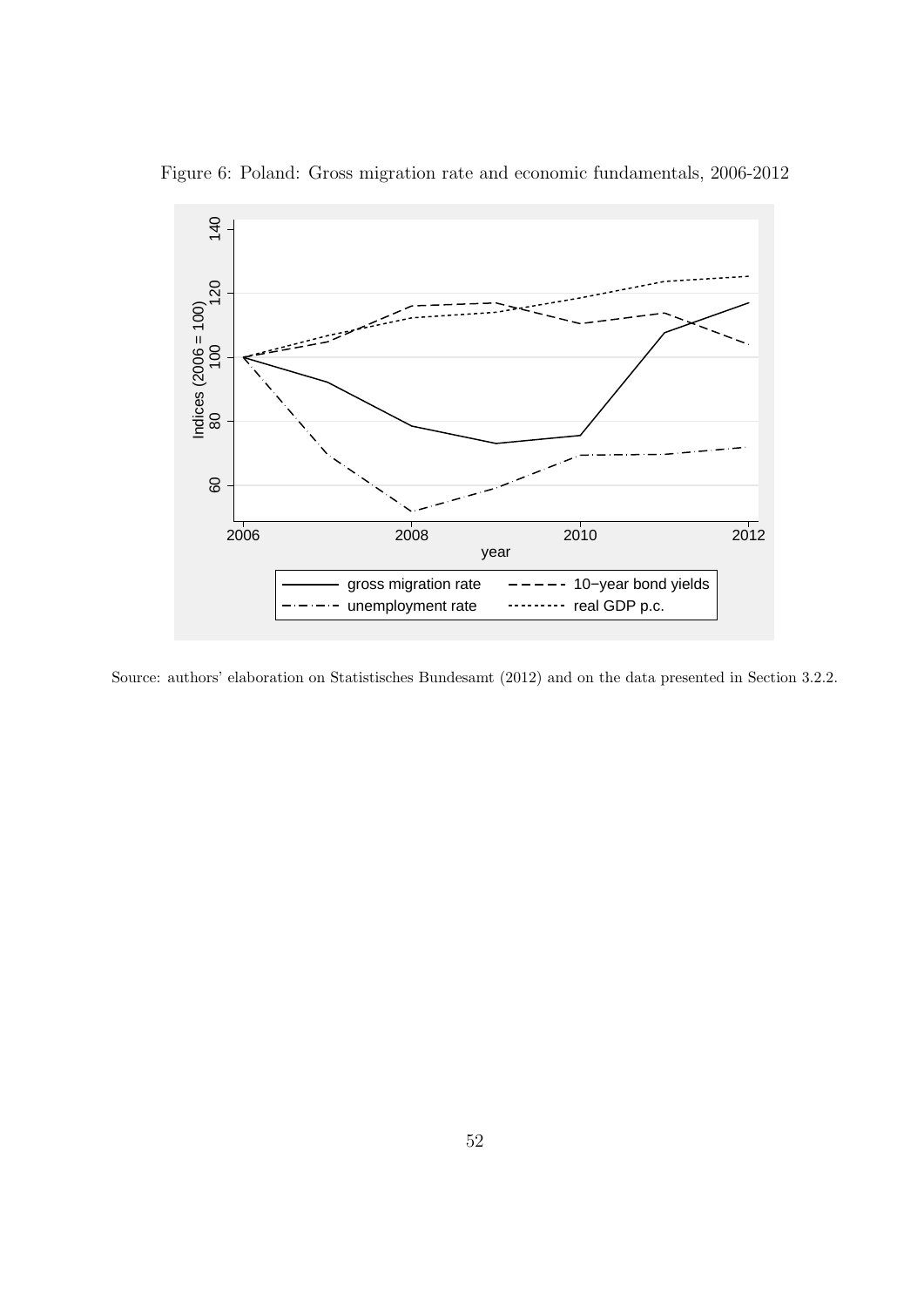Figure 6: Poland: Gross migration rate and economic fundamentals, 2006-2012

Source: authors' elaboration on Statistisches Bundesamt (2012) and on the data presented in Section 3.2.2.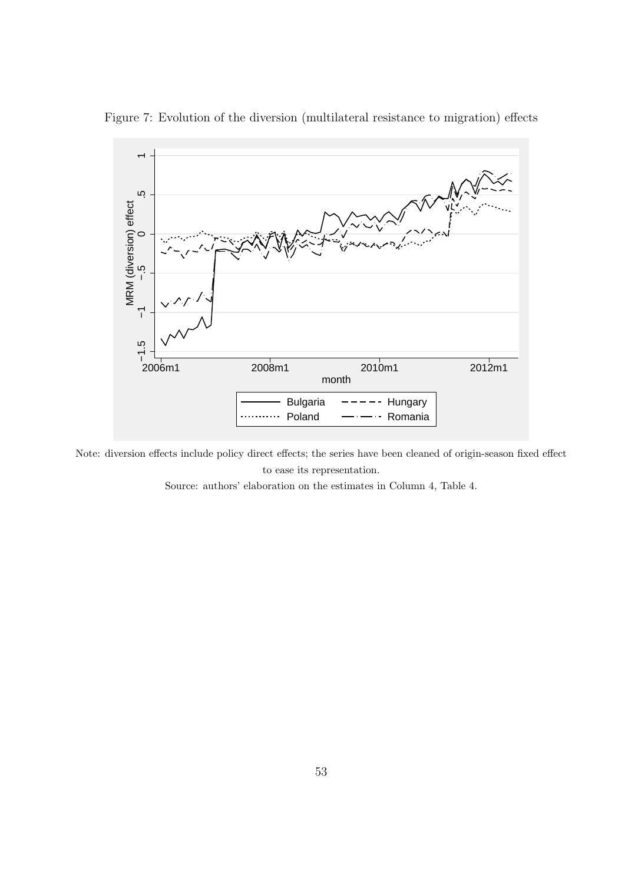Figure 7: Evolution of the diversion (multilateral resistance to migration) effects

Note: diversion effects include policy direct effects; the series have been cleaned of origin-season fixed effect to ease its representation.

Source: authors' elaboration on the estimates in Column 4, Table 4.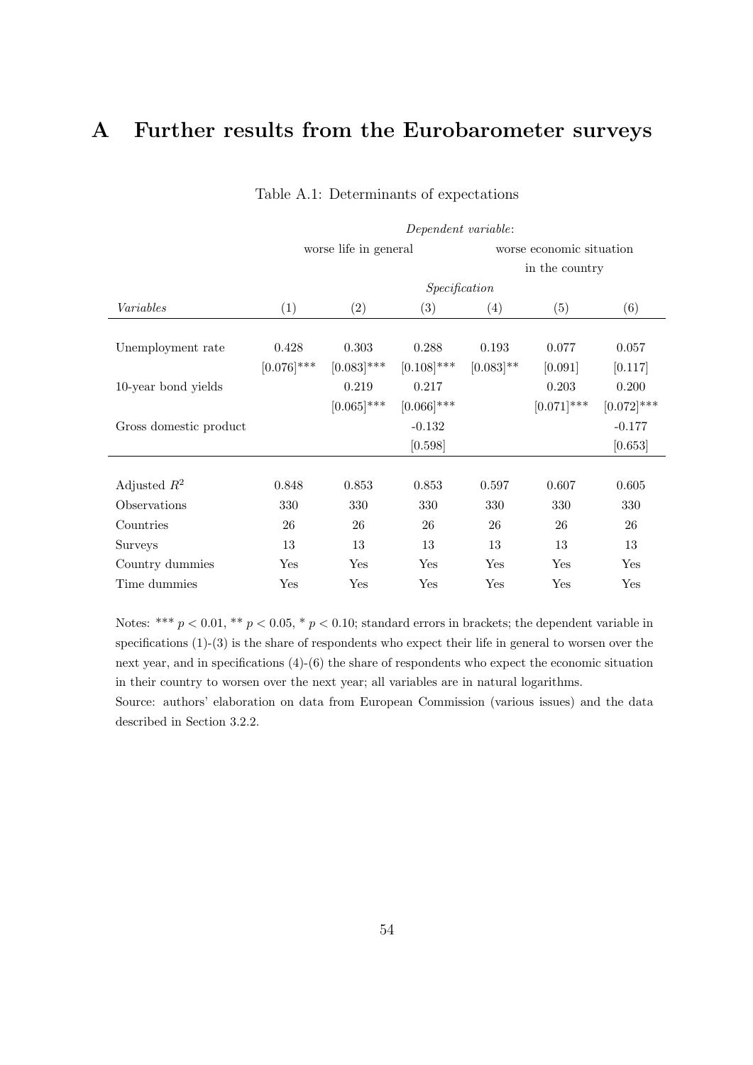# A Further results from the Eurobarometer surveys

Table A.1: Determinants of expectations

| | *Dependent variable:* | | | | | |
|---|---|---|---|---|---|---|
| | worse life in general | | | worse economic situation in the country | | |
| | *Specification* | | | | | |
| *Variables* | (1) | (2) | (3) | (4) | (5) | (6) |
| Unemployment rate | 0.428 | 0.303 | 0.288 | 0.193 | 0.077 | 0.057 |
| | [0.076]*** | [0.083]*** | [0.108]*** | [0.083]** | [0.091] | [0.117] |
| 10-year bond yields | | 0.219 | 0.217 | | 0.203 | 0.200 |
| | | [0.065]*** | [0.066]*** | | [0.071]*** | [0.072]*** |
| Gross domestic product | | | -0.132 | | | -0.177 |
| | | | [0.598] | | | [0.653] |
| Adjusted $R^2$ | 0.848 | 0.853 | 0.853 | 0.597 | 0.607 | 0.605 |
| Observations | 330 | 330 | 330 | 330 | 330 | 330 |
| Countries | 26 | 26 | 26 | 26 | 26 | 26 |
| Surveys | 13 | 13 | 13 | 13 | 13 | 13 |
| Country dummies | Yes | Yes | Yes | Yes | Yes | Yes |
| Time dummies | Yes | Yes | Yes | Yes | Yes | Yes |

Notes: *** $p < 0.01$, ** $p < 0.05$, * $p < 0.10$; standard errors in brackets; the dependent variable in specifications (1)-(3) is the share of respondents who expect their life in general to worsen over the next year, and in specifications (4)-(6) the share of respondents who expect the economic situation in their country to worsen over the next year; all variables are in natural logarithms.

Source: authors' elaboration on data from European Commission (various issues) and the data described in Section 3.2.2.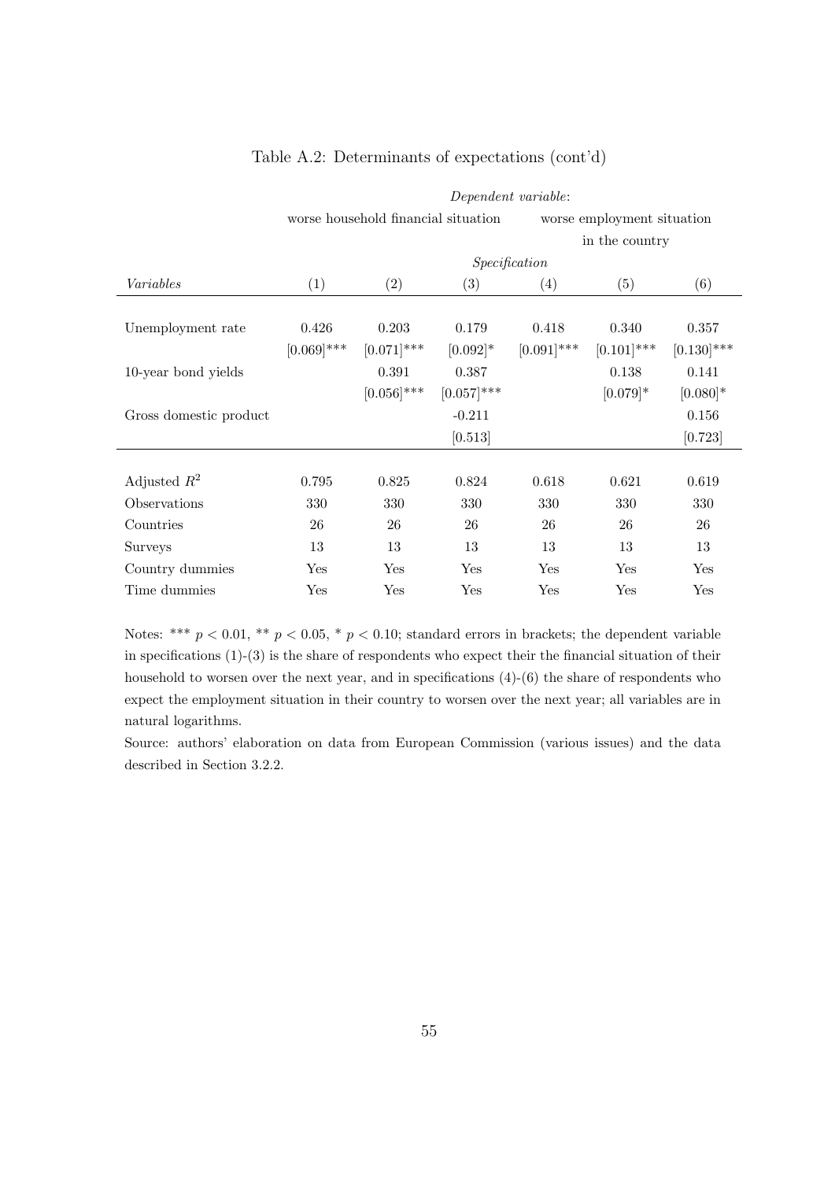Table A.2: Determinants of expectations (cont'd)

| | *Dependent variable:* | | | | | |
|---|---|---|---|---|---|---|
| | worse household financial situation | | | worse employment situation in the country | | |
| | *Specification* | | | | | |
| *Variables* | (1) | (2) | (3) | (4) | (5) | (6) |
| Unemployment rate | 0.426 | 0.203 | 0.179 | 0.418 | 0.340 | 0.357 |
| | [0.069]*** | [0.071]*** | [0.092]* | [0.091]*** | [0.101]*** | [0.130]*** |
| 10-year bond yields | | 0.391 | 0.387 | | 0.138 | 0.141 |
| | | [0.056]*** | [0.057]*** | | [0.079]* | [0.080]* |
| Gross domestic product | | | -0.211 | | | 0.156 |
| | | | [0.513] | | | [0.723] |
| Adjusted $R^2$ | 0.795 | 0.825 | 0.824 | 0.618 | 0.621 | 0.619 |
| Observations | 330 | 330 | 330 | 330 | 330 | 330 |
| Countries | 26 | 26 | 26 | 26 | 26 | 26 |
| Surveys | 13 | 13 | 13 | 13 | 13 | 13 |
| Country dummies | Yes | Yes | Yes | Yes | Yes | Yes |
| Time dummies | Yes | Yes | Yes | Yes | Yes | Yes |

Notes: *** $p < 0.01$, ** $p < 0.05$, * $p < 0.10$; standard errors in brackets; the dependent variable in specifications (1)-(3) is the share of respondents who expect their the financial situation of their household to worsen over the next year, and in specifications (4)-(6) the share of respondents who expect the employment situation in their country to worsen over the next year; all variables are in natural logarithms.

Source: authors' elaboration on data from European Commission (various issues) and the data described in Section 3.2.2.